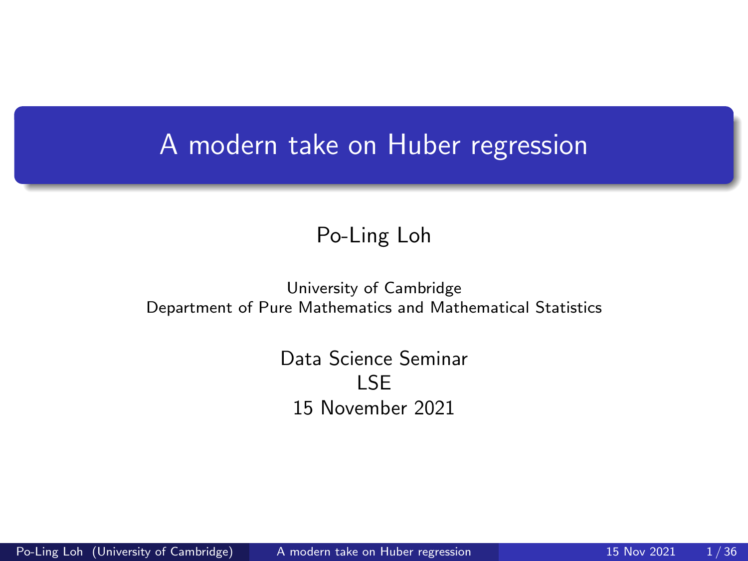# A modern take on Huber regression

Po-Ling Loh

University of Cambridge
Department of Pure Mathematics and Mathematical Statistics

Data Science Seminar
LSE
15 November 2021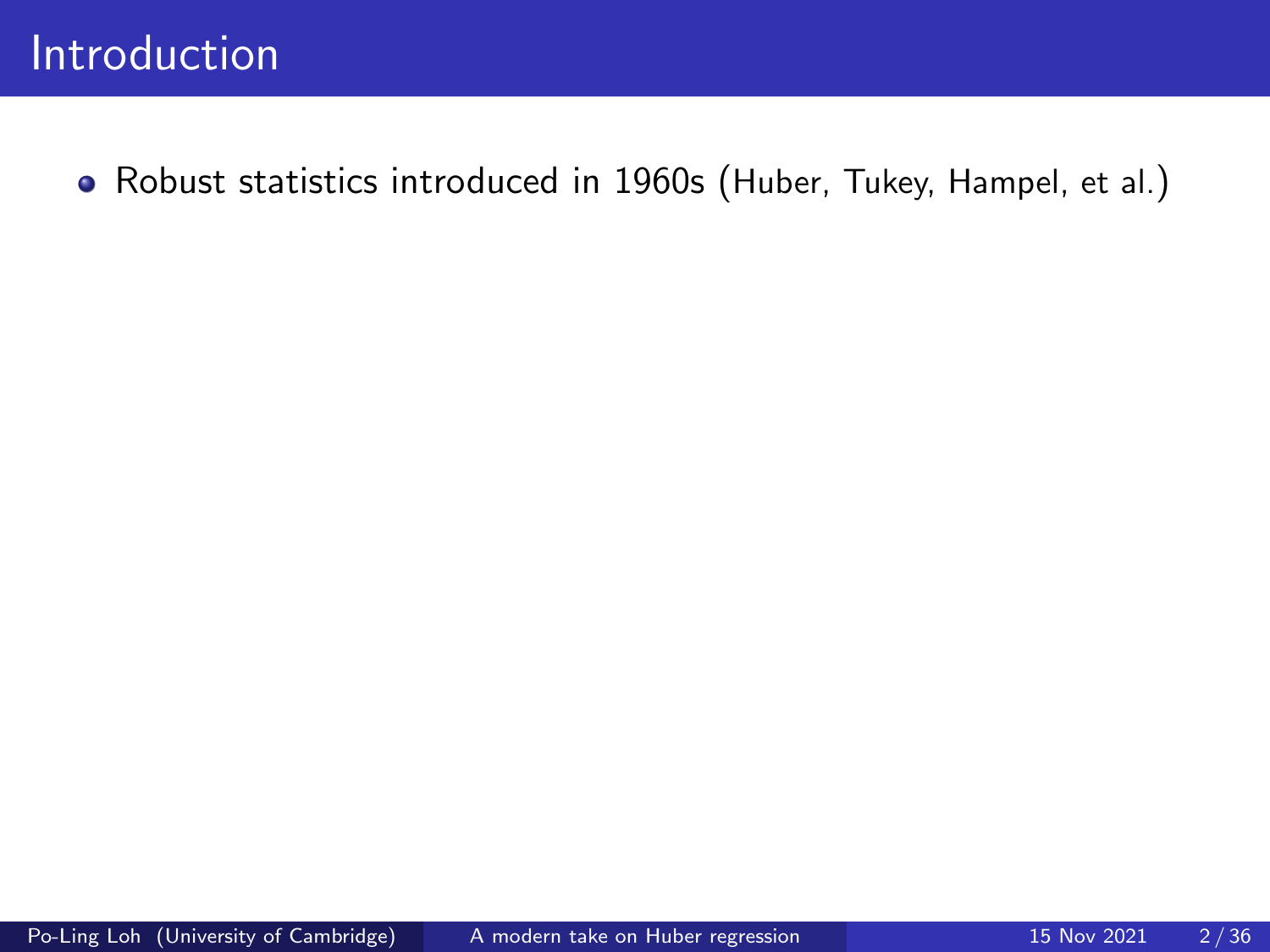# Introduction

- Robust statistics introduced in 1960s (Huber, Tukey, Hampel, et al.)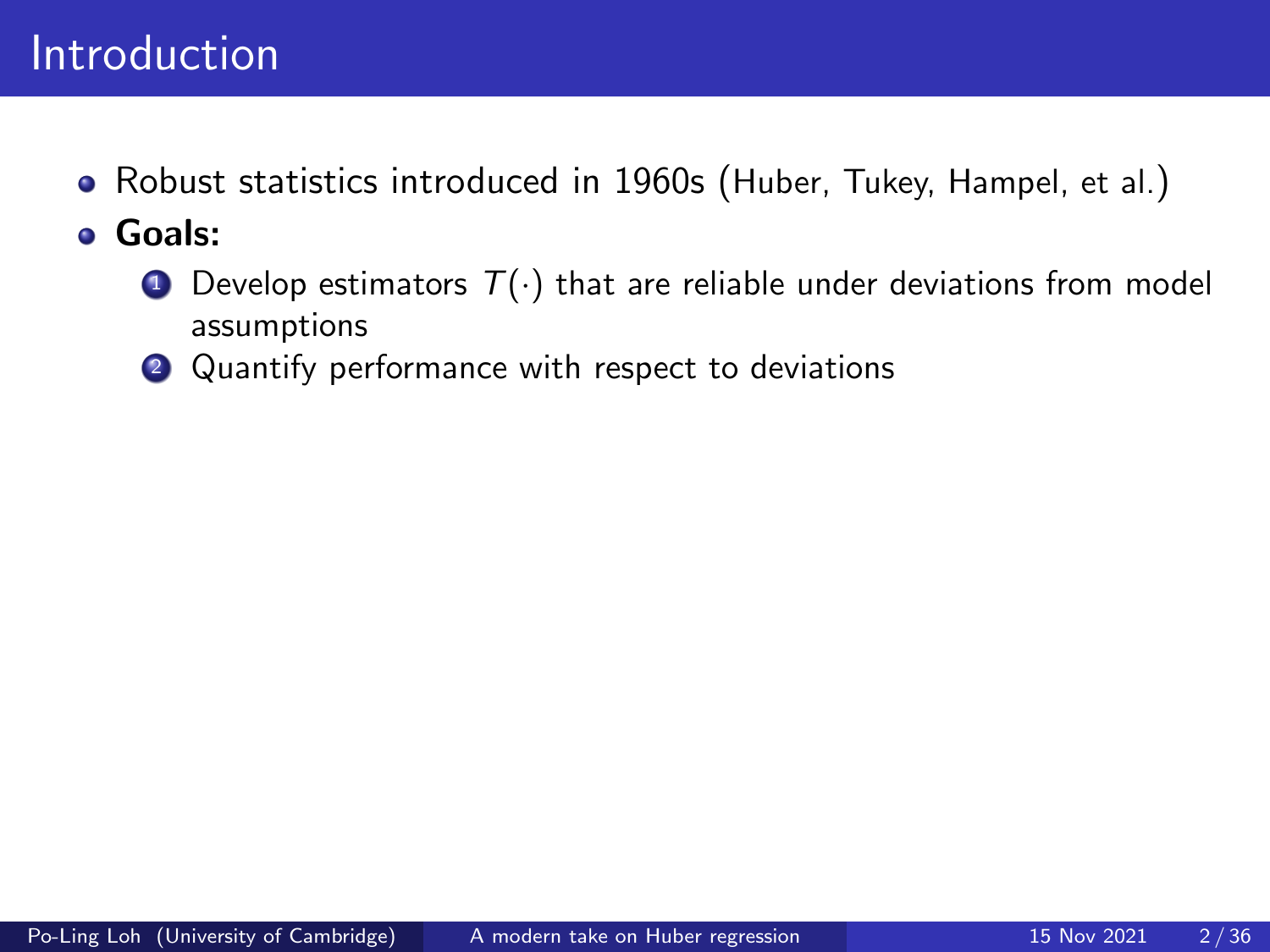# Introduction

- Robust statistics introduced in 1960s (Huber, Tukey, Hampel, et al.)
- **Goals:**
  1. Develop estimators $T(\cdot)$ that are reliable under deviations from model assumptions
  2. Quantify performance with respect to deviations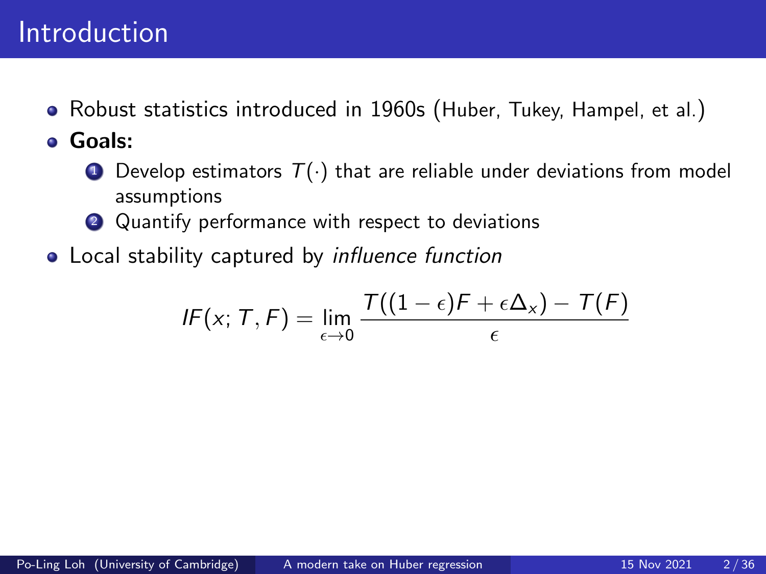# Introduction

- Robust statistics introduced in 1960s (Huber, Tukey, Hampel, et al.)
- **Goals:**
  1. Develop estimators $T(\cdot)$ that are reliable under deviations from model assumptions
  2. Quantify performance with respect to deviations
- Local stability captured by *influence function*

$$IF(x; T, F) = \lim_{\epsilon \to 0} \frac{T((1-\epsilon)F + \epsilon\Delta_x) - T(F)}{\epsilon}$$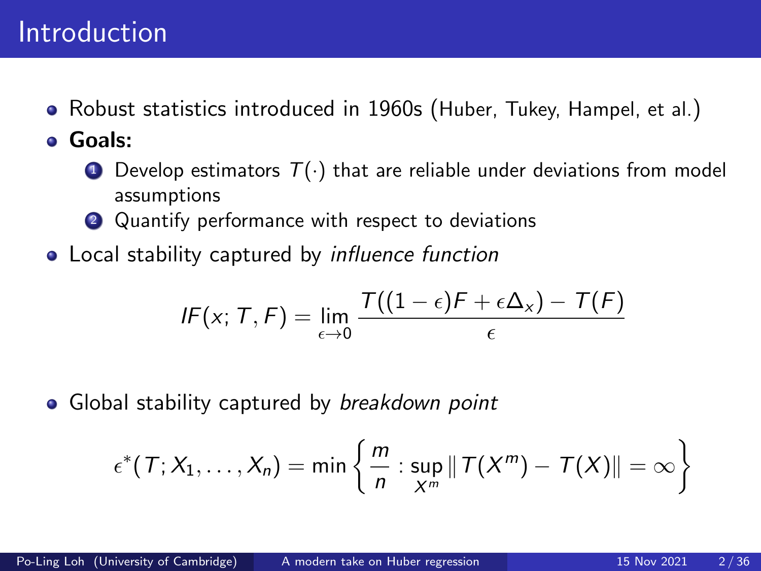# Introduction

- Robust statistics introduced in 1960s (Huber, Tukey, Hampel, et al.)
- **Goals:**
  1. Develop estimators $T(\cdot)$ that are reliable under deviations from model assumptions
  2. Quantify performance with respect to deviations
- Local stability captured by *influence function*

$$IF(x; T, F) = \lim_{\epsilon \to 0} \frac{T((1-\epsilon)F + \epsilon\Delta_x) - T(F)}{\epsilon}$$

- Global stability captured by *breakdown point*

$$\epsilon^*(T; X_1, \dots, X_n) = \min\left\{\frac{m}{n} : \sup_{X^m} \|T(X^m) - T(X)\| = \infty\right\}$$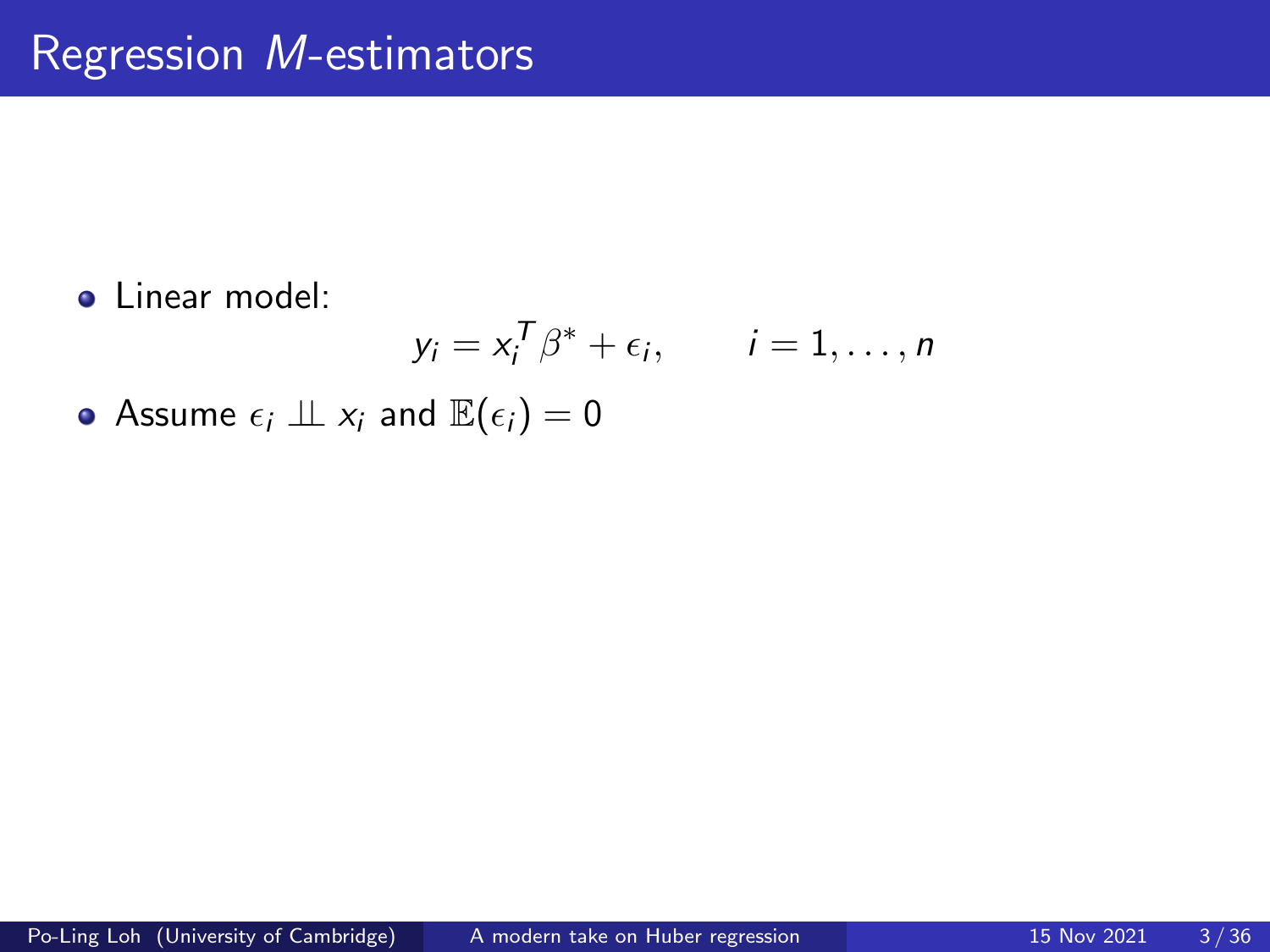# Regression $M$-estimators

- Linear model:

$$y_i = x_i^T \beta^* + \epsilon_i, \qquad i = 1, \dots, n$$

- Assume $\epsilon_i \perp\!\!\!\perp x_i$ and $\mathbb{E}(\epsilon_i) = 0$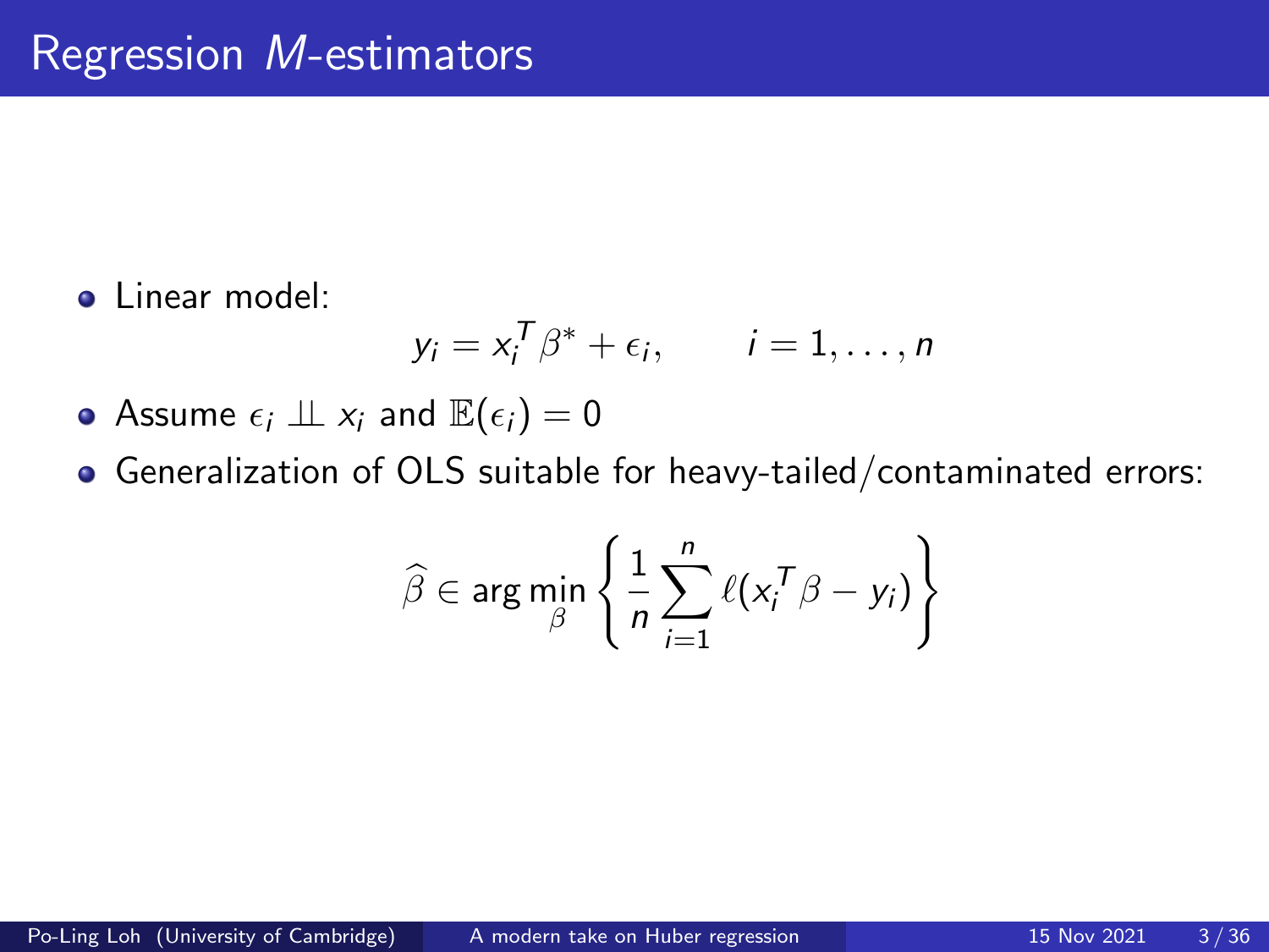# Regression $M$-estimators

- Linear model:

$$y_i = x_i^T \beta^* + \epsilon_i, \qquad i = 1, \dots, n$$

- Assume $\epsilon_i \perp\!\!\!\perp x_i$ and $\mathbb{E}(\epsilon_i) = 0$
- Generalization of OLS suitable for heavy-tailed/contaminated errors:

$$\widehat{\beta} \in \arg\min_{\beta} \left\{ \frac{1}{n} \sum_{i=1}^{n} \ell(x_i^T \beta - y_i) \right\}$$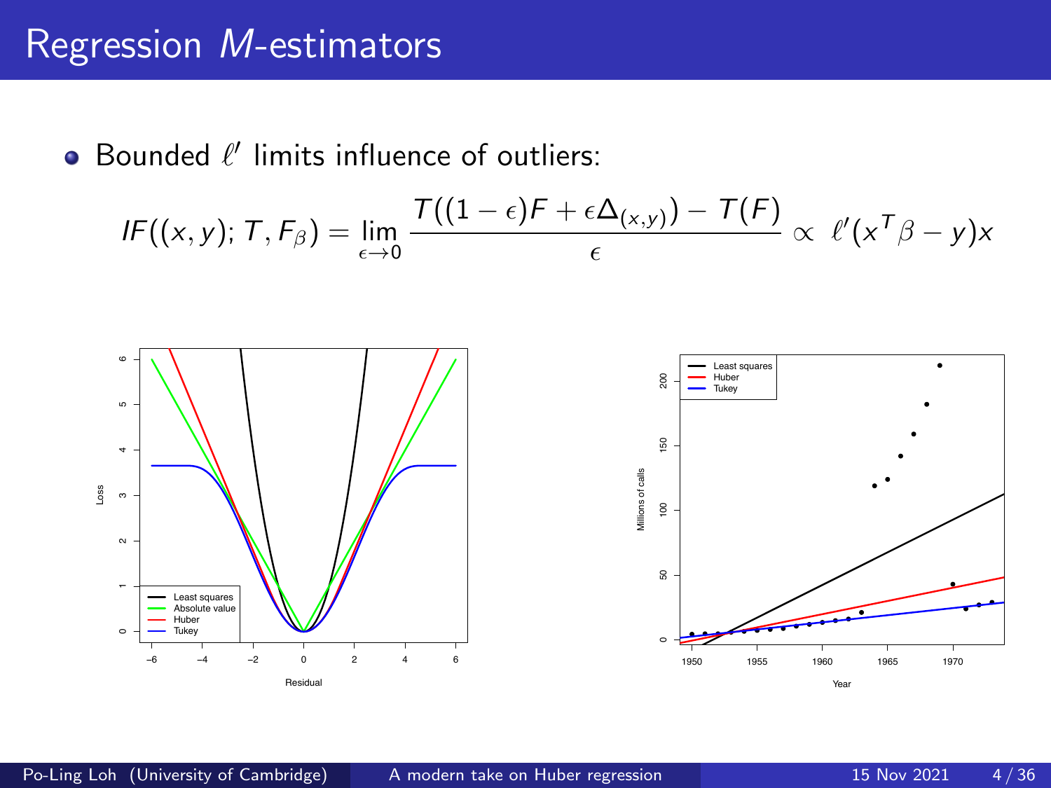# Regression $M$-estimators

- Bounded $\ell'$ limits influence of outliers:

$$IF((x,y); T, F_\beta) = \lim_{\epsilon \to 0} \frac{T((1-\epsilon)F + \epsilon \Delta_{(x,y)}) - T(F)}{\epsilon} \propto \ell'(x^T\beta - y)x$$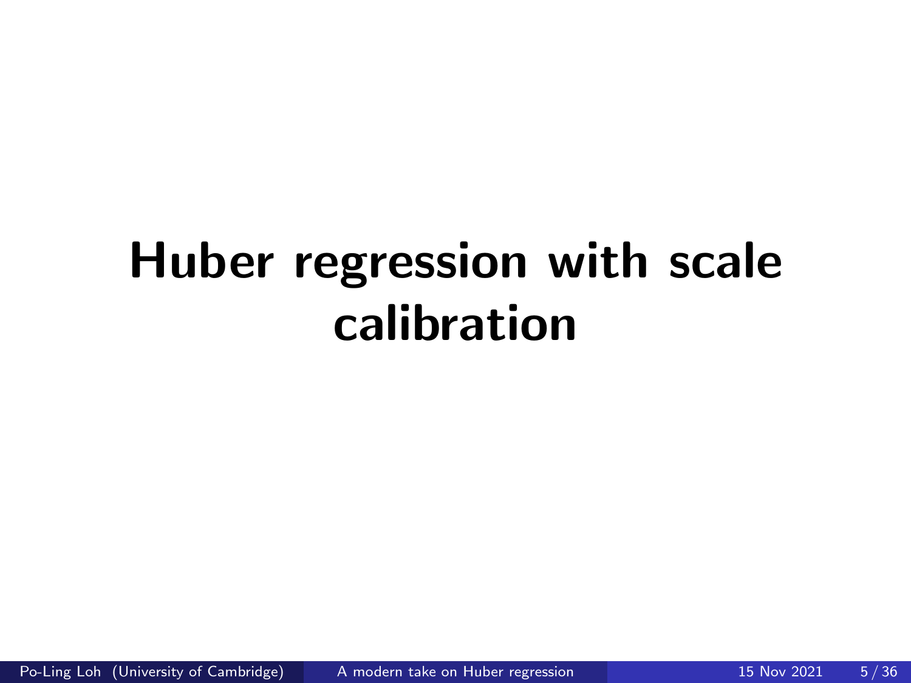# Huber regression with scale calibration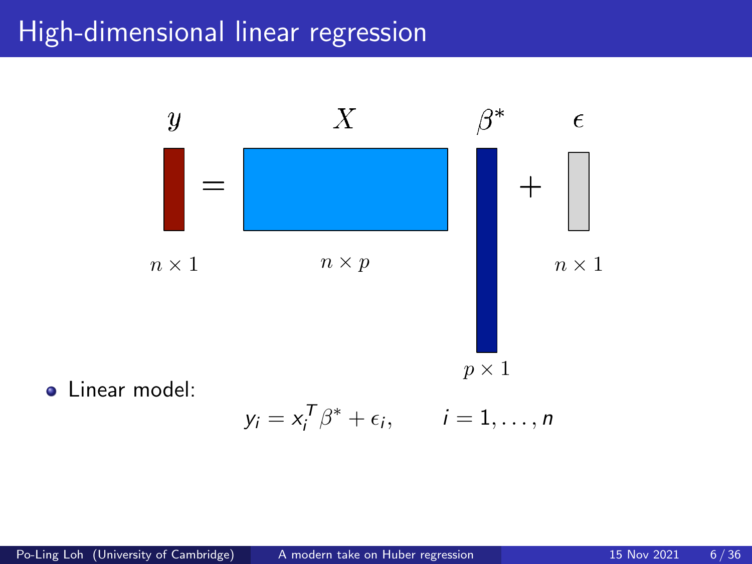# High-dimensional linear regression

$$y = X \beta^* + \epsilon$$

$y$: $n \times 1$, $X$: $n \times p$, $\beta^*$: $p \times 1$, $\epsilon$: $n \times 1$

- Linear model:

$$y_i = x_i^T \beta^* + \epsilon_i, \qquad i = 1, \dots, n$$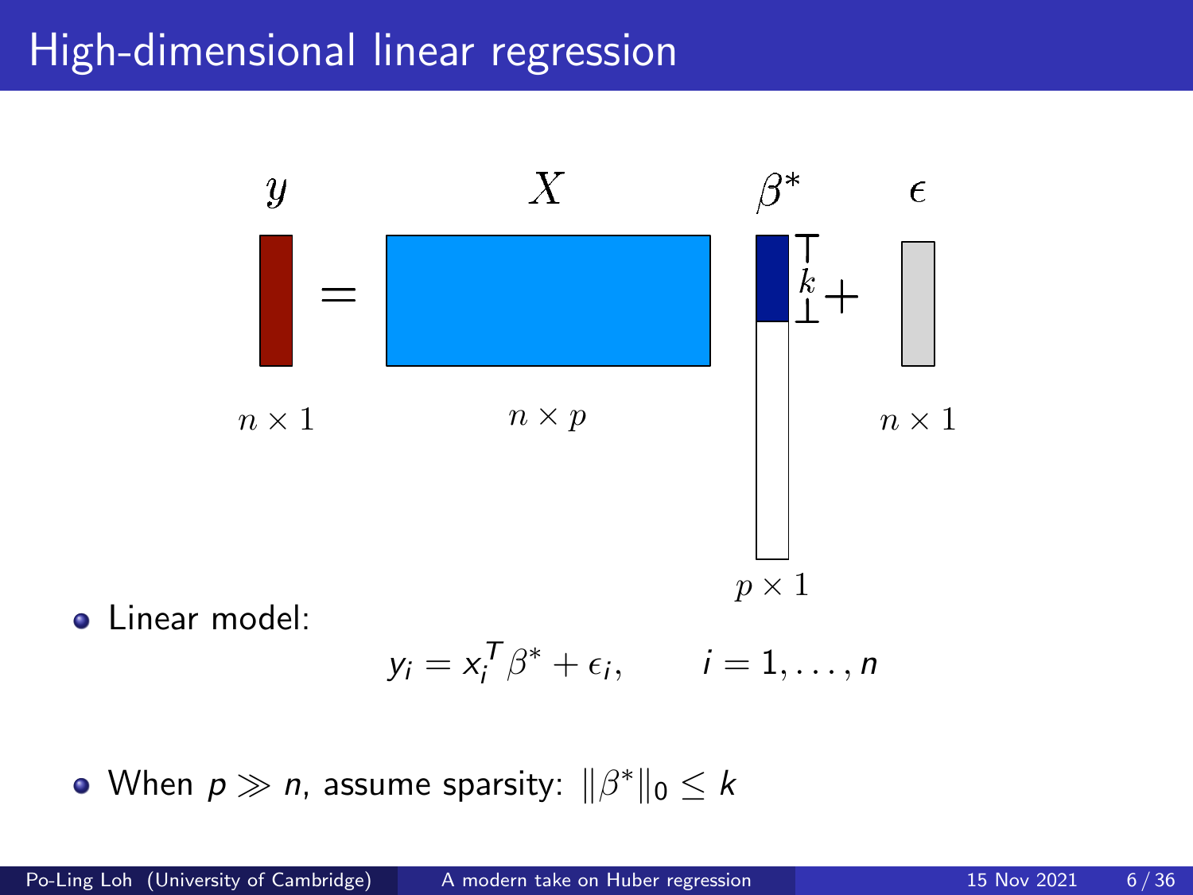# High-dimensional linear regression

$y$ $=$ $X$ $\beta^*$ $+$ $\epsilon$

$n \times 1$ $n \times p$ $p \times 1$ $n \times 1$

$k$

- Linear model:

$$y_i = x_i^T \beta^* + \epsilon_i, \qquad i = 1, \dots, n$$

- When $p \gg n$, assume sparsity: $\|\beta^*\|_0 \leq k$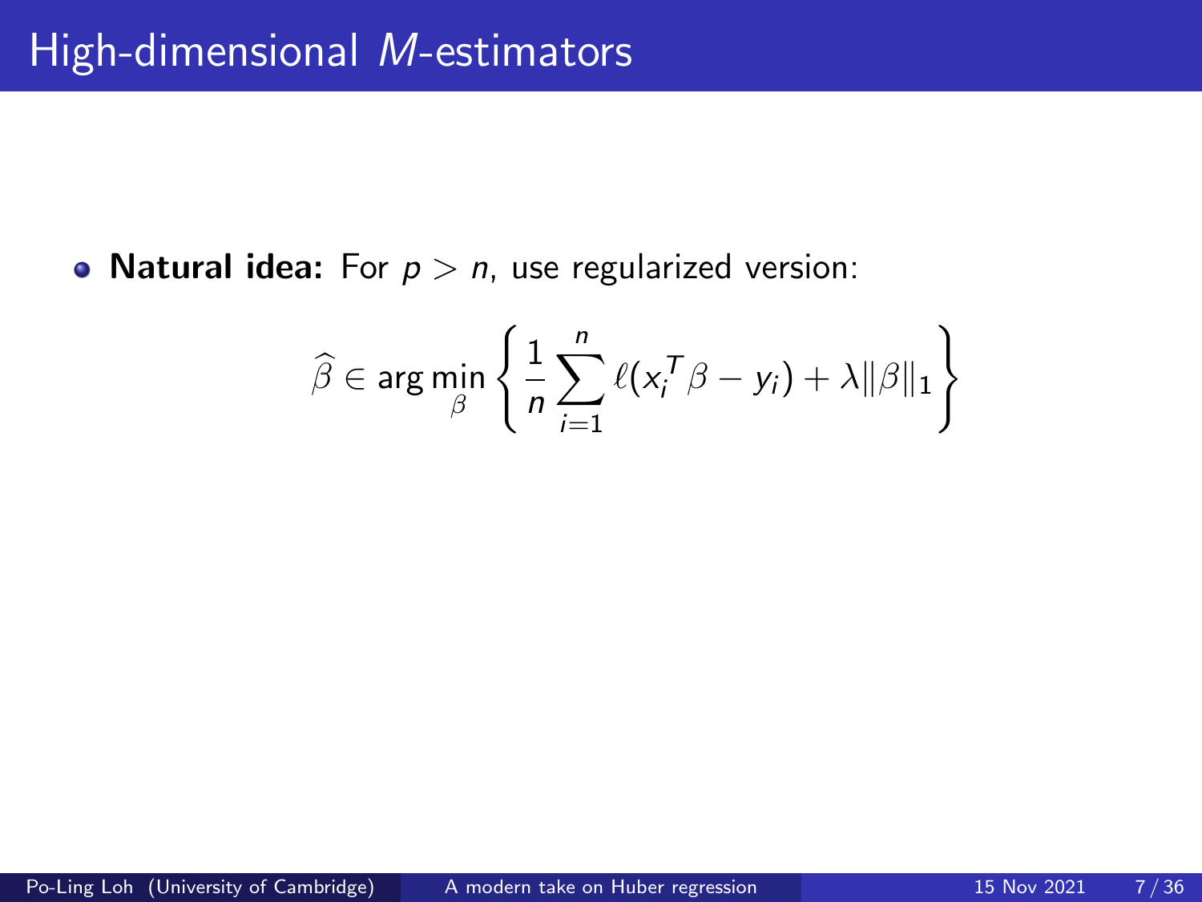# High-dimensional *M*-estimators

- **Natural idea:** For $p > n$, use regularized version:

$$\widehat{\beta} \in \arg\min_{\beta} \left\{ \frac{1}{n} \sum_{i=1}^{n} \ell(x_i^T \beta - y_i) + \lambda \|\beta\|_1 \right\}$$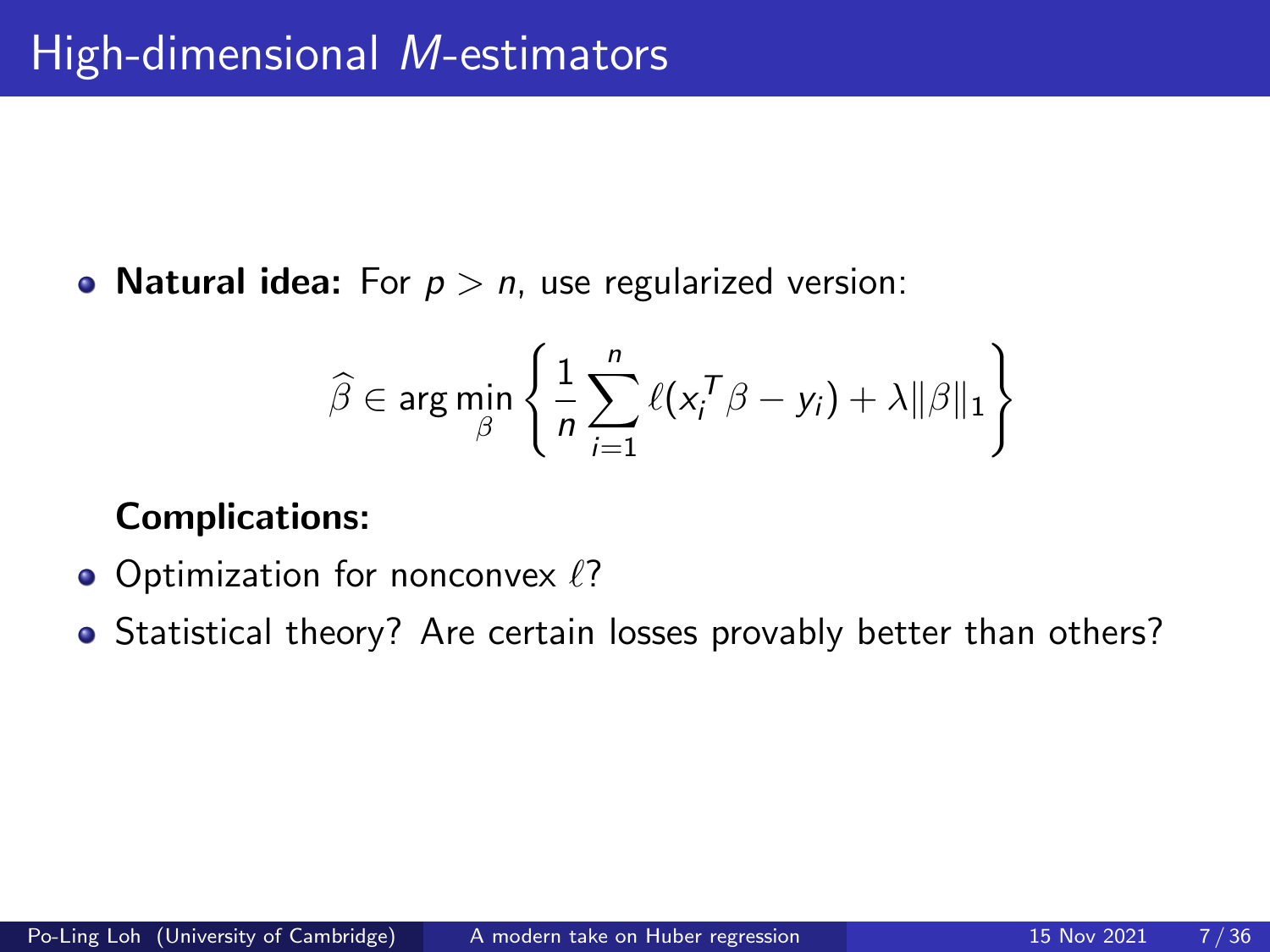# High-dimensional *M*-estimators

- **Natural idea:** For $p > n$, use regularized version:

$$\widehat{\beta} \in \arg\min_{\beta} \left\{ \frac{1}{n} \sum_{i=1}^{n} \ell(x_i^T \beta - y_i) + \lambda \|\beta\|_1 \right\}$$

**Complications:**

- Optimization for nonconvex $\ell$?
- Statistical theory? Are certain losses provably better than others?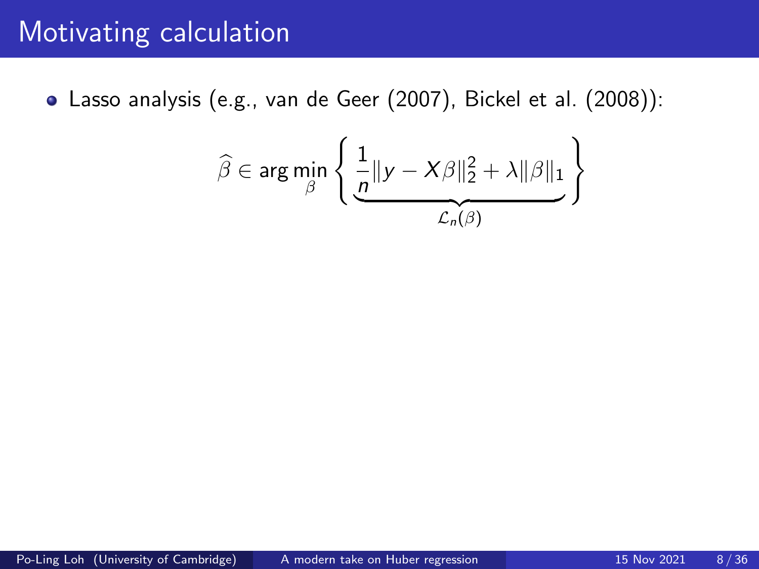# Motivating calculation

- Lasso analysis (e.g., van de Geer (2007), Bickel et al. (2008)):

$$\widehat{\beta} \in \arg\min_{\beta} \left\{ \underbrace{\frac{1}{n}\|y - X\beta\|_2^2 + \lambda\|\beta\|_1}_{\mathcal{L}_n(\beta)} \right\}$$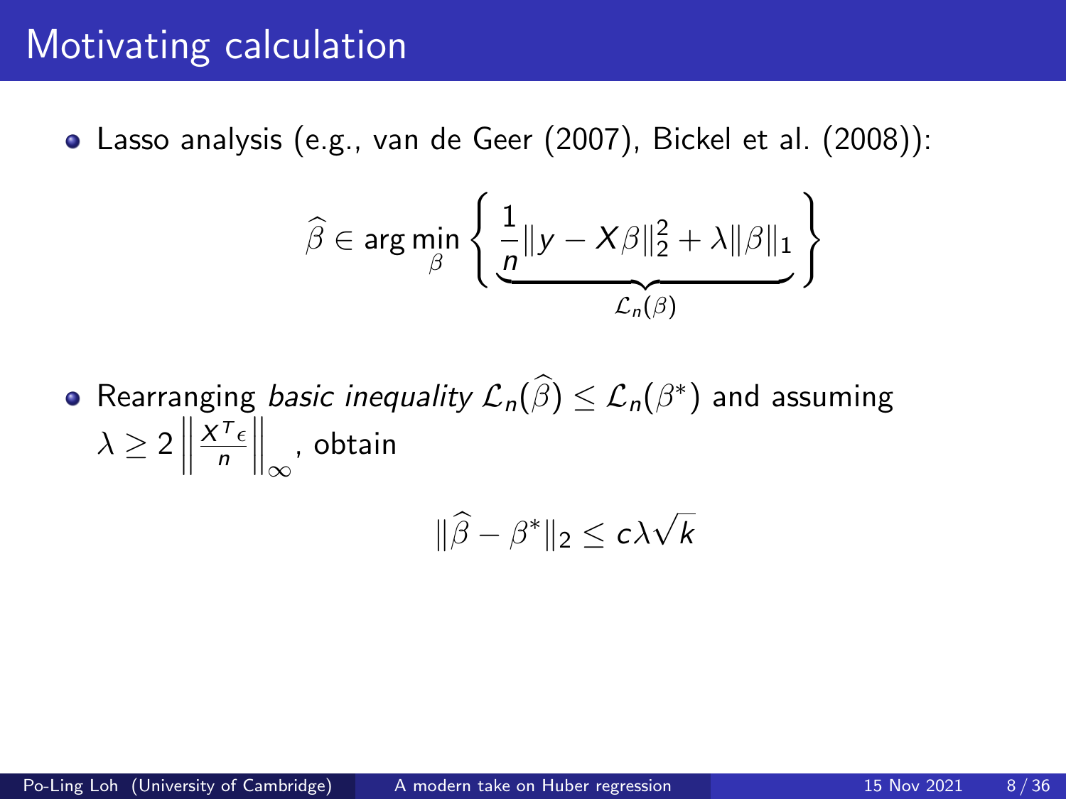# Motivating calculation

- Lasso analysis (e.g., van de Geer (2007), Bickel et al. (2008)):

$$\widehat{\beta} \in \arg\min_{\beta} \left\{ \underbrace{\frac{1}{n}\|y - X\beta\|_2^2 + \lambda\|\beta\|_1}_{\mathcal{L}_n(\beta)} \right\}$$

- Rearranging *basic inequality* $\mathcal{L}_n(\widehat{\beta}) \leq \mathcal{L}_n(\beta^*)$ and assuming $\lambda \geq 2\left\|\frac{X^T\epsilon}{n}\right\|_\infty$, obtain

$$\|\widehat{\beta} - \beta^*\|_2 \leq c\lambda\sqrt{k}$$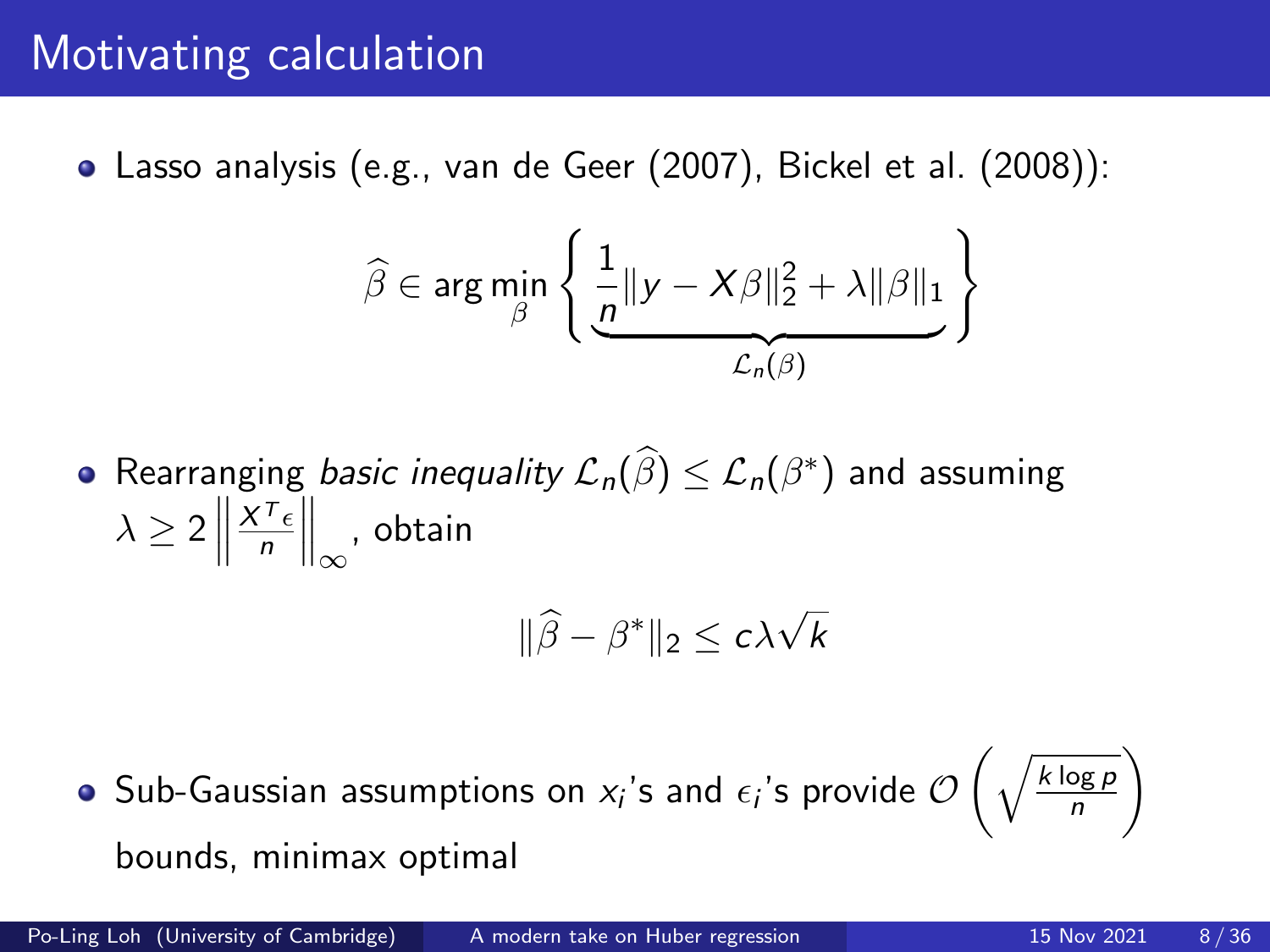# Motivating calculation

- Lasso analysis (e.g., van de Geer (2007), Bickel et al. (2008)):

$$\widehat{\beta} \in \arg\min_{\beta} \left\{ \underbrace{\frac{1}{n}\|y - X\beta\|_2^2 + \lambda\|\beta\|_1}_{\mathcal{L}_n(\beta)} \right\}$$

- Rearranging *basic inequality* $\mathcal{L}_n(\widehat{\beta}) \leq \mathcal{L}_n(\beta^*)$ and assuming $\lambda \geq 2 \left\| \frac{X^T \epsilon}{n} \right\|_\infty$, obtain

$$\|\widehat{\beta} - \beta^*\|_2 \leq c\lambda\sqrt{k}$$

- Sub-Gaussian assumptions on $x_i$'s and $\epsilon_i$'s provide $\mathcal{O}\left(\sqrt{\frac{k \log p}{n}}\right)$ bounds, minimax optimal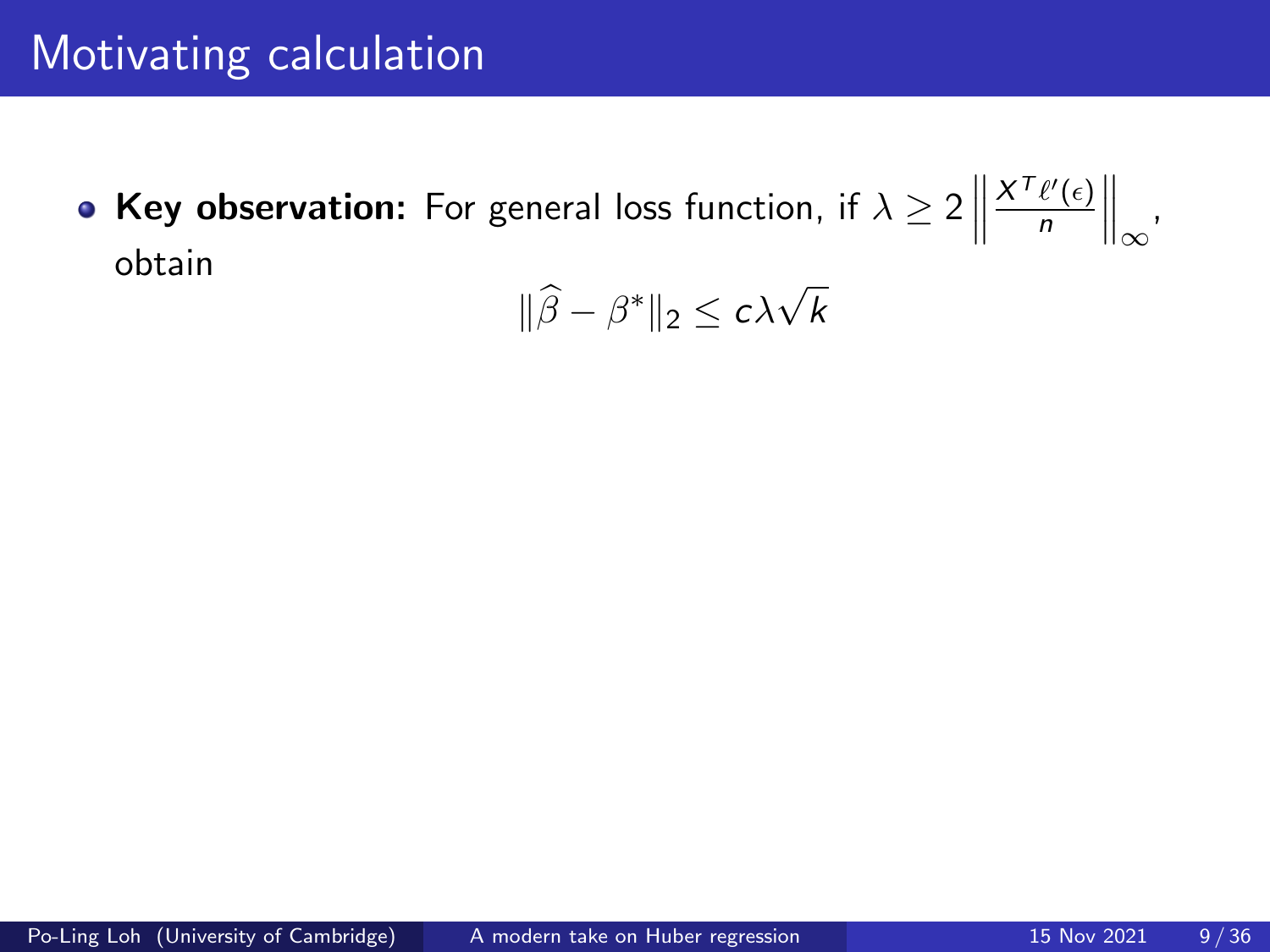# Motivating calculation

- **Key observation:** For general loss function, if $\lambda \geq 2 \left\| \frac{X^T \ell'(\epsilon)}{n} \right\|_\infty$, obtain

$$\|\widehat{\beta} - \beta^*\|_2 \leq c\lambda\sqrt{k}$$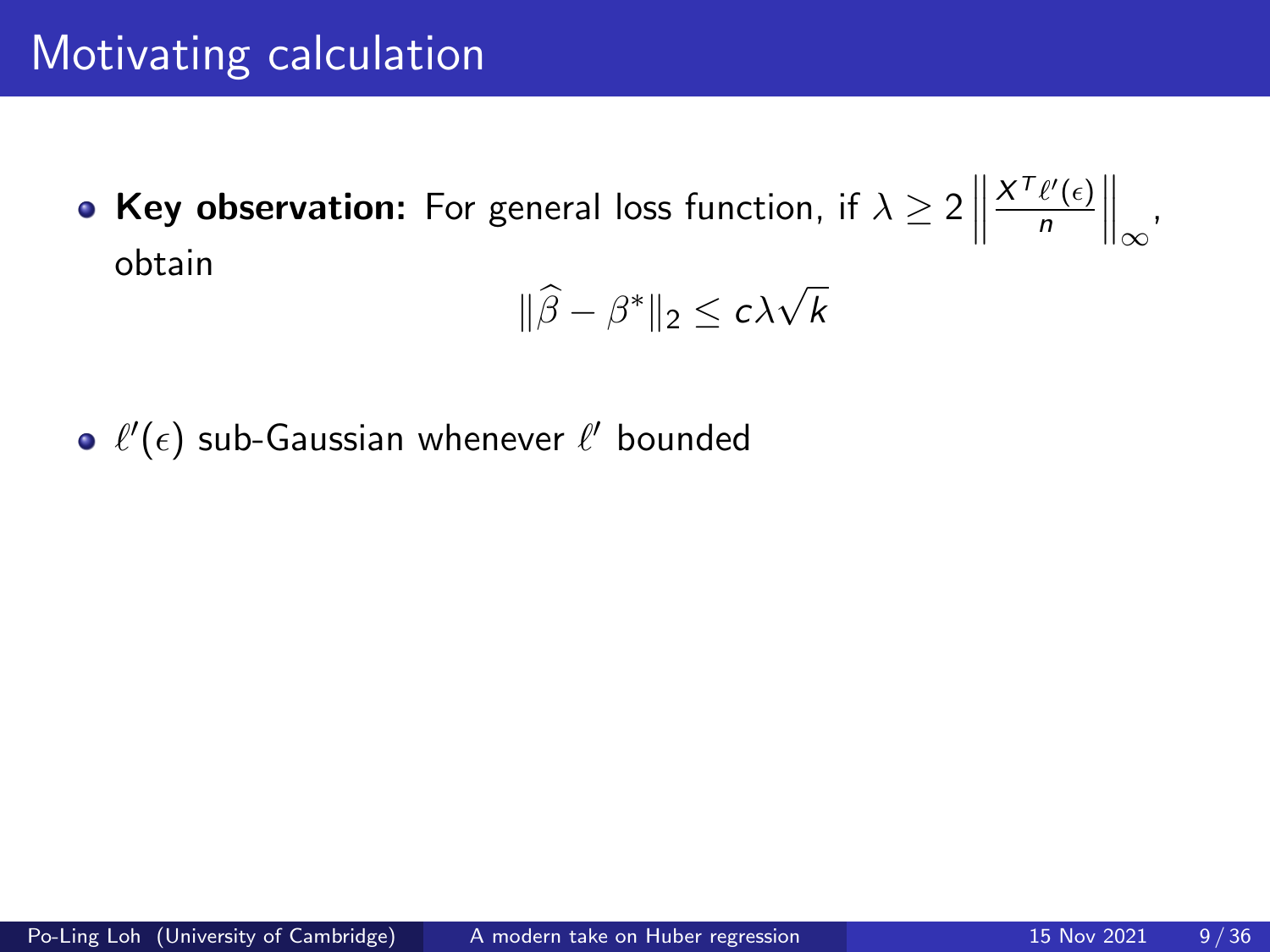# Motivating calculation

- **Key observation:** For general loss function, if $\lambda \geq 2 \left\| \frac{X^T \ell'(\epsilon)}{n} \right\|_\infty$, obtain

$$\|\widehat{\beta} - \beta^*\|_2 \leq c\lambda\sqrt{k}$$

- $\ell'(\epsilon)$ sub-Gaussian whenever $\ell'$ bounded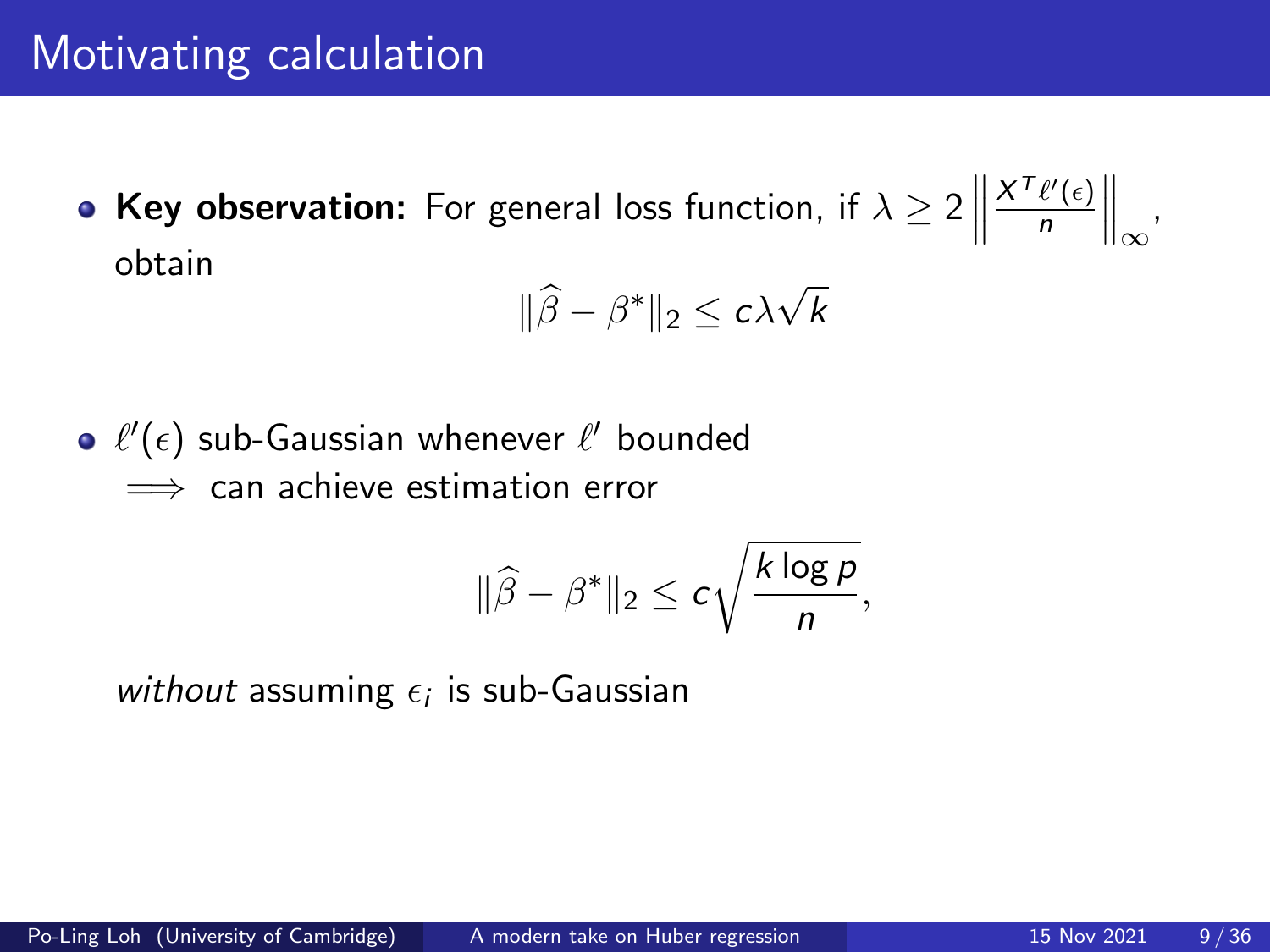# Motivating calculation

- **Key observation:** For general loss function, if $\lambda \geq 2 \left\| \frac{X^T \ell'(\epsilon)}{n} \right\|_\infty$, obtain

$$\|\widehat{\beta} - \beta^*\|_2 \leq c\lambda\sqrt{k}$$

- $\ell'(\epsilon)$ sub-Gaussian whenever $\ell'$ bounded
  $\implies$ can achieve estimation error

$$\|\widehat{\beta} - \beta^*\|_2 \leq c\sqrt{\frac{k \log p}{n}},$$

  *without* assuming $\epsilon_i$ is sub-Gaussian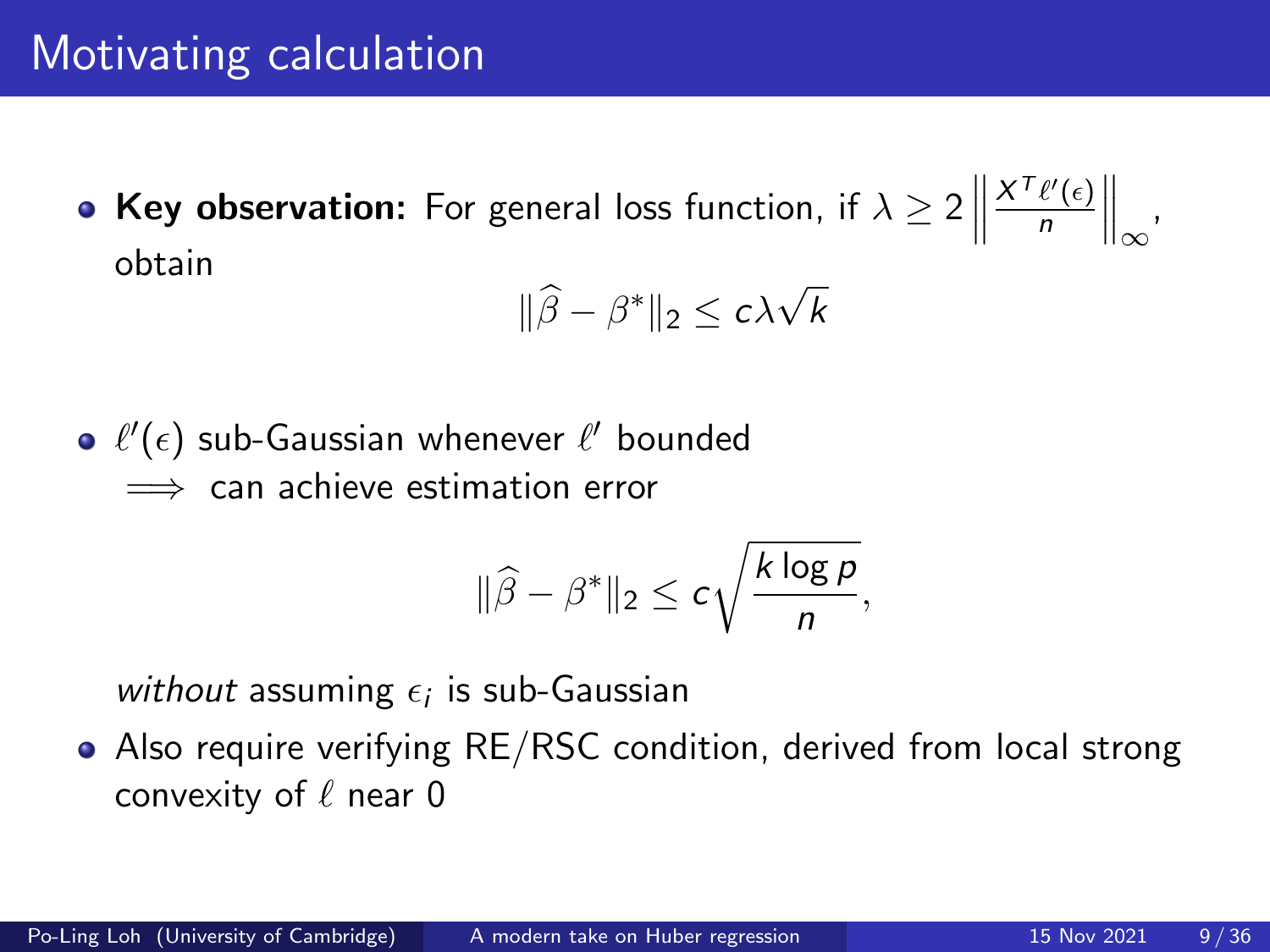# Motivating calculation

- **Key observation:** For general loss function, if $\lambda \geq 2 \left\| \frac{X^T \ell'(\epsilon)}{n} \right\|_\infty$, obtain

$$\|\widehat{\beta} - \beta^*\|_2 \leq c\lambda\sqrt{k}$$

- $\ell'(\epsilon)$ sub-Gaussian whenever $\ell'$ bounded
  $\implies$ can achieve estimation error

$$\|\widehat{\beta} - \beta^*\|_2 \leq c\sqrt{\frac{k \log p}{n}},$$

  *without* assuming $\epsilon_i$ is sub-Gaussian

- Also require verifying RE/RSC condition, derived from local strong convexity of $\ell$ near 0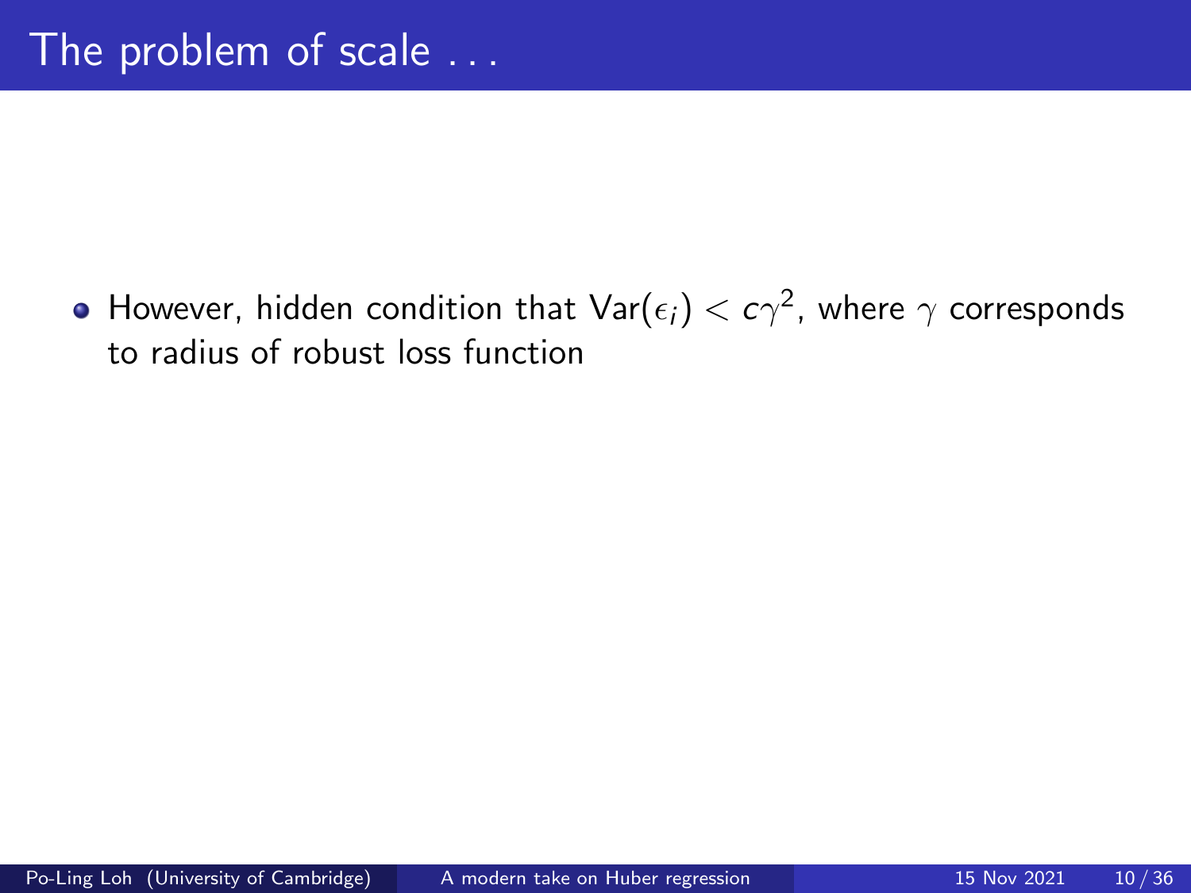# The problem of scale . . .

- However, hidden condition that $\text{Var}(\epsilon_i) < c\gamma^2$, where $\gamma$ corresponds to radius of robust loss function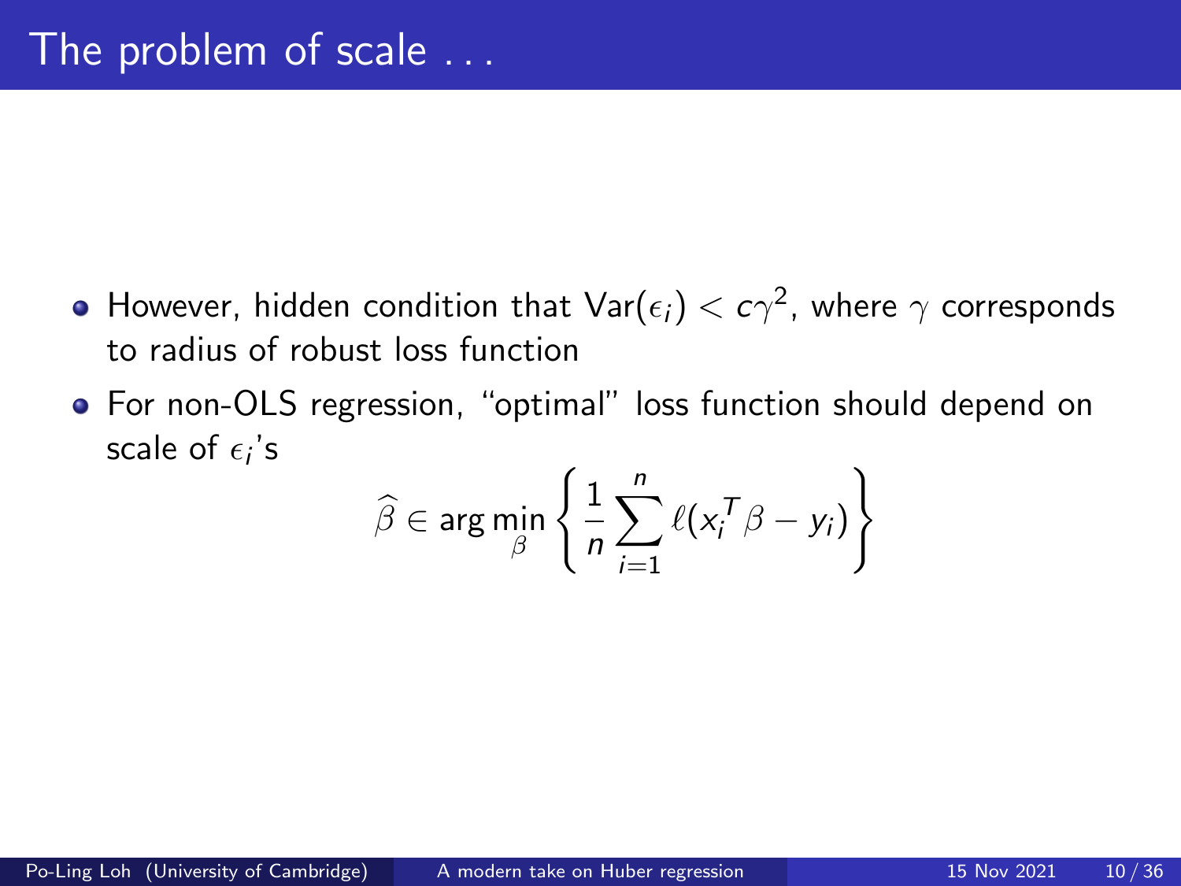# The problem of scale . . .

- However, hidden condition that $\text{Var}(\epsilon_i) < c\gamma^2$, where $\gamma$ corresponds to radius of robust loss function
- For non-OLS regression, "optimal" loss function should depend on scale of $\epsilon_i$'s

$$\widehat{\beta} \in \arg\min_{\beta} \left\{ \frac{1}{n} \sum_{i=1}^{n} \ell(x_i^T \beta - y_i) \right\}$$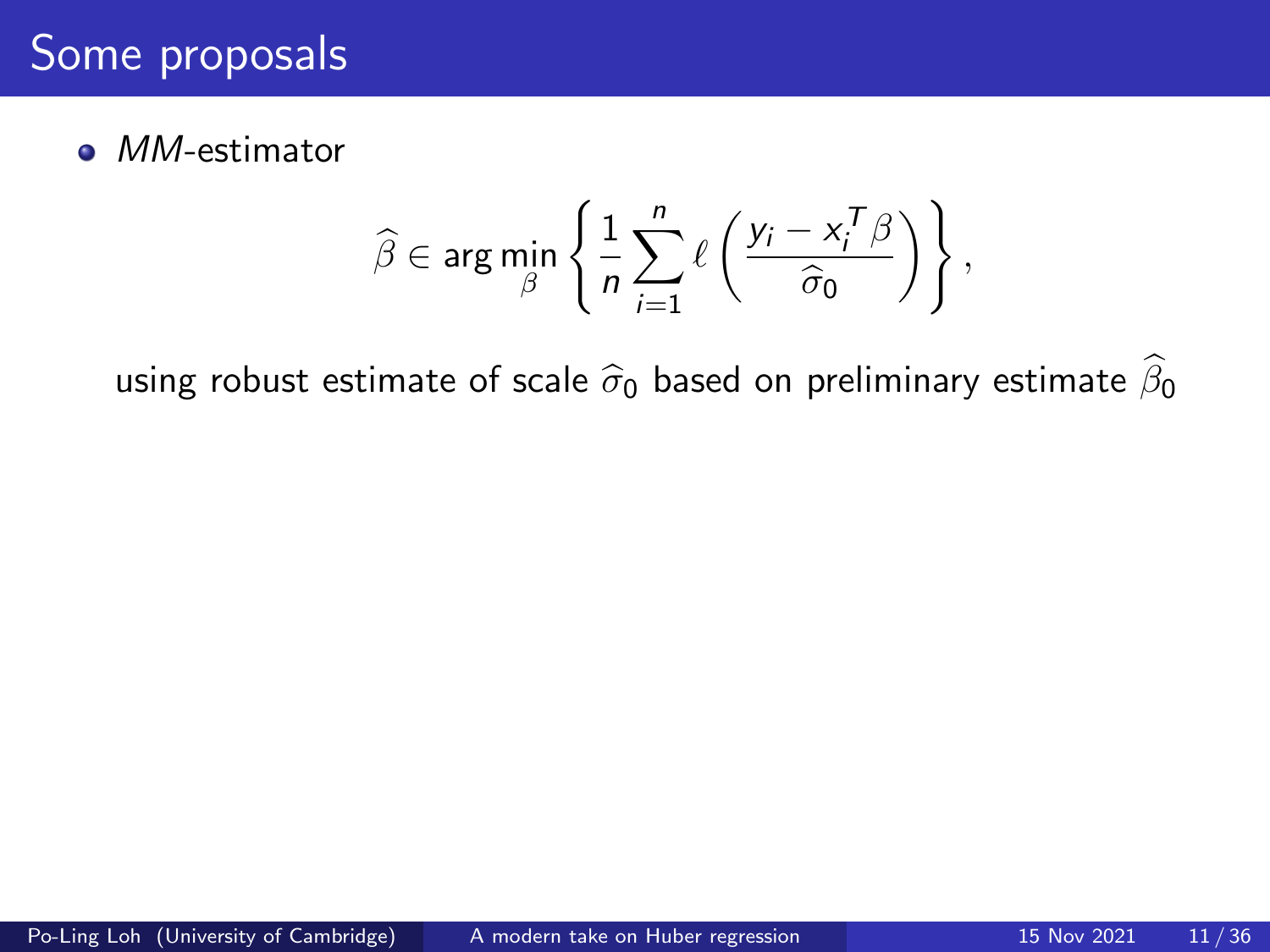# Some proposals

- *MM*-estimator

$$\widehat{\beta} \in \arg\min_{\beta} \left\{ \frac{1}{n} \sum_{i=1}^{n} \ell\left( \frac{y_i - x_i^T \beta}{\widehat{\sigma}_0} \right) \right\},$$

using robust estimate of scale $\widehat{\sigma}_0$ based on preliminary estimate $\widehat{\beta}_0$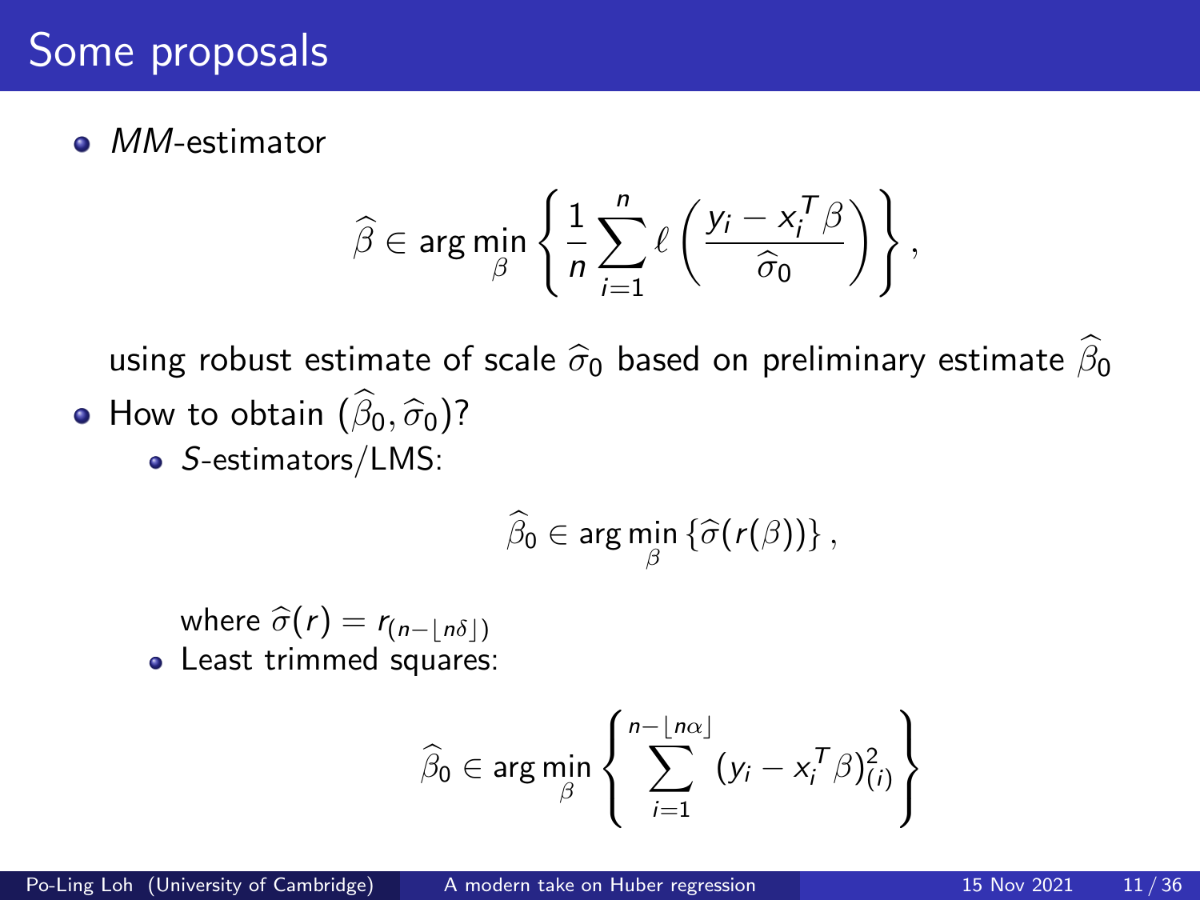# Some proposals

- *MM*-estimator

$$\widehat{\beta} \in \arg\min_{\beta} \left\{ \frac{1}{n} \sum_{i=1}^{n} \ell\left( \frac{y_i - x_i^T \beta}{\widehat{\sigma}_0} \right) \right\},$$

  using robust estimate of scale $\widehat{\sigma}_0$ based on preliminary estimate $\widehat{\beta}_0$

- How to obtain $(\widehat{\beta}_0, \widehat{\sigma}_0)$?
  - *S*-estimators/LMS:

$$\widehat{\beta}_0 \in \arg\min_{\beta} \left\{ \widehat{\sigma}(r(\beta)) \right\},$$

    where $\widehat{\sigma}(r) = r_{(n - \lfloor n\delta \rfloor)}$
  - Least trimmed squares:

$$\widehat{\beta}_0 \in \arg\min_{\beta} \left\{ \sum_{i=1}^{n - \lfloor n\alpha \rfloor} (y_i - x_i^T \beta)^2_{(i)} \right\}$$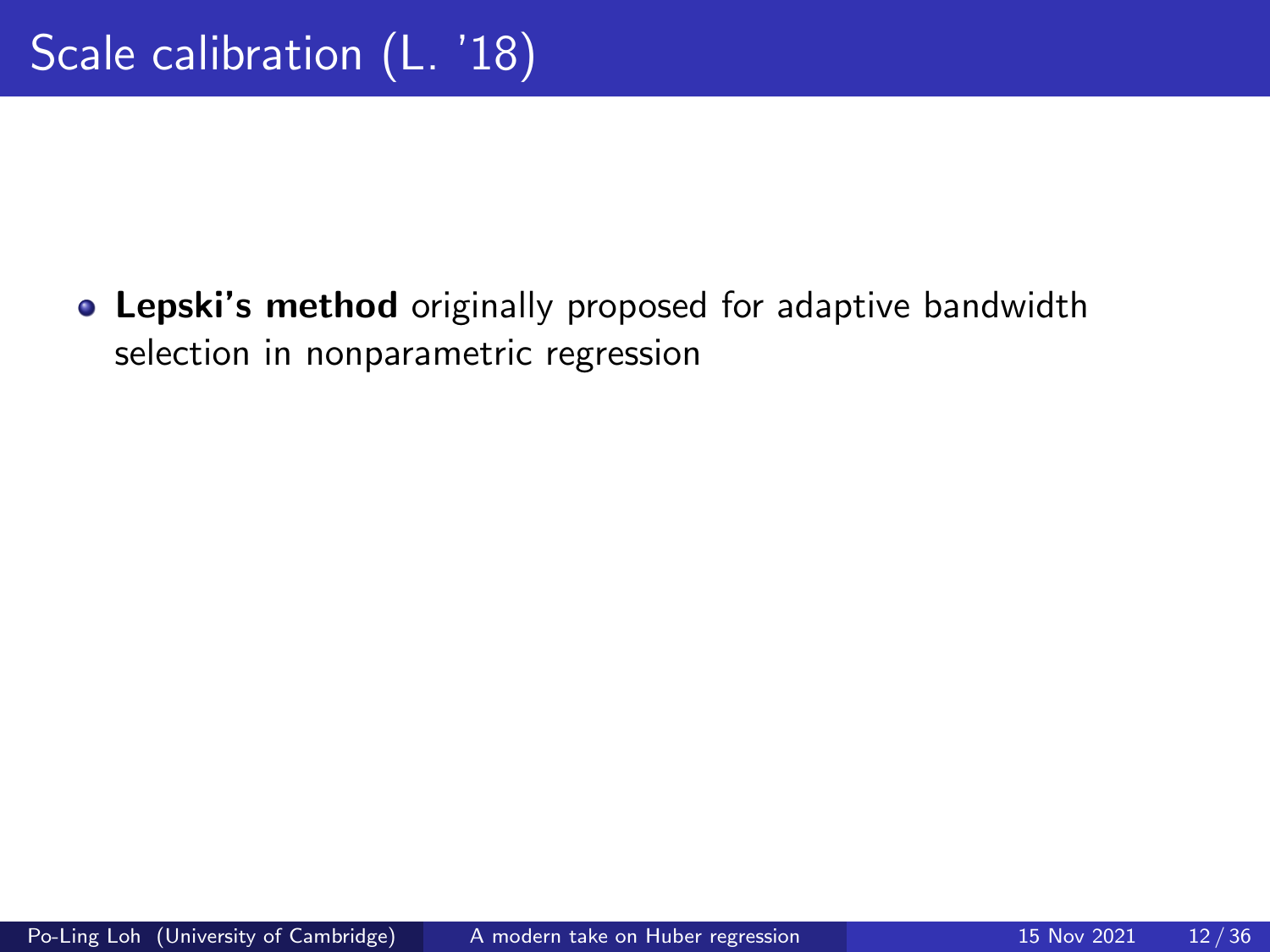# Scale calibration (L. '18)

- **Lepski's method** originally proposed for adaptive bandwidth selection in nonparametric regression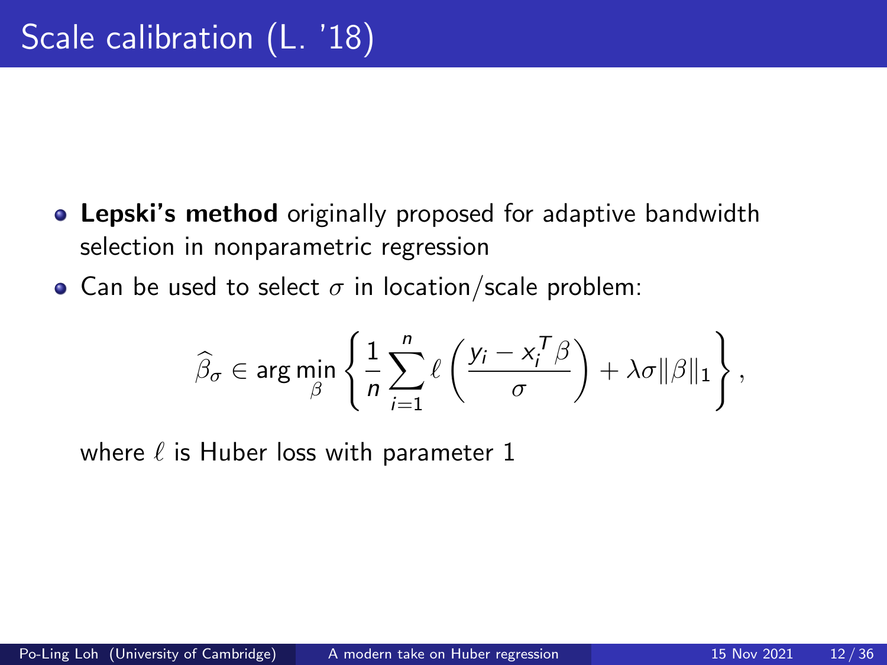# Scale calibration (L. '18)

- **Lepski's method** originally proposed for adaptive bandwidth selection in nonparametric regression
- Can be used to select $\sigma$ in location/scale problem:

$$\widehat{\beta}_\sigma \in \arg\min_\beta \left\{ \frac{1}{n} \sum_{i=1}^n \ell\left( \frac{y_i - x_i^T \beta}{\sigma} \right) + \lambda\sigma\|\beta\|_1 \right\},$$

where $\ell$ is Huber loss with parameter 1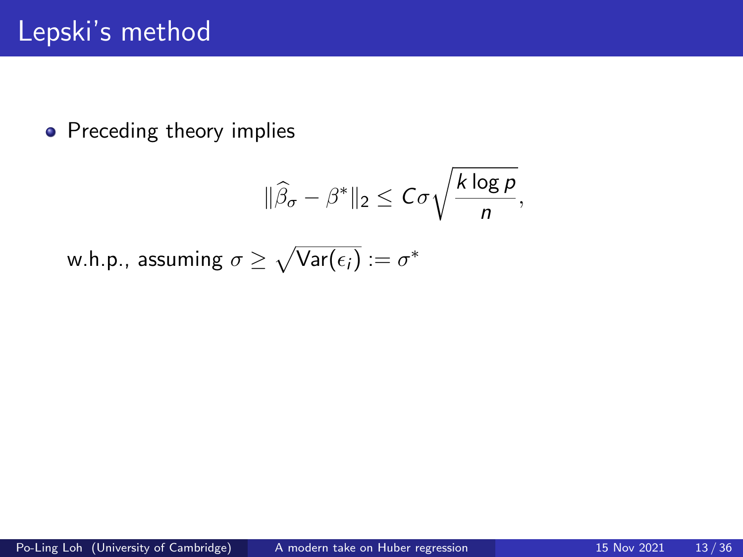# Lepski's method

- Preceding theory implies

$$\|\widehat{\beta}_\sigma - \beta^*\|_2 \leq C\sigma\sqrt{\frac{k \log p}{n}},$$

w.h.p., assuming $\sigma \geq \sqrt{\text{Var}(\epsilon_i)} := \sigma^*$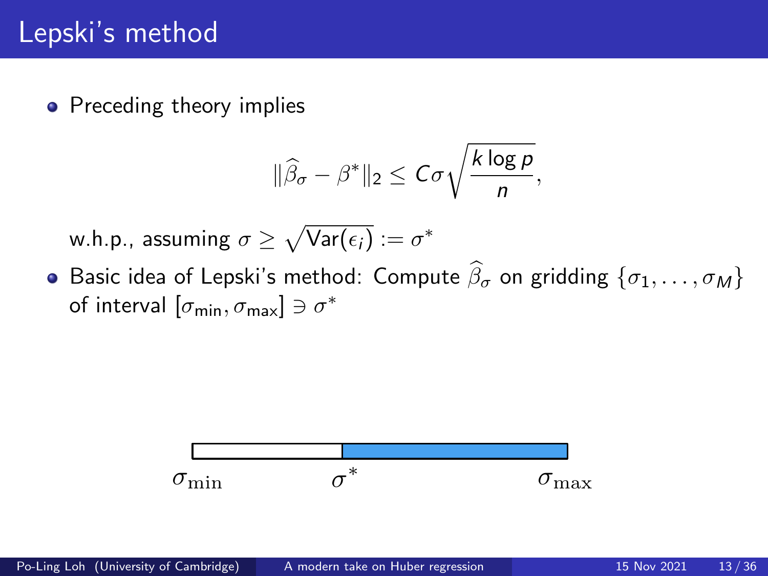# Lepski's method

- Preceding theory implies

$$\|\widehat{\beta}_\sigma - \beta^*\|_2 \leq C\sigma\sqrt{\frac{k \log p}{n}},$$

w.h.p., assuming $\sigma \geq \sqrt{\text{Var}(\epsilon_i)} := \sigma^*$

- Basic idea of Lepski's method: Compute $\widehat{\beta}_\sigma$ on gridding $\{\sigma_1, \dots, \sigma_M\}$ of interval $[\sigma_{\min}, \sigma_{\max}] \ni \sigma^*$

$\sigma_{\min}$ $\sigma^*$ $\sigma_{\max}$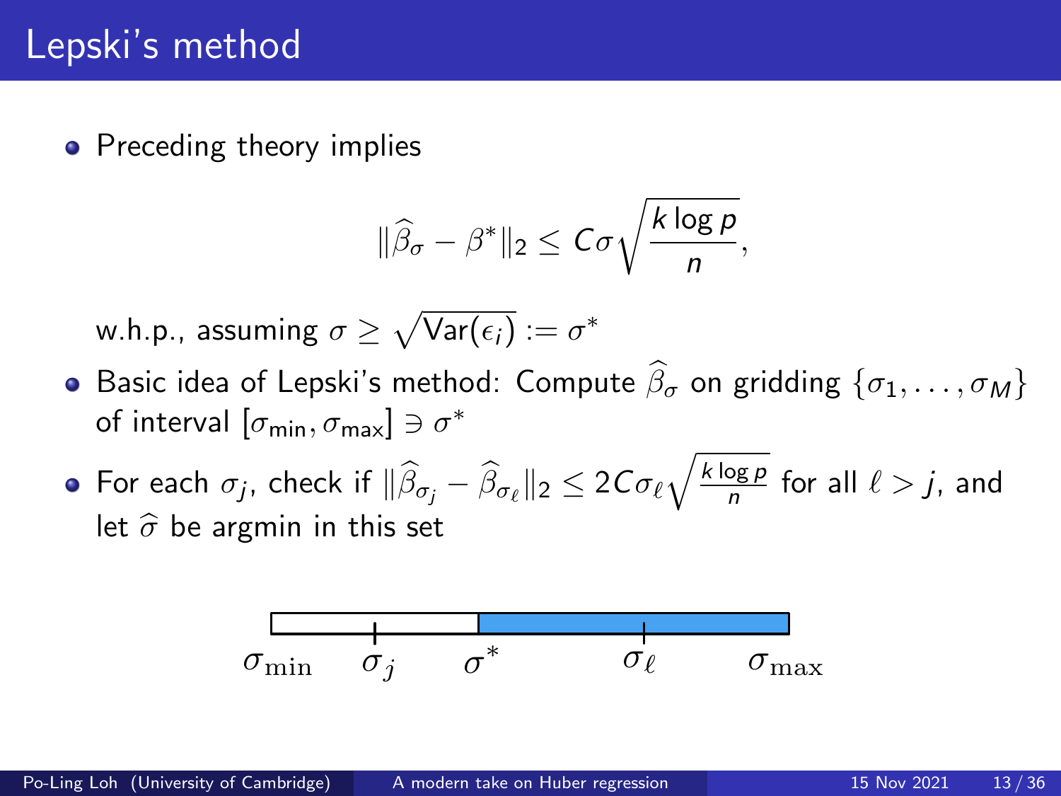# Lepski's method

- Preceding theory implies

$$\|\widehat{\beta}_\sigma - \beta^*\|_2 \leq C\sigma\sqrt{\frac{k \log p}{n}},$$

  w.h.p., assuming $\sigma \geq \sqrt{\text{Var}(\epsilon_i)} := \sigma^*$

- Basic idea of Lepski's method: Compute $\widehat{\beta}_\sigma$ on gridding $\{\sigma_1, \dots, \sigma_M\}$ of interval $[\sigma_{\min}, \sigma_{\max}] \ni \sigma^*$
- For each $\sigma_j$, check if $\|\widehat{\beta}_{\sigma_j} - \widehat{\beta}_{\sigma_\ell}\|_2 \leq 2C\sigma_\ell\sqrt{\frac{k \log p}{n}}$ for all $\ell > j$, and let $\widehat{\sigma}$ be argmin in this set

$\sigma_{\min}$ $\sigma_j$ $\sigma^*$ $\sigma_\ell$ $\sigma_{\max}$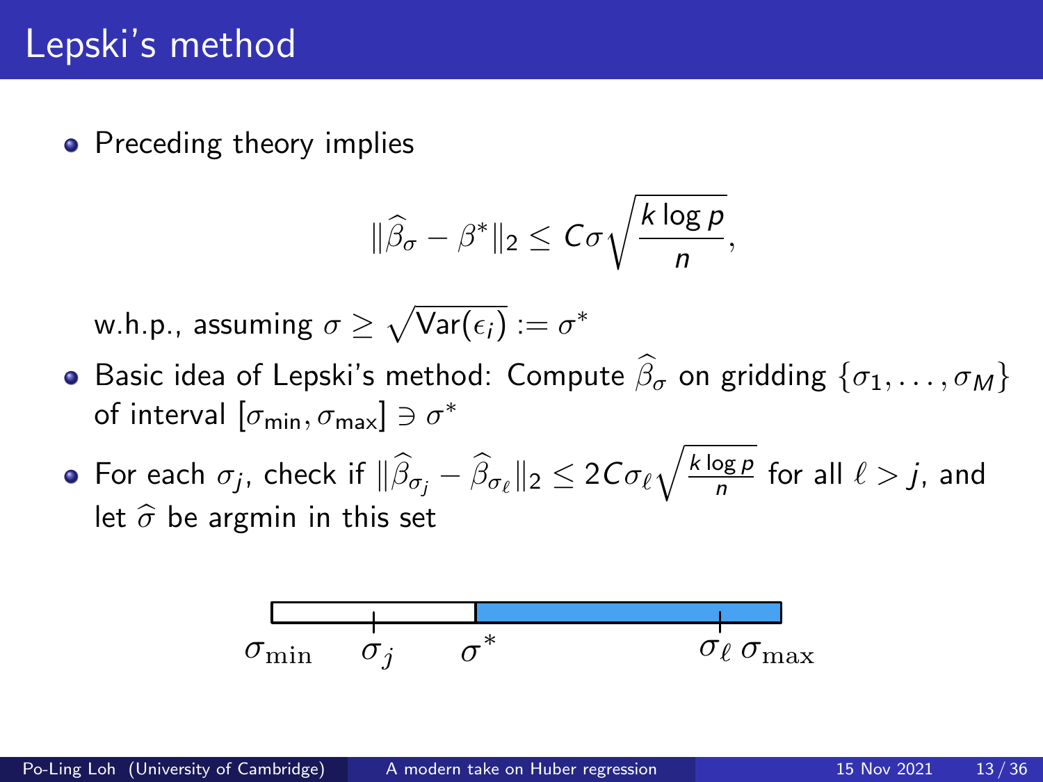# Lepski's method

- Preceding theory implies

$$\|\widehat{\beta}_\sigma - \beta^*\|_2 \leq C\sigma\sqrt{\frac{k \log p}{n}},$$

  w.h.p., assuming $\sigma \geq \sqrt{\text{Var}(\epsilon_i)} := \sigma^*$

- Basic idea of Lepski's method: Compute $\widehat{\beta}_\sigma$ on gridding $\{\sigma_1, \dots, \sigma_M\}$ of interval $[\sigma_{\min}, \sigma_{\max}] \ni \sigma^*$
- For each $\sigma_j$, check if $\|\widehat{\beta}_{\sigma_j} - \widehat{\beta}_{\sigma_\ell}\|_2 \leq 2C\sigma_\ell\sqrt{\frac{k \log p}{n}}$ for all $\ell > j$, and let $\widehat{\sigma}$ be argmin in this set

$\sigma_{\min}$ $\sigma_j$ $\sigma^*$ $\sigma_\ell$ $\sigma_{\max}$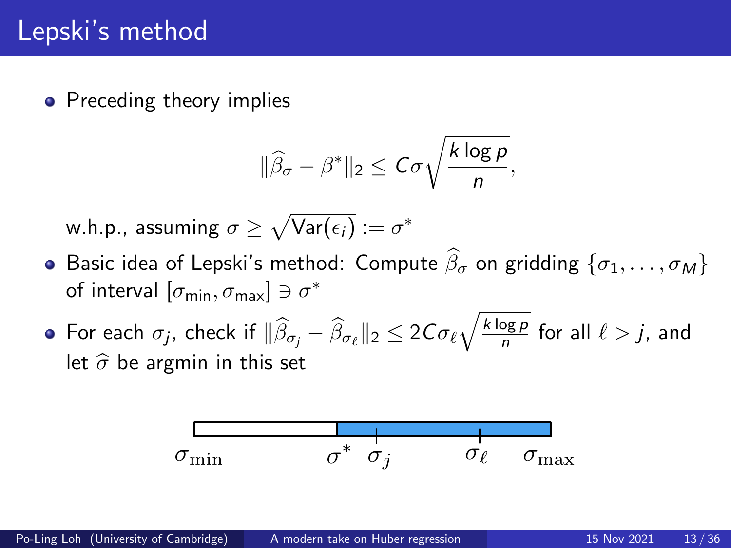# Lepski's method

- Preceding theory implies

$$\|\widehat{\beta}_\sigma - \beta^*\|_2 \leq C\sigma\sqrt{\frac{k \log p}{n}},$$

  w.h.p., assuming $\sigma \geq \sqrt{\text{Var}(\epsilon_i)} := \sigma^*$

- Basic idea of Lepski's method: Compute $\widehat{\beta}_\sigma$ on gridding $\{\sigma_1, \dots, \sigma_M\}$ of interval $[\sigma_{\min}, \sigma_{\max}] \ni \sigma^*$
- For each $\sigma_j$, check if $\|\widehat{\beta}_{\sigma_j} - \widehat{\beta}_{\sigma_\ell}\|_2 \leq 2C\sigma_\ell\sqrt{\frac{k \log p}{n}}$ for all $\ell > j$, and let $\widehat{\sigma}$ be argmin in this set

$\sigma_{\min}$ $\sigma^*$ $\sigma_j$ $\sigma_\ell$ $\sigma_{\max}$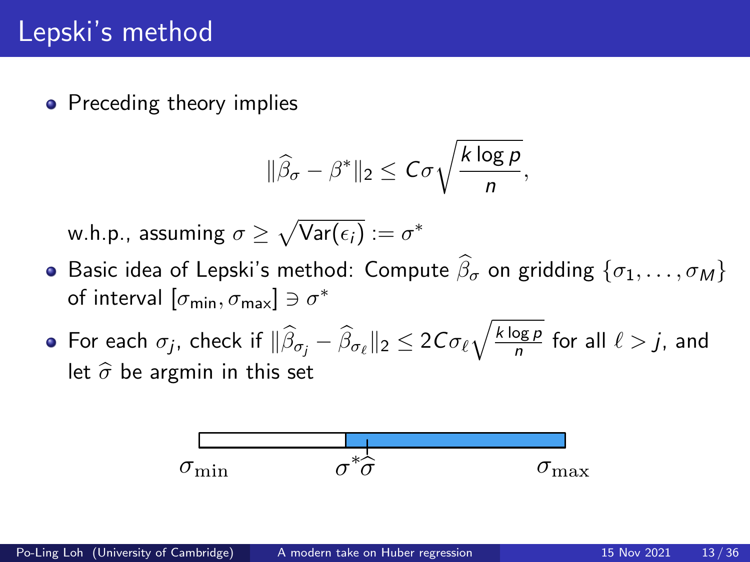# Lepski's method

- Preceding theory implies

$$\|\widehat{\beta}_\sigma - \beta^*\|_2 \leq C\sigma\sqrt{\frac{k\log p}{n}},$$

  w.h.p., assuming $\sigma \geq \sqrt{\text{Var}(\epsilon_i)} := \sigma^*$

- Basic idea of Lepski's method: Compute $\widehat{\beta}_\sigma$ on gridding $\{\sigma_1, \dots, \sigma_M\}$ of interval $[\sigma_{\min}, \sigma_{\max}] \ni \sigma^*$
- For each $\sigma_j$, check if $\|\widehat{\beta}_{\sigma_j} - \widehat{\beta}_{\sigma_\ell}\|_2 \leq 2C\sigma_\ell\sqrt{\frac{k\log p}{n}}$ for all $\ell > j$, and let $\widehat{\sigma}$ be argmin in this set

$\sigma_{\min}$ $\sigma^*$ $\widehat{\sigma}$ $\sigma_{\max}$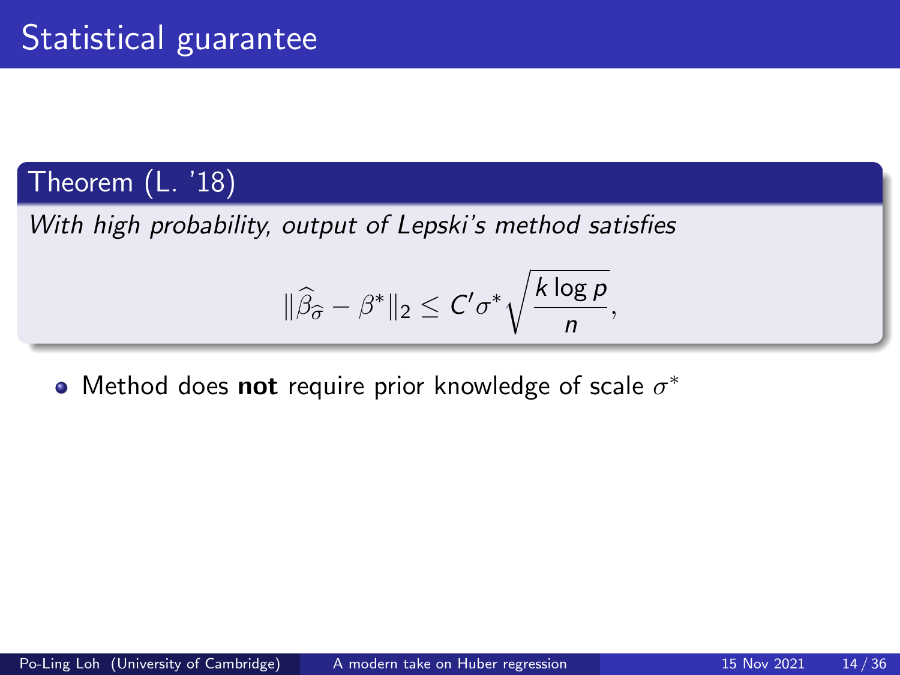# Statistical guarantee

**Theorem (L. '18)**

*With high probability, output of Lepski's method satisfies*

$$\|\widehat{\beta}_{\widehat{\sigma}} - \beta^*\|_2 \leq C' \sigma^* \sqrt{\frac{k \log p}{n}},$$

- Method does **not** require prior knowledge of scale $\sigma^*$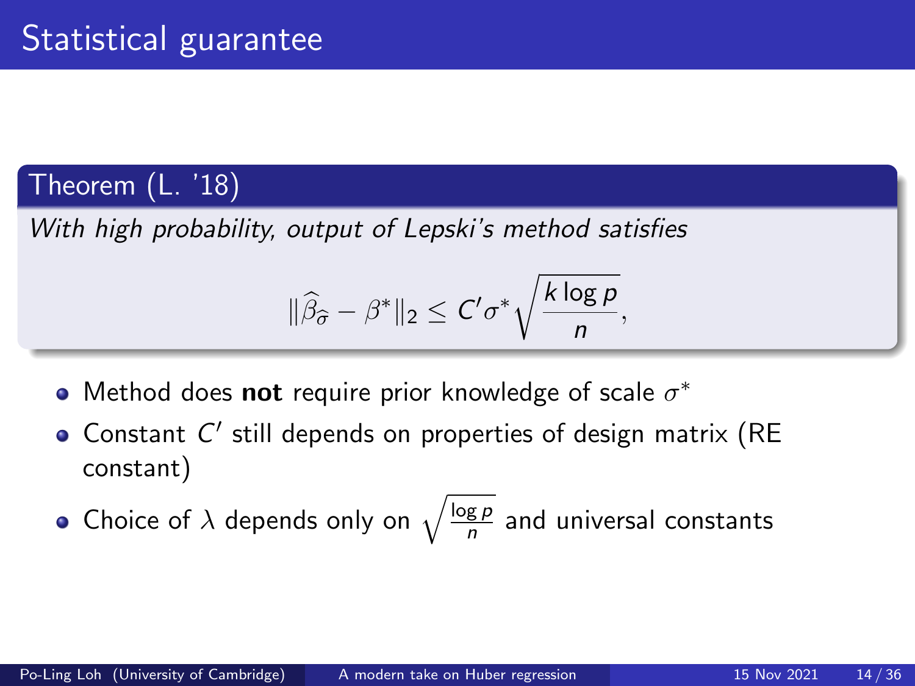# Statistical guarantee

**Theorem (L. '18)**

*With high probability, output of Lepski's method satisfies*

$$\|\widehat{\beta}_{\widehat{\sigma}} - \beta^*\|_2 \le C' \sigma^* \sqrt{\frac{k \log p}{n}},$$

- Method does **not** require prior knowledge of scale $\sigma^*$
- Constant $C'$ still depends on properties of design matrix (RE constant)
- Choice of $\lambda$ depends only on $\sqrt{\frac{\log p}{n}}$ and universal constants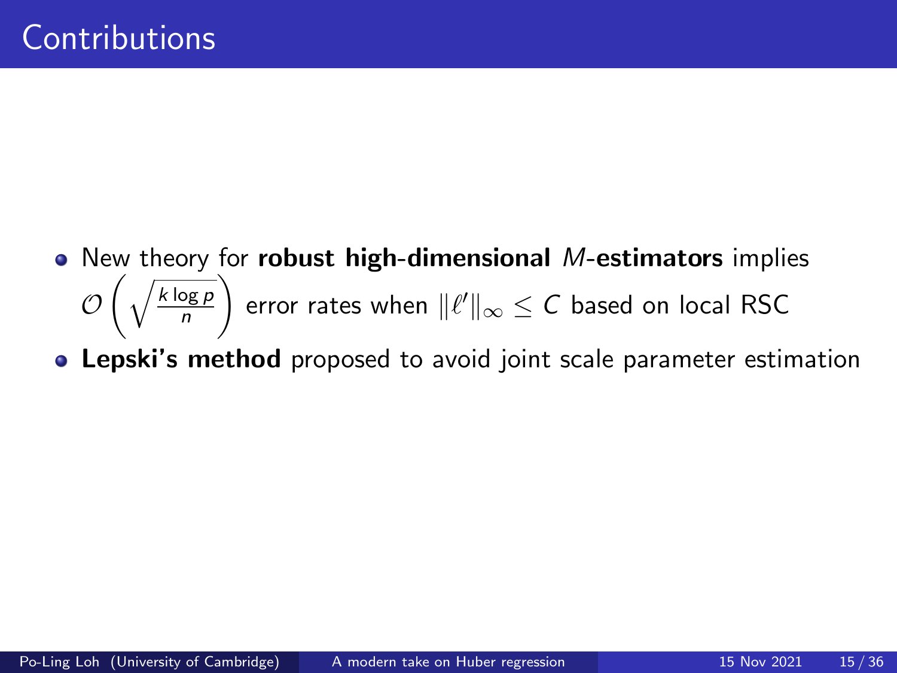# Contributions

- New theory for **robust high-dimensional** $M$**-estimators** implies $\mathcal{O}\left(\sqrt{\frac{k \log p}{n}}\right)$ error rates when $\|\ell'\|_\infty \leq C$ based on local RSC
- **Lepski's method** proposed to avoid joint scale parameter estimation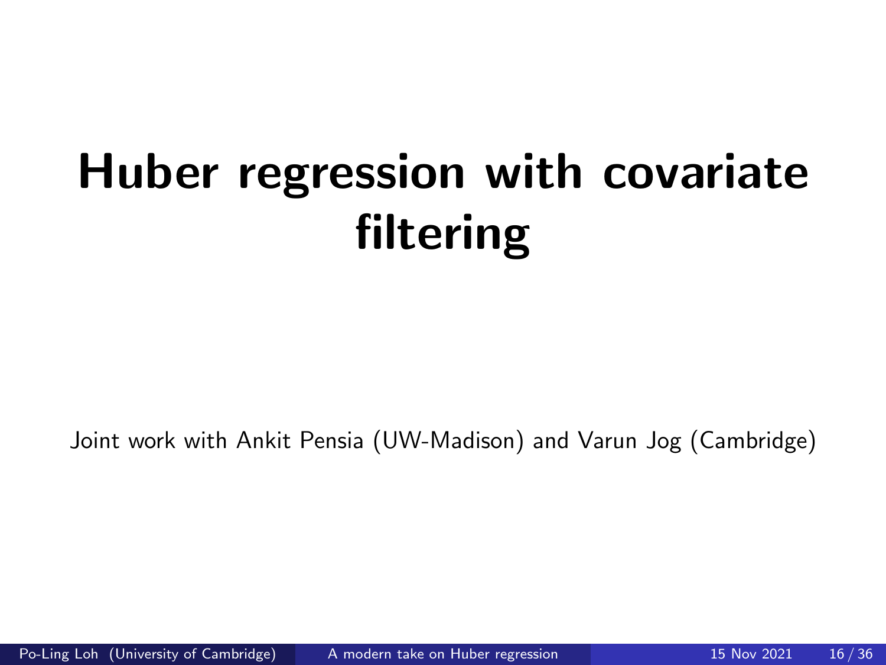# Huber regression with covariate filtering

Joint work with Ankit Pensia (UW-Madison) and Varun Jog (Cambridge)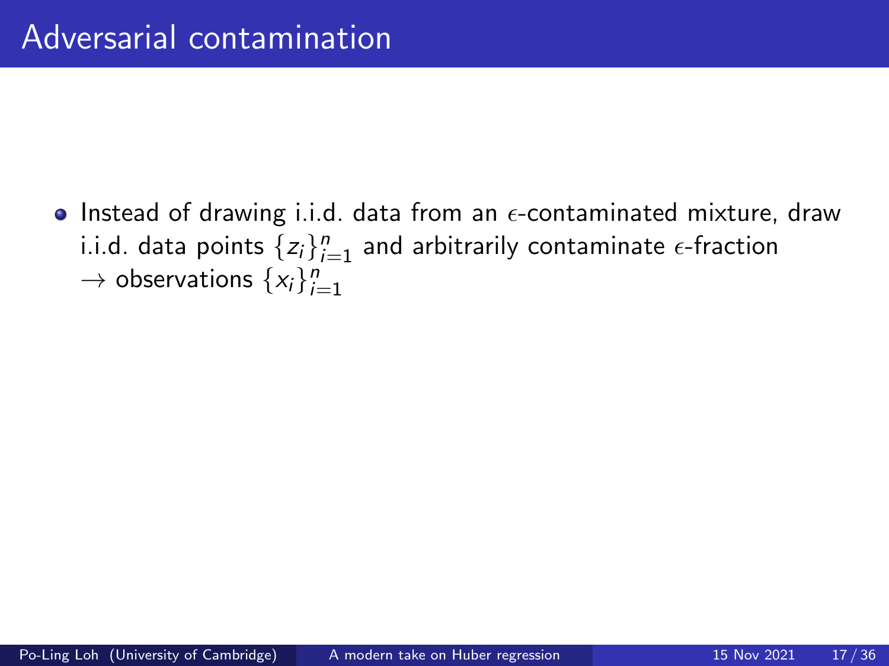# Adversarial contamination

- Instead of drawing i.i.d. data from an $\epsilon$-contaminated mixture, draw i.i.d. data points $\{z_i\}_{i=1}^n$ and arbitrarily contaminate $\epsilon$-fraction $\rightarrow$ observations $\{x_i\}_{i=1}^n$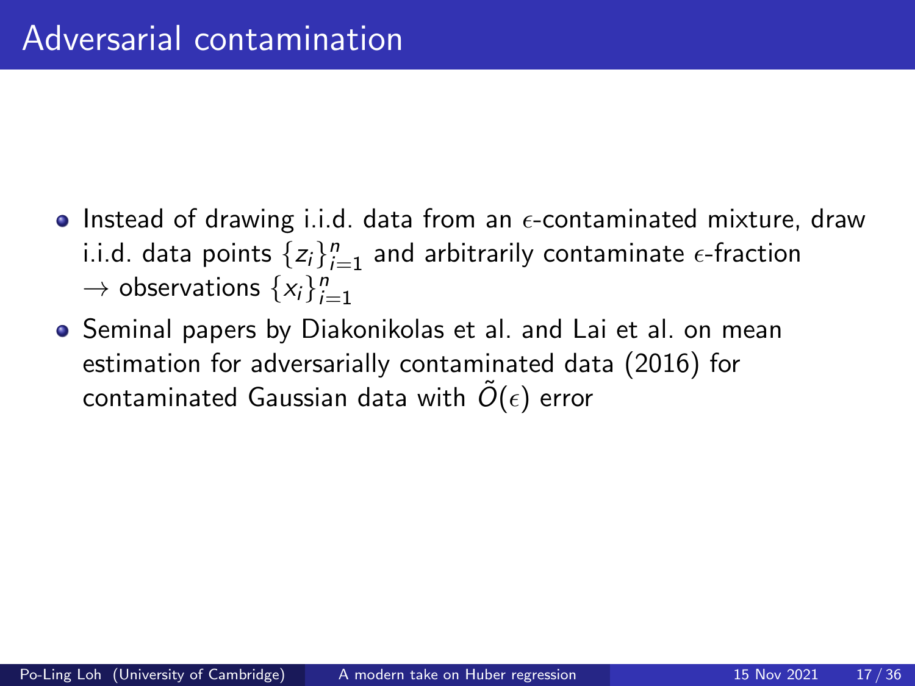# Adversarial contamination

- Instead of drawing i.i.d. data from an $\epsilon$-contaminated mixture, draw i.i.d. data points $\{z_i\}_{i=1}^n$ and arbitrarily contaminate $\epsilon$-fraction $\rightarrow$ observations $\{x_i\}_{i=1}^n$
- Seminal papers by Diakonikolas et al. and Lai et al. on mean estimation for adversarially contaminated data (2016) for contaminated Gaussian data with $\tilde{O}(\epsilon)$ error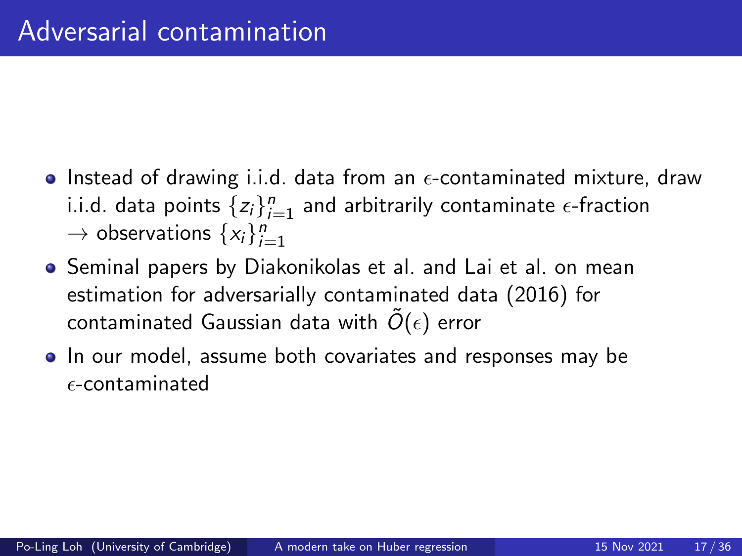# Adversarial contamination

- Instead of drawing i.i.d. data from an $\epsilon$-contaminated mixture, draw i.i.d. data points $\{z_i\}_{i=1}^n$ and arbitrarily contaminate $\epsilon$-fraction $\rightarrow$ observations $\{x_i\}_{i=1}^n$
- Seminal papers by Diakonikolas et al. and Lai et al. on mean estimation for adversarially contaminated data (2016) for contaminated Gaussian data with $\tilde{O}(\epsilon)$ error
- In our model, assume both covariates and responses may be $\epsilon$-contaminated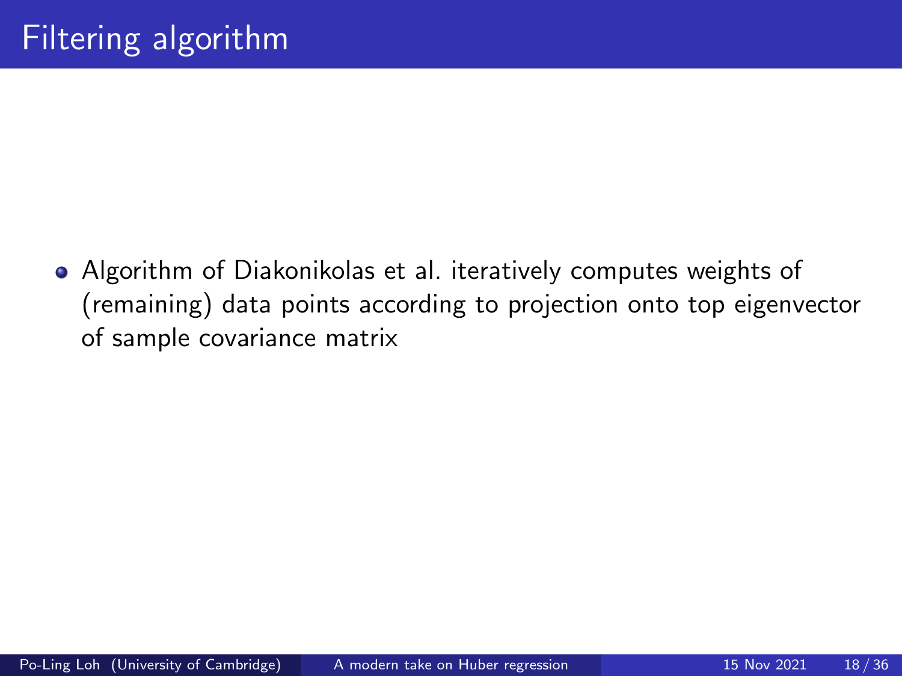# Filtering algorithm

- Algorithm of Diakonikolas et al. iteratively computes weights of (remaining) data points according to projection onto top eigenvector of sample covariance matrix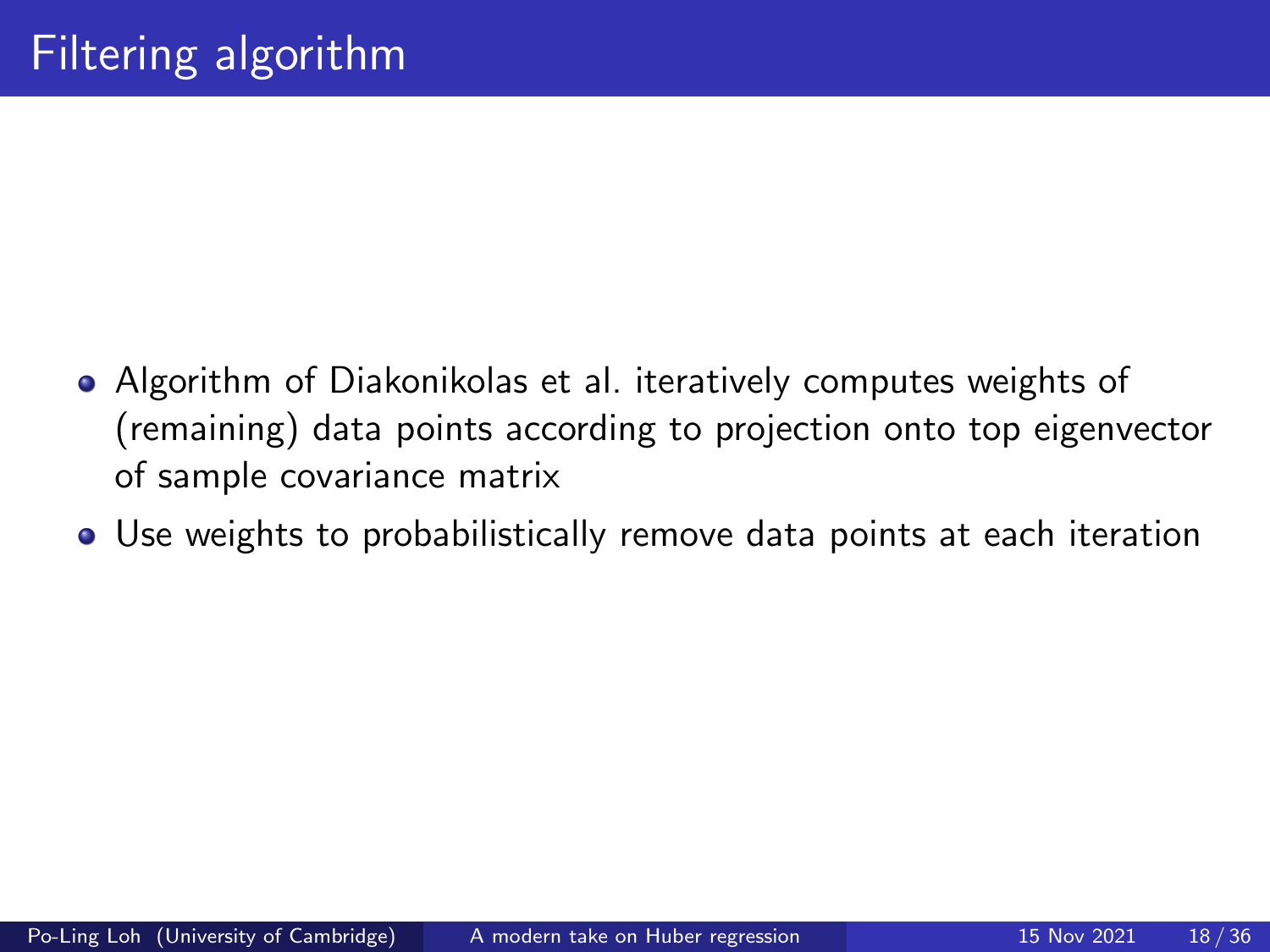# Filtering algorithm

- Algorithm of Diakonikolas et al. iteratively computes weights of (remaining) data points according to projection onto top eigenvector of sample covariance matrix
- Use weights to probabilistically remove data points at each iteration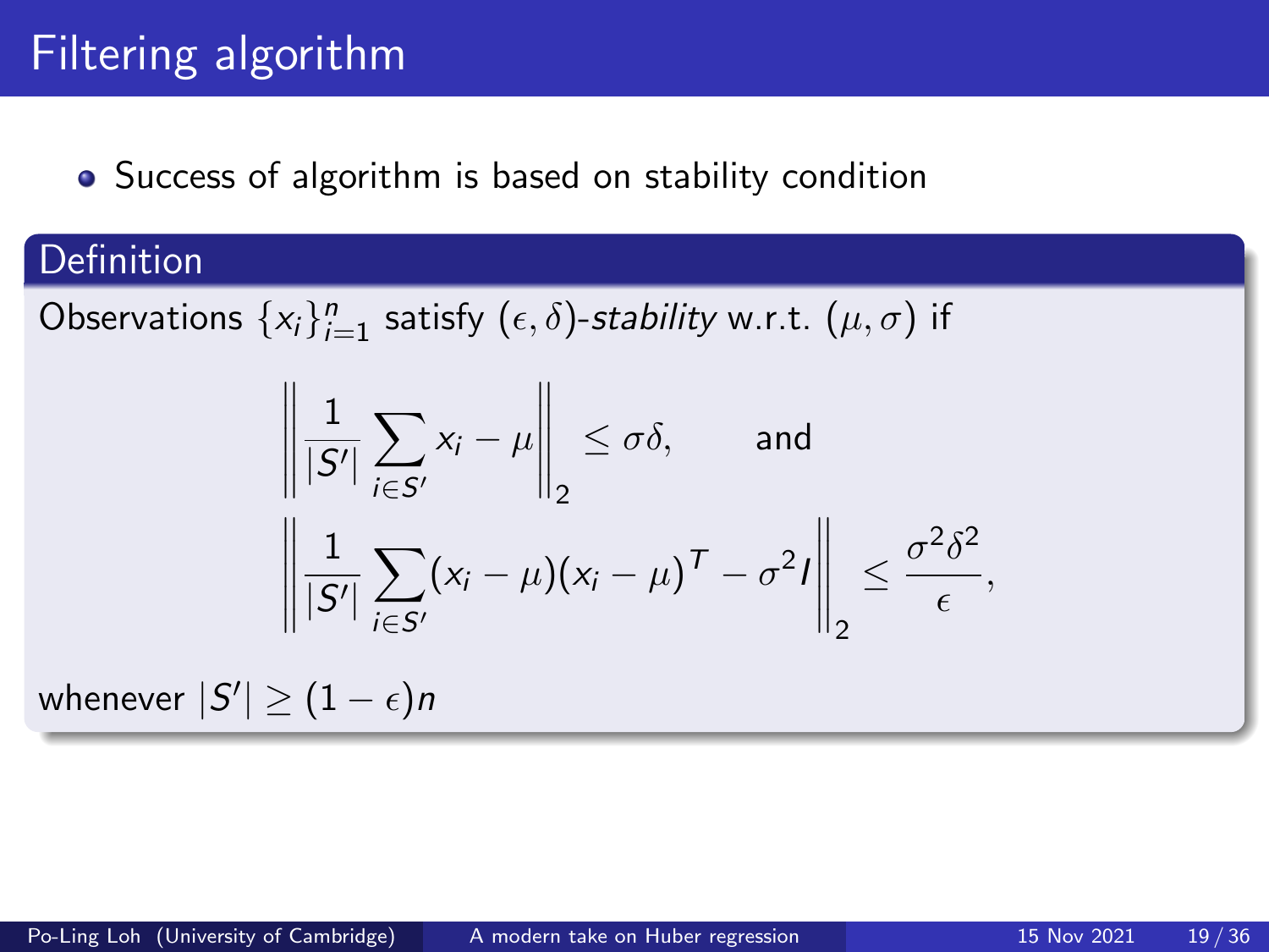# Filtering algorithm

- Success of algorithm is based on stability condition

**Definition**

Observations $\{x_i\}_{i=1}^n$ satisfy $(\epsilon, \delta)$-*stability* w.r.t. $(\mu, \sigma)$ if

$$\left\| \frac{1}{|S'|} \sum_{i \in S'} x_i - \mu \right\|_2 \leq \sigma\delta, \qquad \text{and}$$

$$\left\| \frac{1}{|S'|} \sum_{i \in S'} (x_i - \mu)(x_i - \mu)^T - \sigma^2 I \right\|_2 \leq \frac{\sigma^2 \delta^2}{\epsilon},$$

whenever $|S'| \geq (1 - \epsilon)n$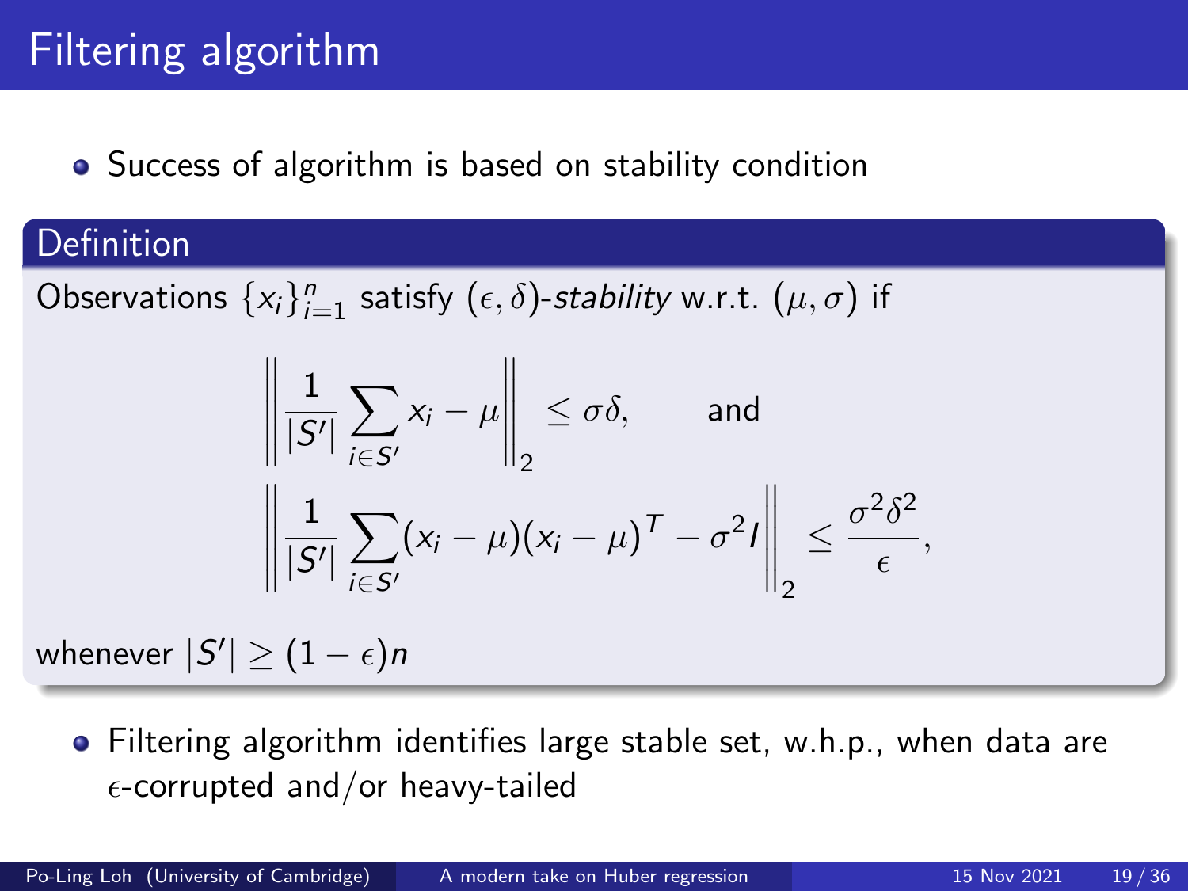# Filtering algorithm

- Success of algorithm is based on stability condition

**Definition**

Observations $\{x_i\}_{i=1}^n$ satisfy $(\epsilon, \delta)$-*stability* w.r.t. $(\mu, \sigma)$ if

$$\left\| \frac{1}{|S'|} \sum_{i \in S'} x_i - \mu \right\|_2 \leq \sigma\delta, \qquad \text{and}$$

$$\left\| \frac{1}{|S'|} \sum_{i \in S'} (x_i - \mu)(x_i - \mu)^T - \sigma^2 I \right\|_2 \leq \frac{\sigma^2 \delta^2}{\epsilon},$$

whenever $|S'| \geq (1 - \epsilon)n$

- Filtering algorithm identifies large stable set, w.h.p., when data are $\epsilon$-corrupted and/or heavy-tailed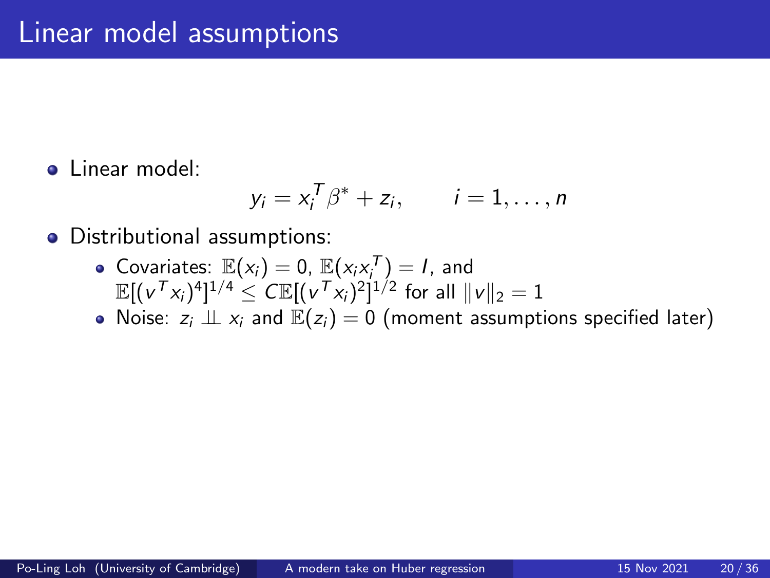# Linear model assumptions

- Linear model:

$$y_i = x_i^T \beta^* + z_i, \qquad i = 1, \dots, n$$

- Distributional assumptions:
  - Covariates: $\mathbb{E}(x_i) = 0$, $\mathbb{E}(x_i x_i^T) = I$, and $\mathbb{E}[(v^T x_i)^4]^{1/4} \leq C \mathbb{E}[(v^T x_i)^2]^{1/2}$ for all $\|v\|_2 = 1$
  - Noise: $z_i \perp\!\!\!\perp x_i$ and $\mathbb{E}(z_i) = 0$ (moment assumptions specified later)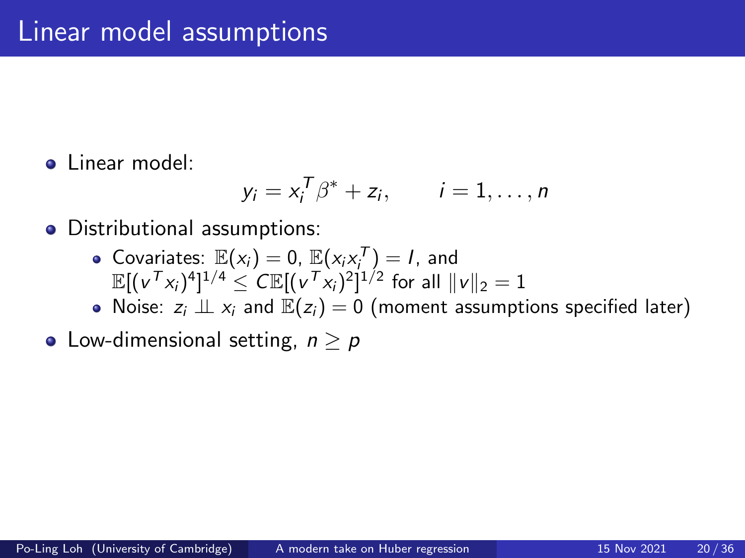# Linear model assumptions

- Linear model:

$$y_i = x_i^T \beta^* + z_i, \qquad i = 1, \dots, n$$

- Distributional assumptions:
  - Covariates: $\mathbb{E}(x_i) = 0$, $\mathbb{E}(x_i x_i^T) = I$, and $\mathbb{E}[(v^T x_i)^4]^{1/4} \leq C \mathbb{E}[(v^T x_i)^2]^{1/2}$ for all $\|v\|_2 = 1$
  - Noise: $z_i \perp\!\!\!\perp x_i$ and $\mathbb{E}(z_i) = 0$ (moment assumptions specified later)
- Low-dimensional setting, $n \geq p$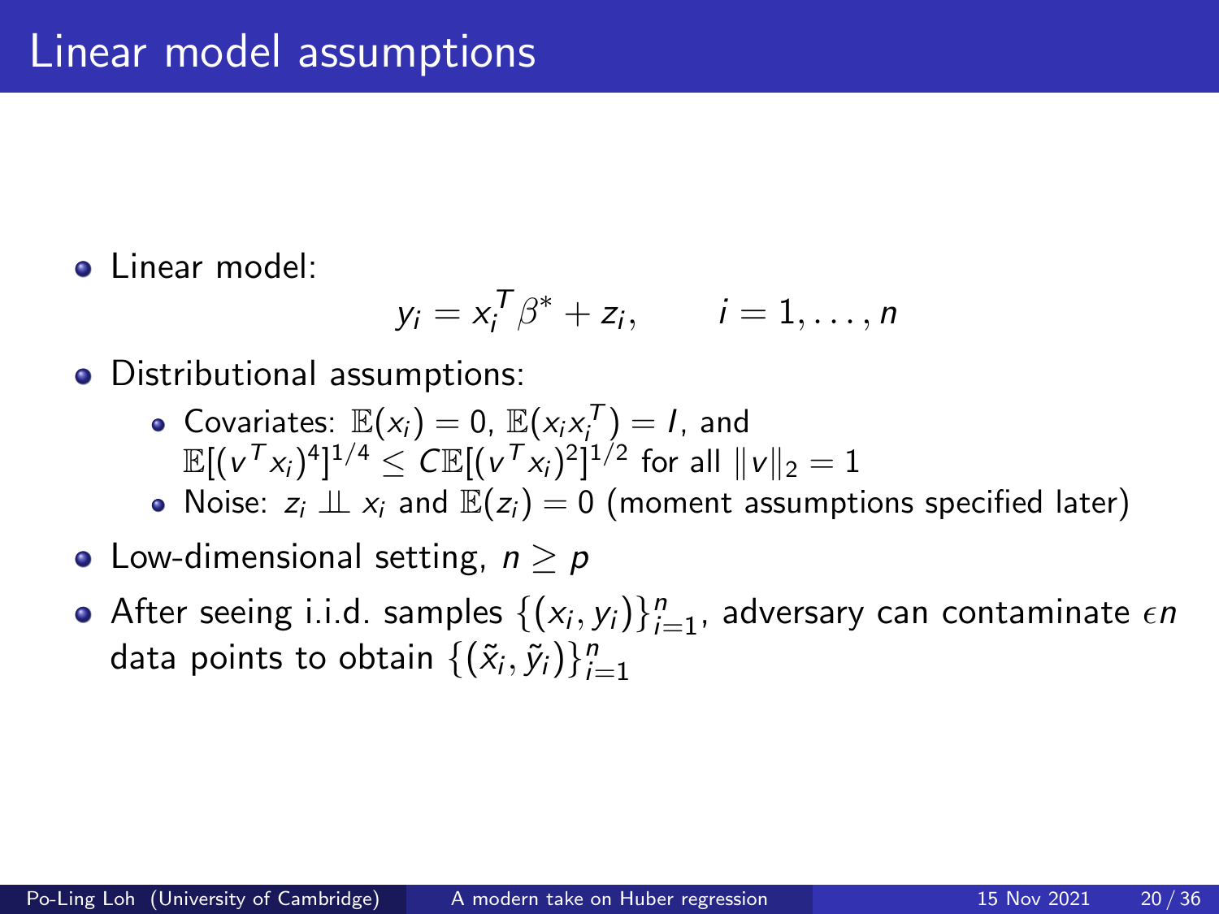# Linear model assumptions

- Linear model:

$$y_i = x_i^T \beta^* + z_i, \qquad i = 1, \dots, n$$

- Distributional assumptions:
  - Covariates: $\mathbb{E}(x_i) = 0$, $\mathbb{E}(x_i x_i^T) = I$, and $\mathbb{E}[(v^T x_i)^4]^{1/4} \leq C\mathbb{E}[(v^T x_i)^2]^{1/2}$ for all $\|v\|_2 = 1$
  - Noise: $z_i \perp\!\!\!\perp x_i$ and $\mathbb{E}(z_i) = 0$ (moment assumptions specified later)
- Low-dimensional setting, $n \geq p$
- After seeing i.i.d. samples $\{(x_i, y_i)\}_{i=1}^n$, adversary can contaminate $\epsilon n$ data points to obtain $\{(\tilde{x}_i, \tilde{y}_i)\}_{i=1}^n$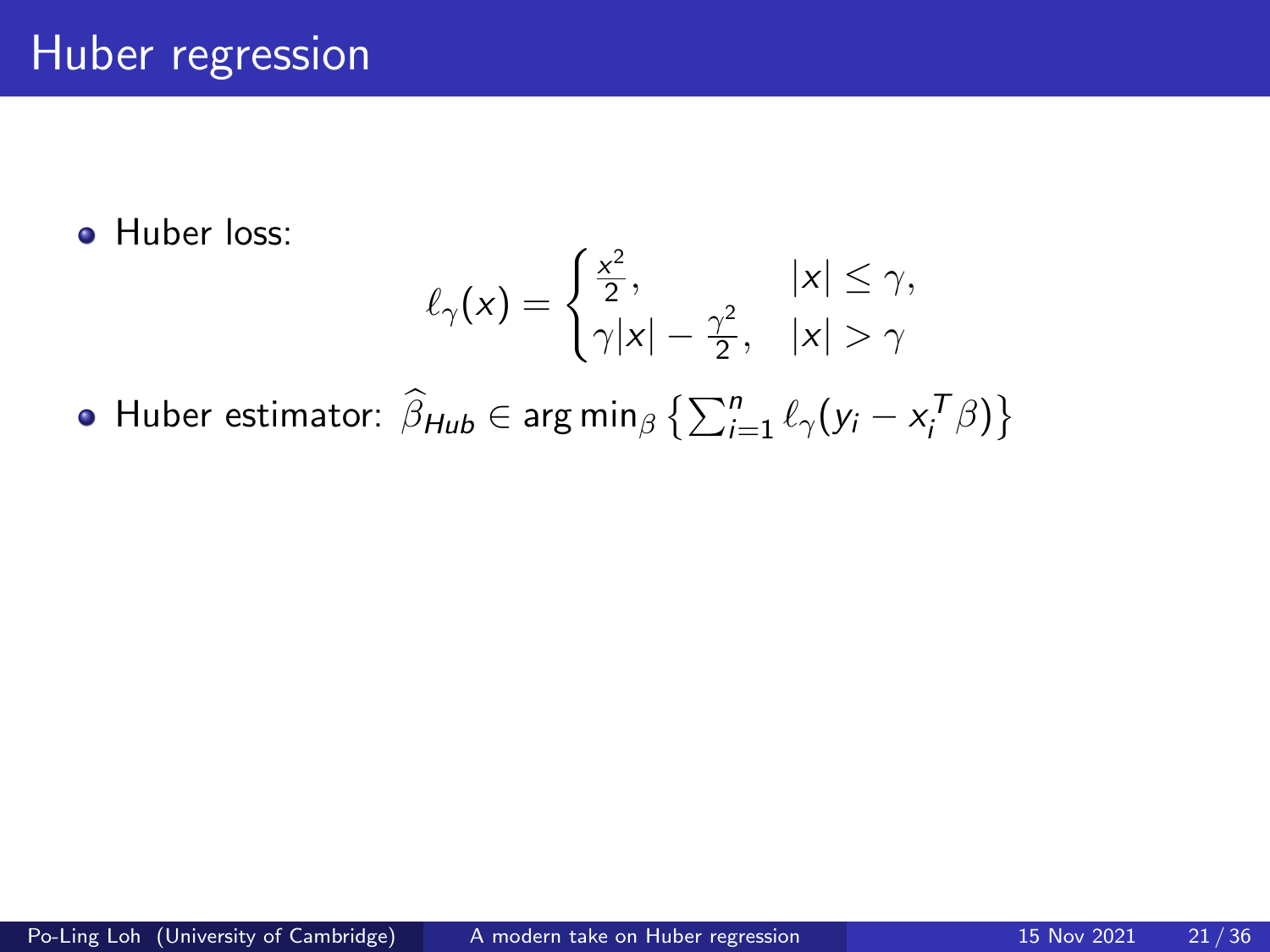# Huber regression

- Huber loss:

$$\ell_\gamma(x) = \begin{cases} \frac{x^2}{2}, & |x| \leq \gamma, \\ \gamma|x| - \frac{\gamma^2}{2}, & |x| > \gamma \end{cases}$$

- Huber estimator: $\widehat{\beta}_{Hub} \in \arg\min_\beta \left\{ \sum_{i=1}^n \ell_\gamma(y_i - x_i^T \beta) \right\}$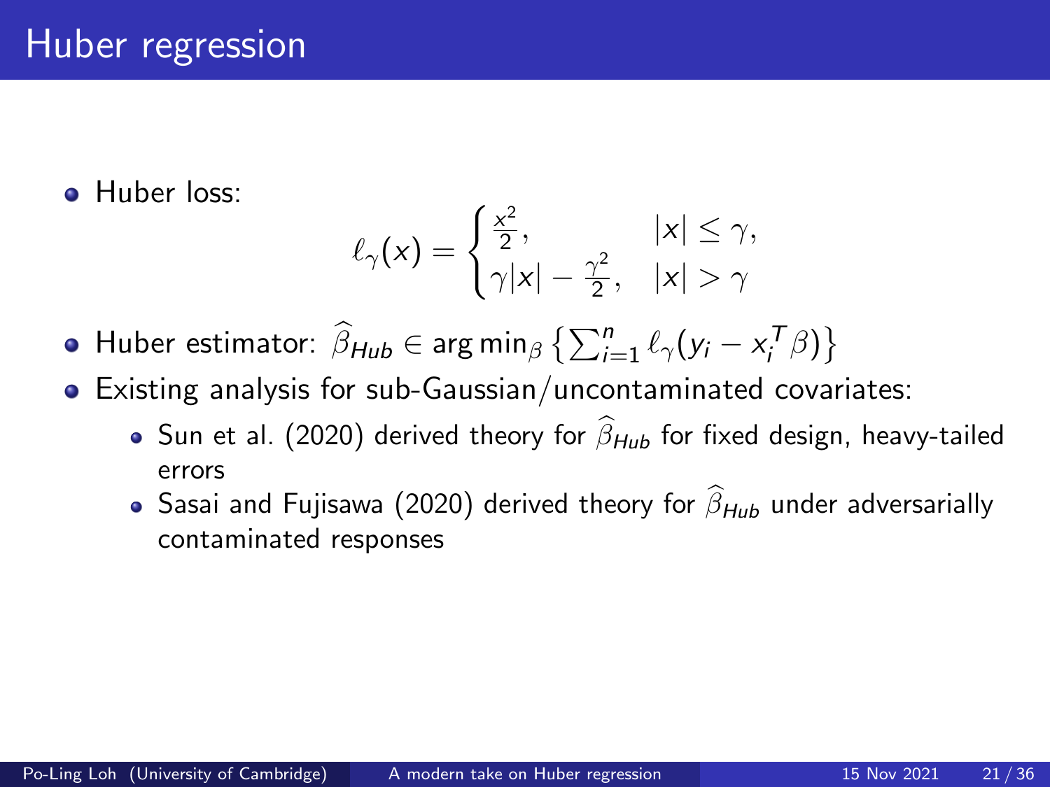# Huber regression

- Huber loss:

$$\ell_\gamma(x) = \begin{cases} \frac{x^2}{2}, & |x| \le \gamma, \\ \gamma|x| - \frac{\gamma^2}{2}, & |x| > \gamma \end{cases}$$

- Huber estimator: $\widehat{\beta}_{Hub} \in \arg\min_\beta \left\{ \sum_{i=1}^n \ell_\gamma(y_i - x_i^T \beta) \right\}$
- Existing analysis for sub-Gaussian/uncontaminated covariates:
  - Sun et al. (2020) derived theory for $\widehat{\beta}_{Hub}$ for fixed design, heavy-tailed errors
  - Sasai and Fujisawa (2020) derived theory for $\widehat{\beta}_{Hub}$ under adversarially contaminated responses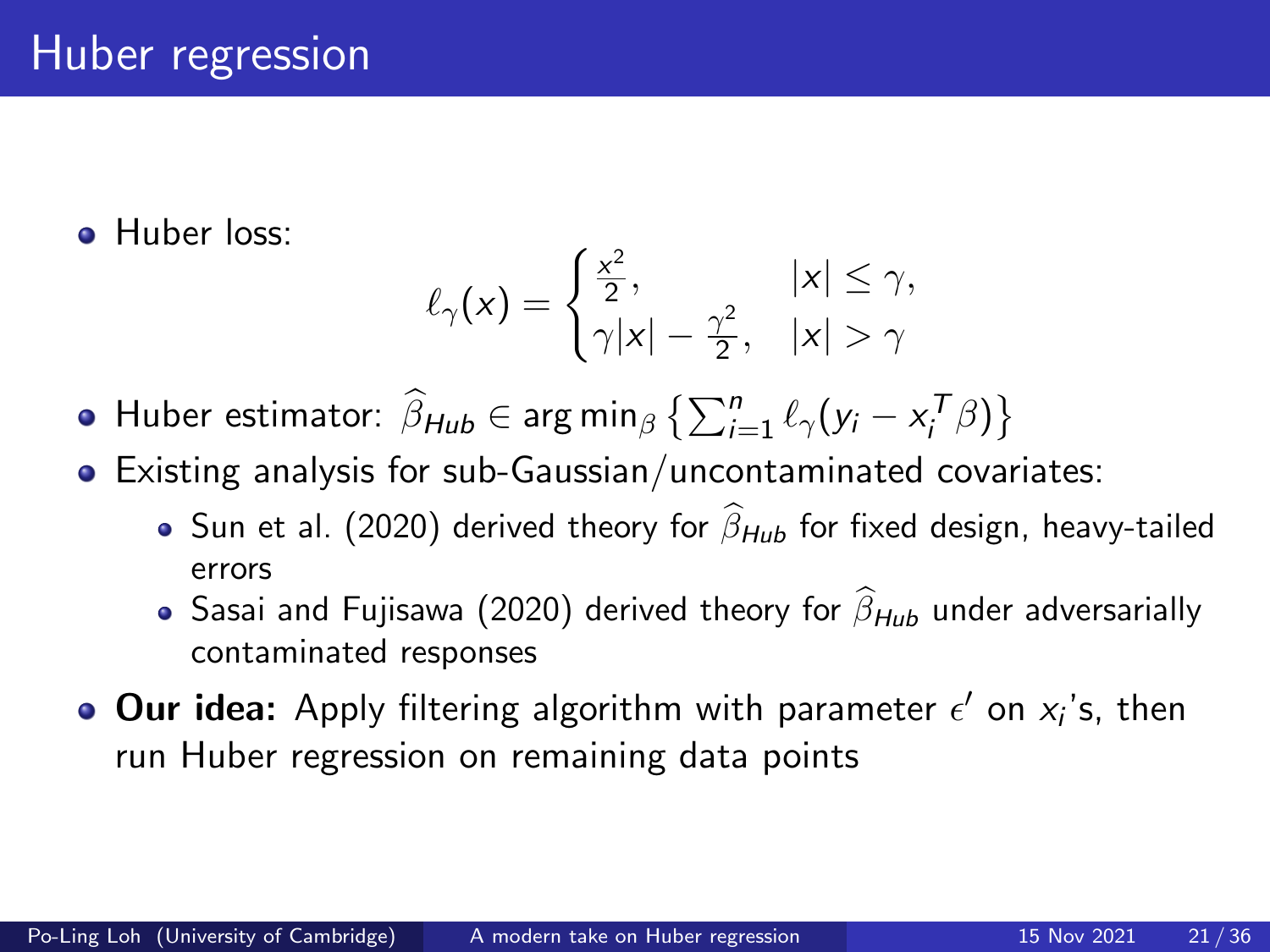# Huber regression

- Huber loss:

$$\ell_\gamma(x) = \begin{cases} \frac{x^2}{2}, & |x| \le \gamma, \\ \gamma|x| - \frac{\gamma^2}{2}, & |x| > \gamma \end{cases}$$

- Huber estimator: $\widehat{\beta}_{Hub} \in \arg\min_\beta \left\{ \sum_{i=1}^n \ell_\gamma(y_i - x_i^T \beta) \right\}$
- Existing analysis for sub-Gaussian/uncontaminated covariates:
  - Sun et al. (2020) derived theory for $\widehat{\beta}_{Hub}$ for fixed design, heavy-tailed errors
  - Sasai and Fujisawa (2020) derived theory for $\widehat{\beta}_{Hub}$ under adversarially contaminated responses
- **Our idea:** Apply filtering algorithm with parameter $\epsilon'$ on $x_i$'s, then run Huber regression on remaining data points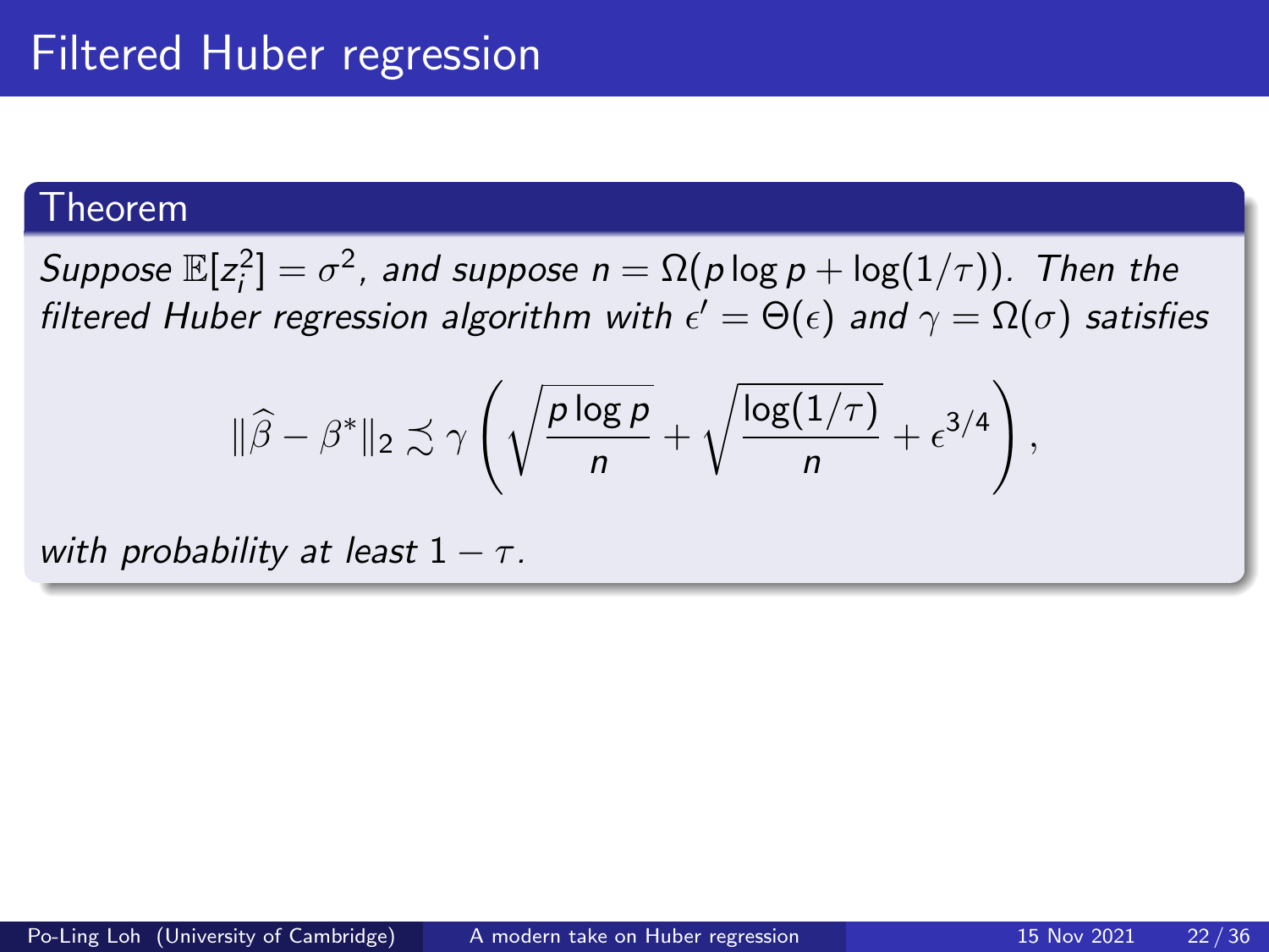# Filtered Huber regression

**Theorem**

*Suppose $\mathbb{E}[z_i^2] = \sigma^2$, and suppose $n = \Omega(p \log p + \log(1/\tau))$. Then the filtered Huber regression algorithm with $\epsilon' = \Theta(\epsilon)$ and $\gamma = \Omega(\sigma)$ satisfies*

$$\|\widehat{\beta} - \beta^*\|_2 \precsim \gamma \left( \sqrt{\frac{p \log p}{n}} + \sqrt{\frac{\log(1/\tau)}{n}} + \epsilon^{3/4} \right),$$

*with probability at least $1 - \tau$.*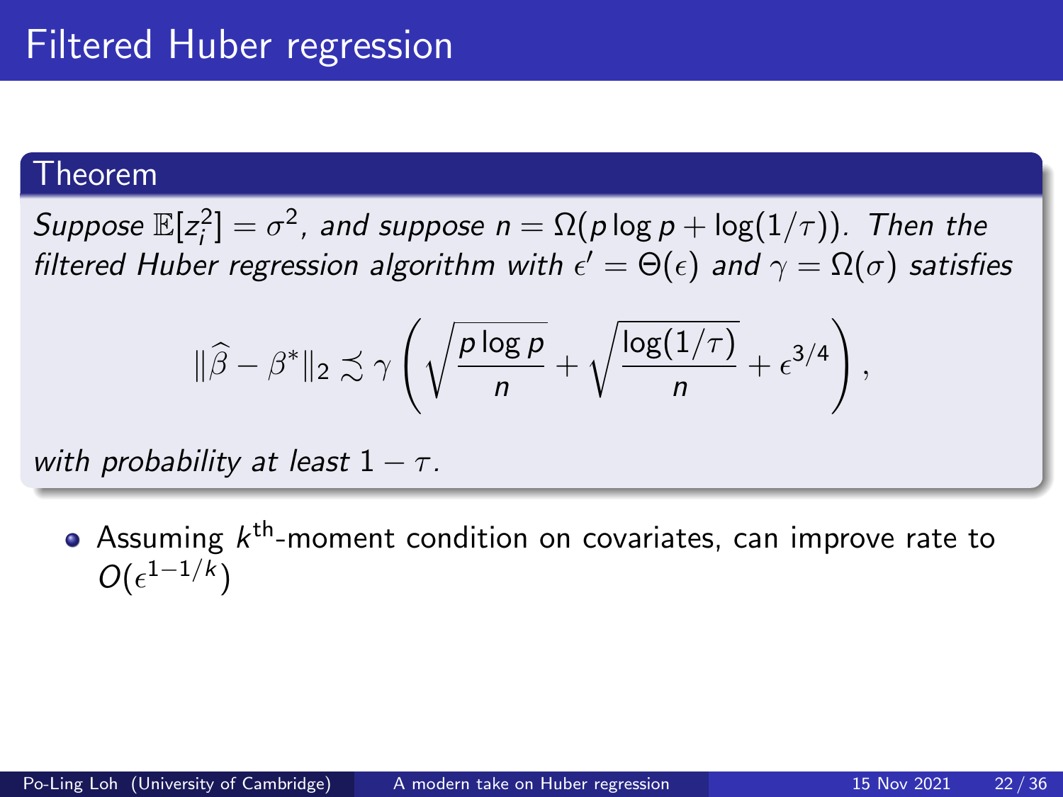# Filtered Huber regression

**Theorem**

*Suppose $\mathbb{E}[z_i^2] = \sigma^2$, and suppose $n = \Omega(p \log p + \log(1/\tau))$. Then the filtered Huber regression algorithm with $\epsilon' = \Theta(\epsilon)$ and $\gamma = \Omega(\sigma)$ satisfies*

$$\|\widehat{\beta} - \beta^*\|_2 \precsim \gamma \left( \sqrt{\frac{p \log p}{n}} + \sqrt{\frac{\log(1/\tau)}{n}} + \epsilon^{3/4} \right),$$

*with probability at least $1 - \tau$.*

- Assuming $k^{\text{th}}$-moment condition on covariates, can improve rate to $O(\epsilon^{1-1/k})$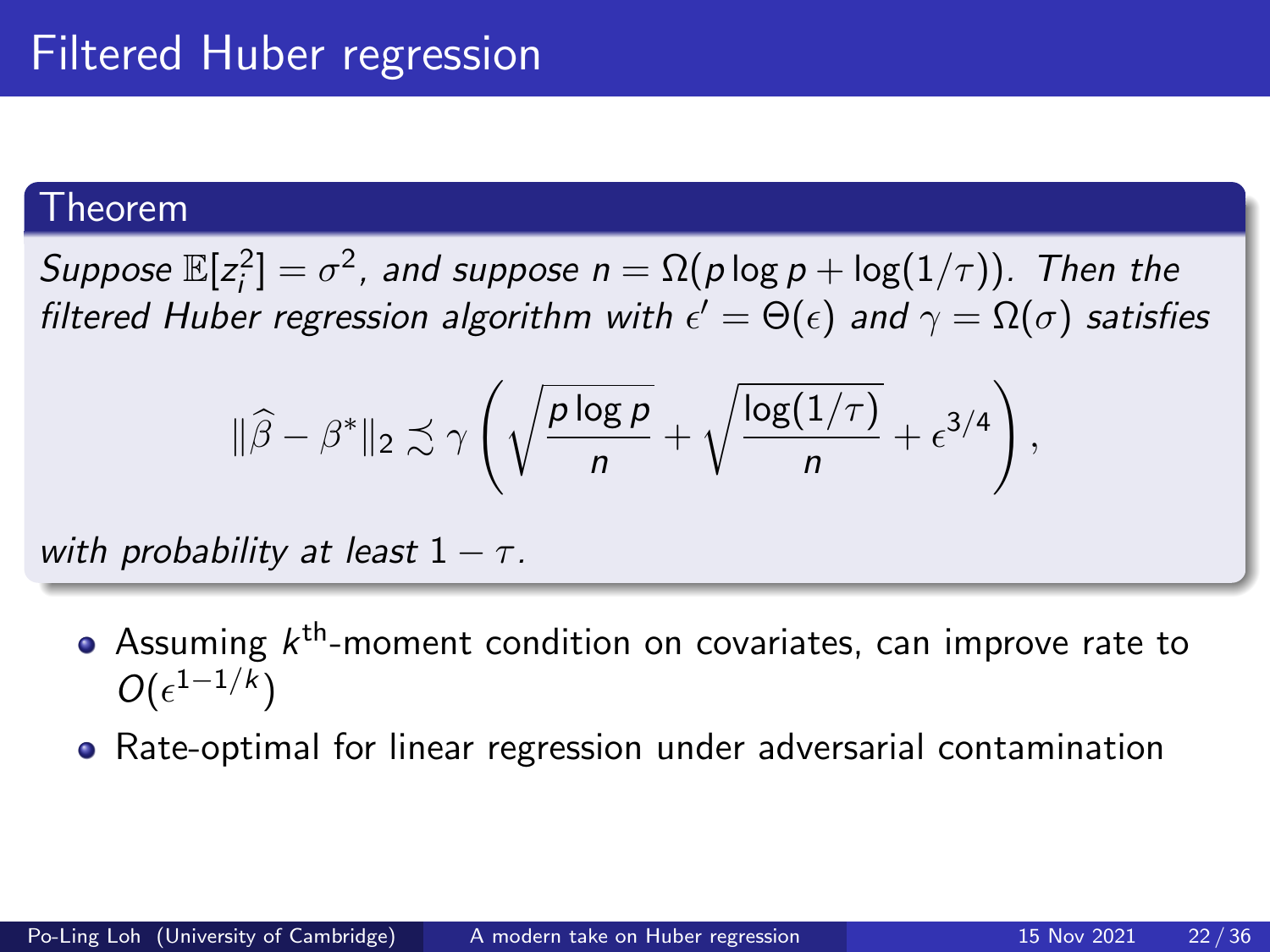# Filtered Huber regression

**Theorem**

*Suppose $\mathbb{E}[z_i^2] = \sigma^2$, and suppose $n = \Omega(p \log p + \log(1/\tau))$. Then the filtered Huber regression algorithm with $\epsilon' = \Theta(\epsilon)$ and $\gamma = \Omega(\sigma)$ satisfies*

$$\|\widehat{\beta} - \beta^*\|_2 \precsim \gamma \left( \sqrt{\frac{p \log p}{n}} + \sqrt{\frac{\log(1/\tau)}{n}} + \epsilon^{3/4} \right),$$

*with probability at least $1 - \tau$.*

- Assuming $k^{\text{th}}$-moment condition on covariates, can improve rate to $O(\epsilon^{1-1/k})$
- Rate-optimal for linear regression under adversarial contamination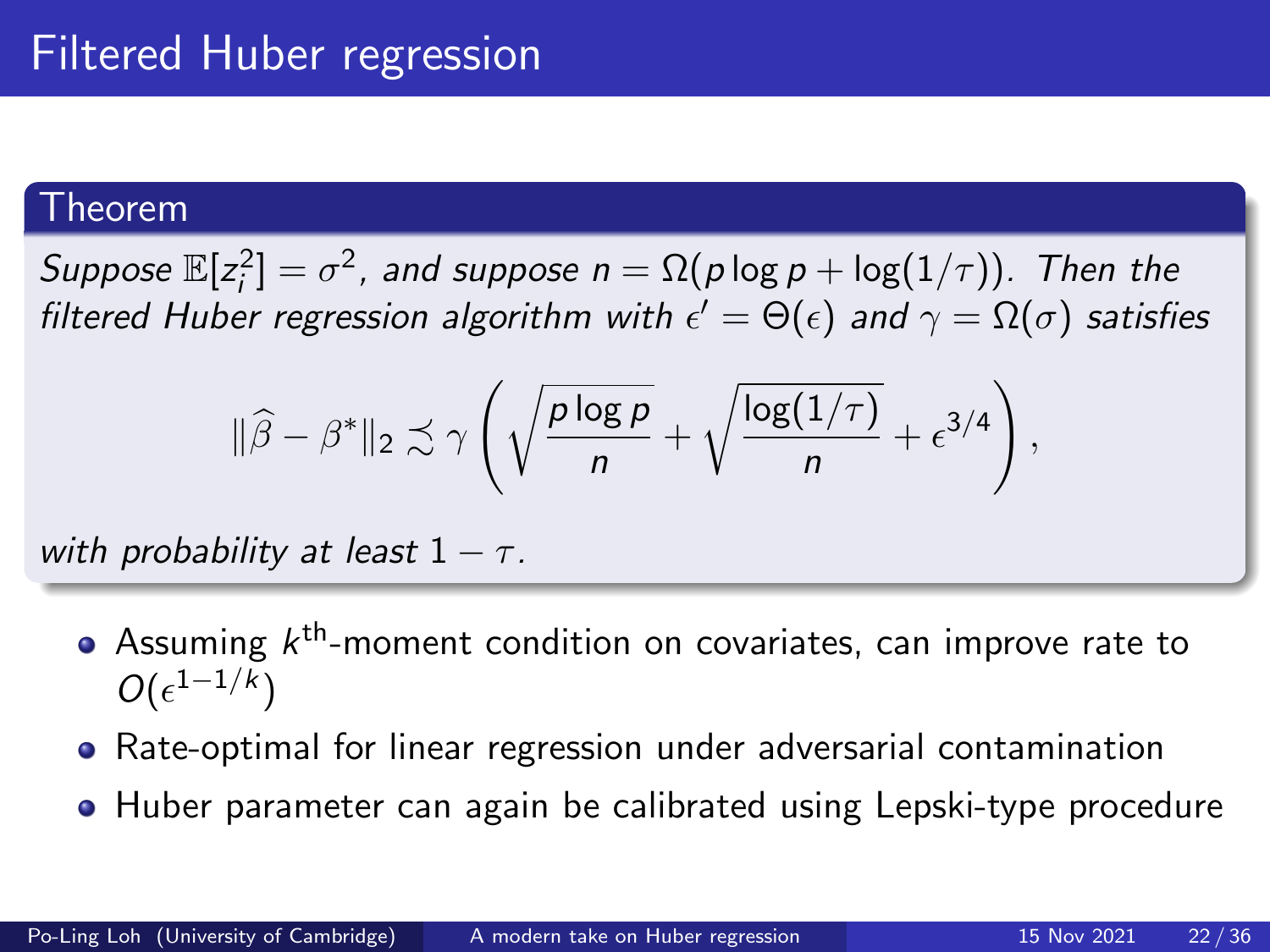# Filtered Huber regression

### Theorem

*Suppose $\mathbb{E}[z_i^2] = \sigma^2$, and suppose $n = \Omega(p \log p + \log(1/\tau))$. Then the filtered Huber regression algorithm with $\epsilon' = \Theta(\epsilon)$ and $\gamma = \Omega(\sigma)$ satisfies*

$$\|\widehat{\beta} - \beta^*\|_2 \precsim \gamma \left( \sqrt{\frac{p \log p}{n}} + \sqrt{\frac{\log(1/\tau)}{n}} + \epsilon^{3/4} \right),$$

*with probability at least $1 - \tau$.*

- Assuming $k^{\text{th}}$-moment condition on covariates, can improve rate to $O(\epsilon^{1-1/k})$
- Rate-optimal for linear regression under adversarial contamination
- Huber parameter can again be calibrated using Lepski-type procedure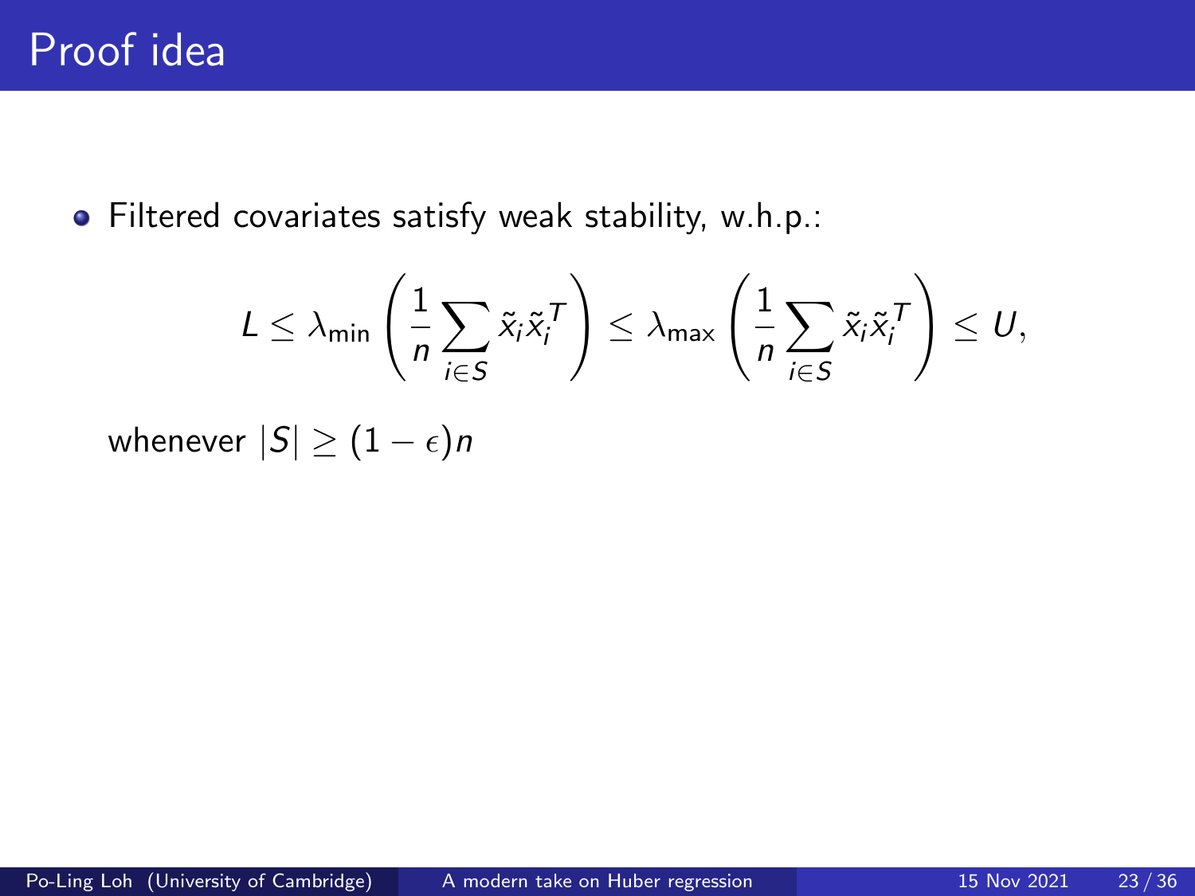# Proof idea

- Filtered covariates satisfy weak stability, w.h.p.:

$$L \leq \lambda_{\min}\left(\frac{1}{n}\sum_{i \in S} \tilde{x}_i \tilde{x}_i^T\right) \leq \lambda_{\max}\left(\frac{1}{n}\sum_{i \in S} \tilde{x}_i \tilde{x}_i^T\right) \leq U,$$

whenever $|S| \geq (1 - \epsilon)n$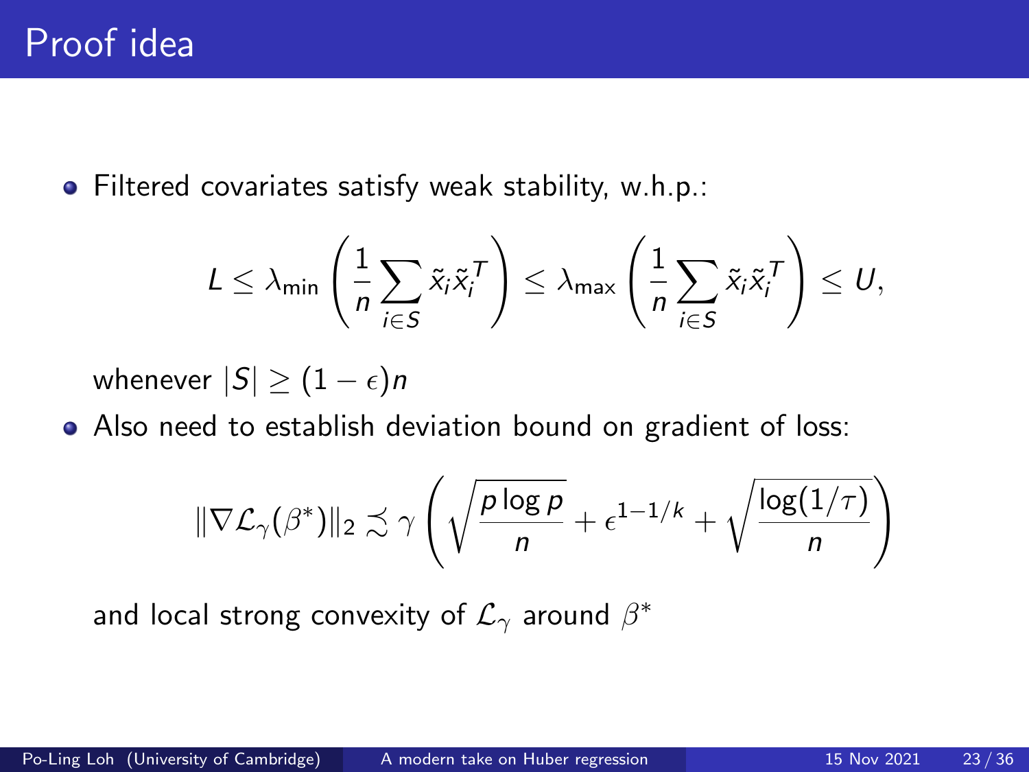# Proof idea

- Filtered covariates satisfy weak stability, w.h.p.:

$$L \leq \lambda_{\min}\left(\frac{1}{n}\sum_{i \in S} \tilde{x}_i \tilde{x}_i^T\right) \leq \lambda_{\max}\left(\frac{1}{n}\sum_{i \in S} \tilde{x}_i \tilde{x}_i^T\right) \leq U,$$

  whenever $|S| \geq (1-\epsilon)n$

- Also need to establish deviation bound on gradient of loss:

$$\|\nabla \mathcal{L}_\gamma(\beta^*)\|_2 \precsim \gamma \left(\sqrt{\frac{p \log p}{n}} + \epsilon^{1-1/k} + \sqrt{\frac{\log(1/\tau)}{n}}\right)$$

  and local strong convexity of $\mathcal{L}_\gamma$ around $\beta^*$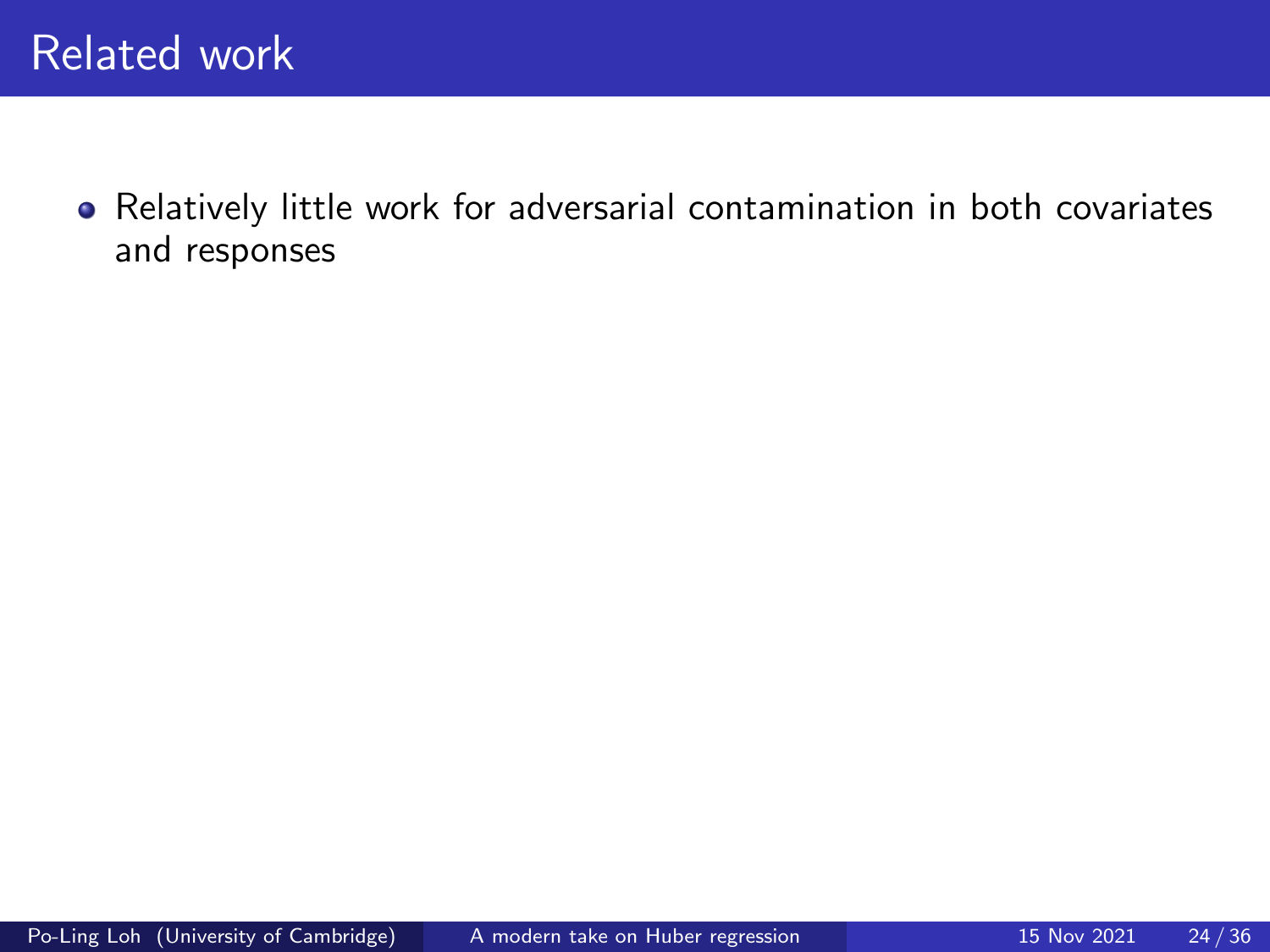# Related work

- Relatively little work for adversarial contamination in both covariates and responses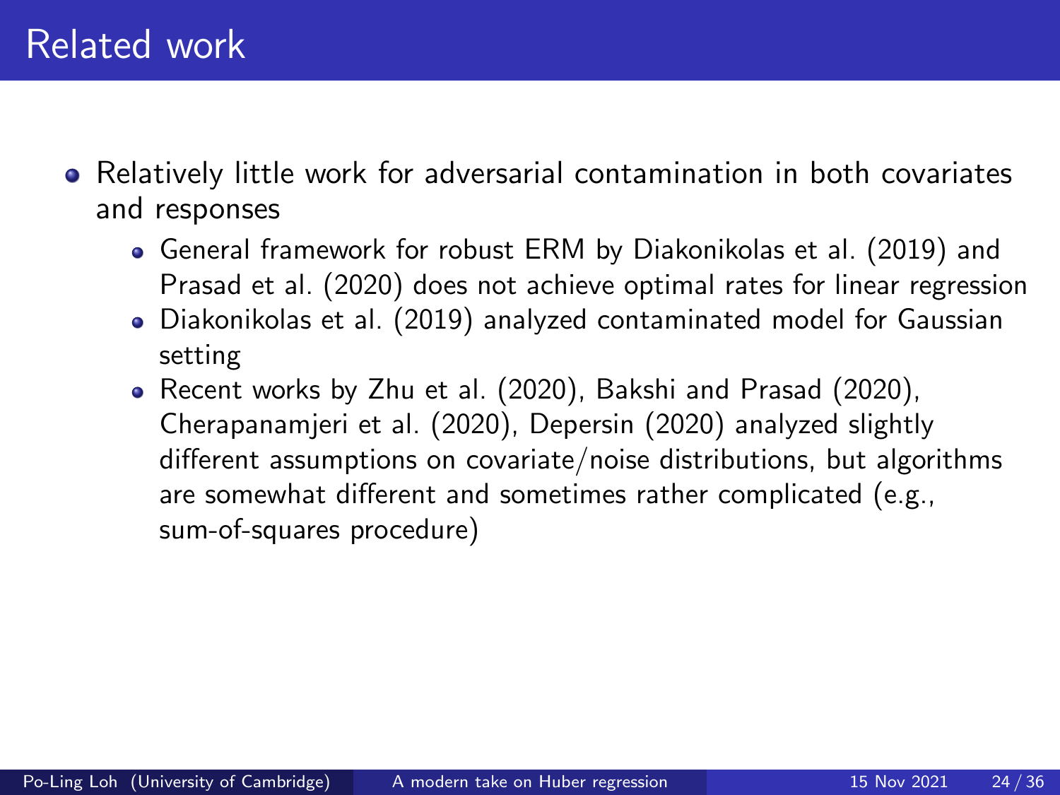# Related work

- Relatively little work for adversarial contamination in both covariates and responses
  - General framework for robust ERM by Diakonikolas et al. (2019) and Prasad et al. (2020) does not achieve optimal rates for linear regression
  - Diakonikolas et al. (2019) analyzed contaminated model for Gaussian setting
  - Recent works by Zhu et al. (2020), Bakshi and Prasad (2020), Cherapanamjeri et al. (2020), Depersin (2020) analyzed slightly different assumptions on covariate/noise distributions, but algorithms are somewhat different and sometimes rather complicated (e.g., sum-of-squares procedure)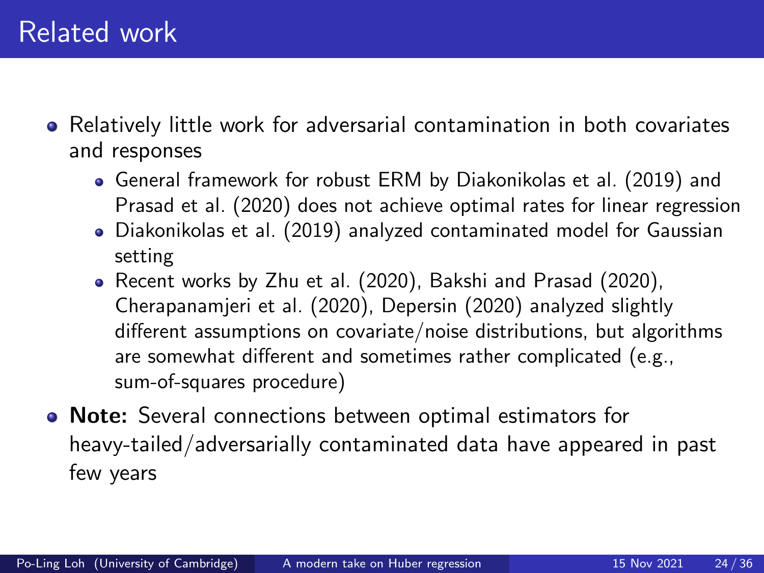# Related work

- Relatively little work for adversarial contamination in both covariates and responses
  - General framework for robust ERM by Diakonikolas et al. (2019) and Prasad et al. (2020) does not achieve optimal rates for linear regression
  - Diakonikolas et al. (2019) analyzed contaminated model for Gaussian setting
  - Recent works by Zhu et al. (2020), Bakshi and Prasad (2020), Cherapanamjeri et al. (2020), Depersin (2020) analyzed slightly different assumptions on covariate/noise distributions, but algorithms are somewhat different and sometimes rather complicated (e.g., sum-of-squares procedure)
- **Note:** Several connections between optimal estimators for heavy-tailed/adversarially contaminated data have appeared in past few years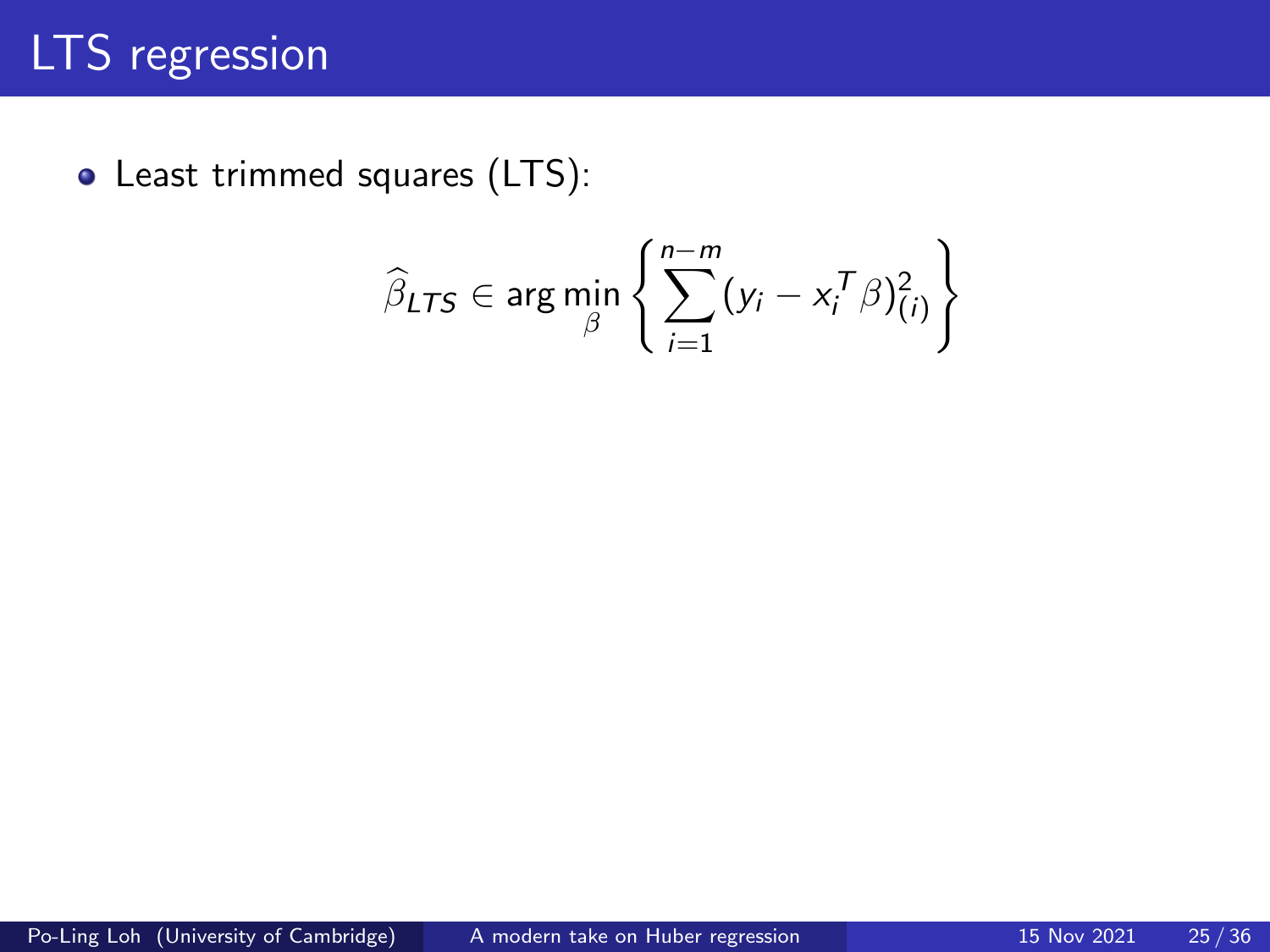# LTS regression

- Least trimmed squares (LTS):

$$\widehat{\beta}_{LTS} \in \arg\min_{\beta} \left\{ \sum_{i=1}^{n-m} (y_i - x_i^T \beta)^2_{(i)} \right\}$$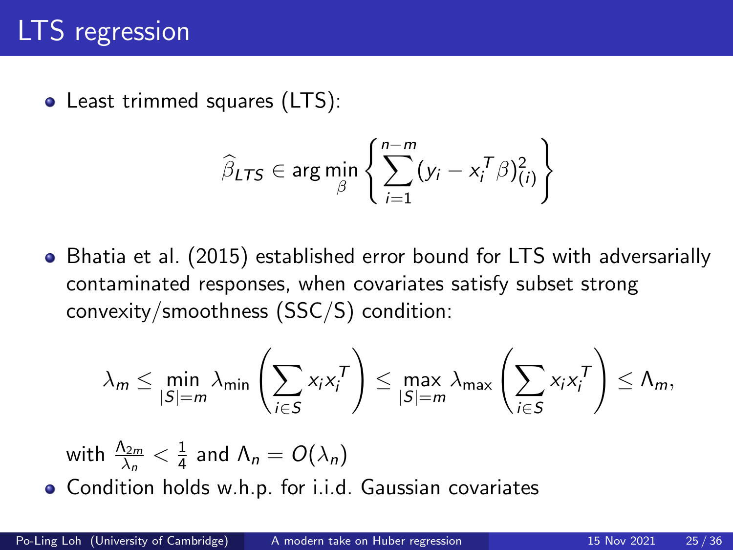# LTS regression

- Least trimmed squares (LTS):

$$\widehat{\beta}_{LTS} \in \arg\min_{\beta} \left\{ \sum_{i=1}^{n-m} (y_i - x_i^T \beta)^2_{(i)} \right\}$$

- Bhatia et al. (2015) established error bound for LTS with adversarially contaminated responses, when covariates satisfy subset strong convexity/smoothness (SSC/S) condition:

$$\lambda_m \le \min_{|S|=m} \lambda_{\min} \left( \sum_{i \in S} x_i x_i^T \right) \le \max_{|S|=m} \lambda_{\max} \left( \sum_{i \in S} x_i x_i^T \right) \le \Lambda_m,$$

  with $\frac{\Lambda_{2m}}{\lambda_n} < \frac{1}{4}$ and $\Lambda_n = O(\lambda_n)$

- Condition holds w.h.p. for i.i.d. Gaussian covariates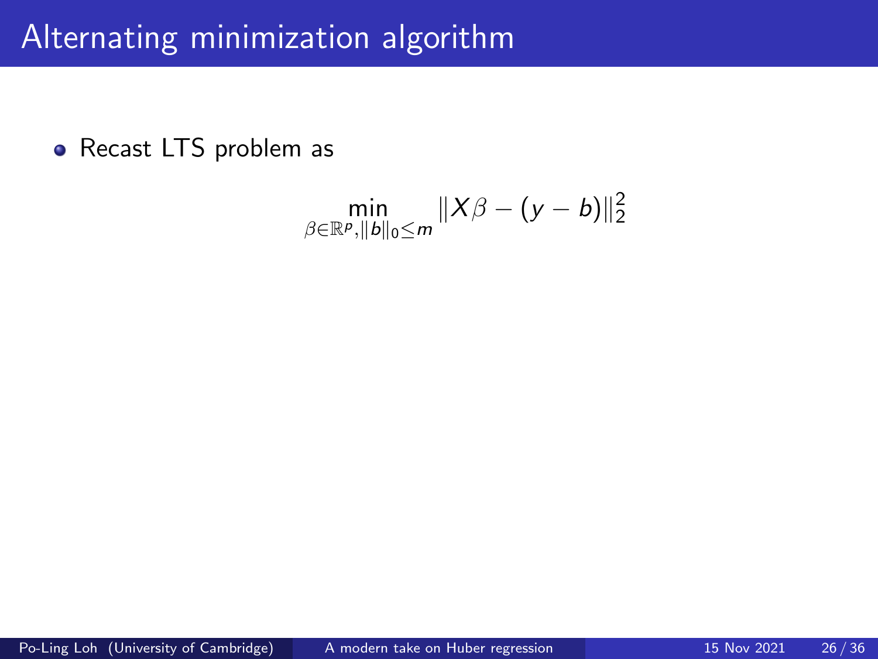# Alternating minimization algorithm

- Recast LTS problem as

$$\min_{\beta \in \mathbb{R}^p, \|b\|_0 \leq m} \|X\beta - (y - b)\|_2^2$$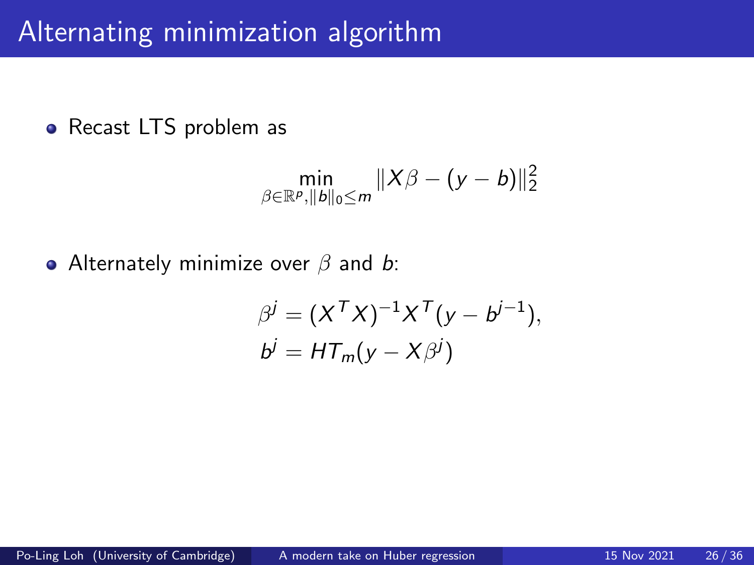# Alternating minimization algorithm

- Recast LTS problem as

$$\min_{\beta \in \mathbb{R}^p, \|b\|_0 \leq m} \|X\beta - (y - b)\|_2^2$$

- Alternately minimize over $\beta$ and $b$:

$$\beta^j = (X^T X)^{-1} X^T (y - b^{j-1}),$$
$$b^j = HT_m(y - X\beta^j)$$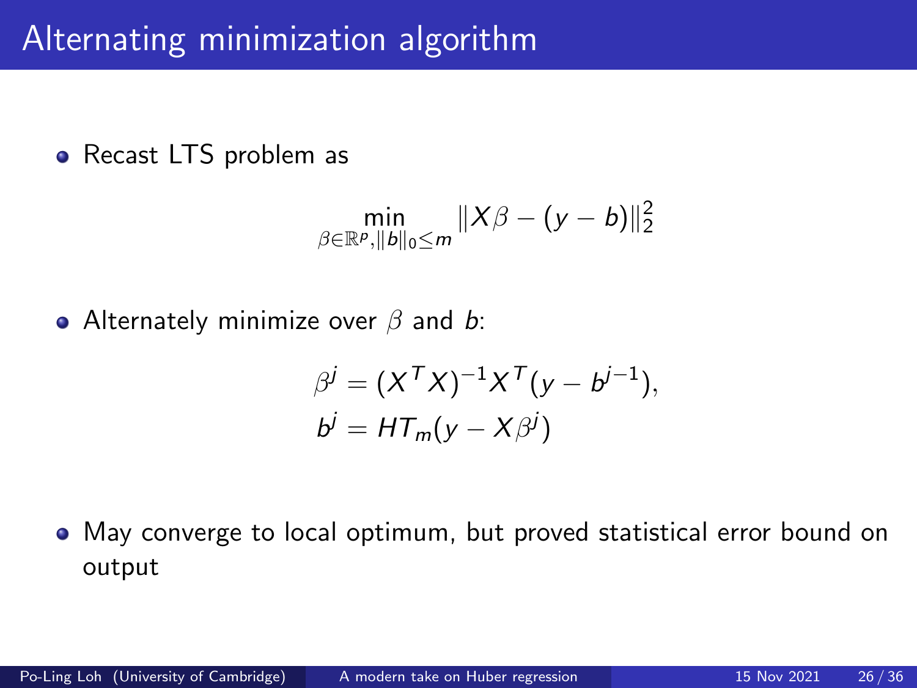# Alternating minimization algorithm

- Recast LTS problem as

$$\min_{\beta \in \mathbb{R}^p, \|b\|_0 \leq m} \|X\beta - (y - b)\|_2^2$$

- Alternately minimize over $\beta$ and $b$:

$$\beta^j = (X^T X)^{-1} X^T (y - b^{j-1}),$$
$$b^j = HT_m(y - X\beta^j)$$

- May converge to local optimum, but proved statistical error bound on output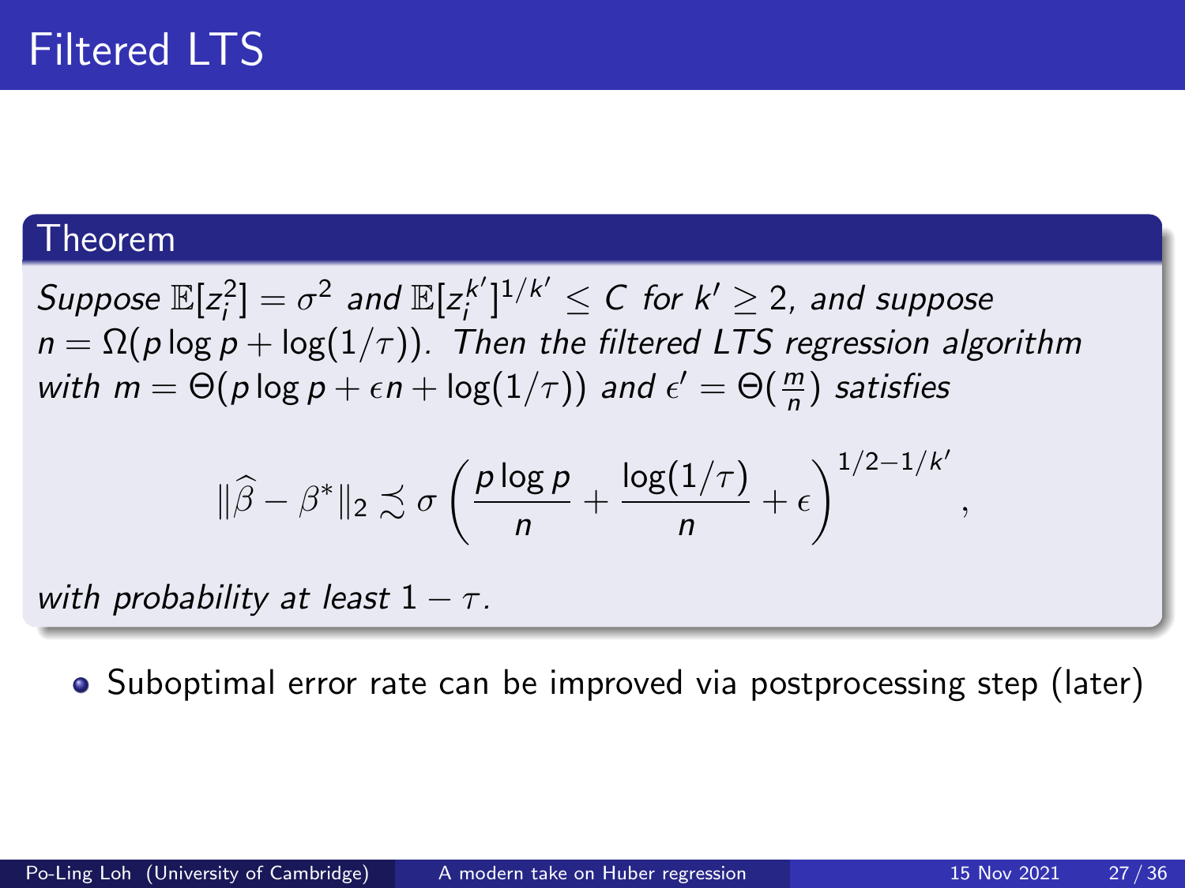# Filtered LTS

**Theorem**

*Suppose $\mathbb{E}[z_i^2] = \sigma^2$ and $\mathbb{E}[z_i^{k'}]^{1/k'} \leq C$ for $k' \geq 2$, and suppose $n = \Omega(p \log p + \log(1/\tau))$. Then the filtered LTS regression algorithm with $m = \Theta(p \log p + \epsilon n + \log(1/\tau))$ and $\epsilon' = \Theta(\frac{m}{n})$ satisfies*

$$\|\widehat{\beta} - \beta^*\|_2 \precsim \sigma \left( \frac{p \log p}{n} + \frac{\log(1/\tau)}{n} + \epsilon \right)^{1/2 - 1/k'},$$

*with probability at least $1 - \tau$.*

- Suboptimal error rate can be improved via postprocessing step (later)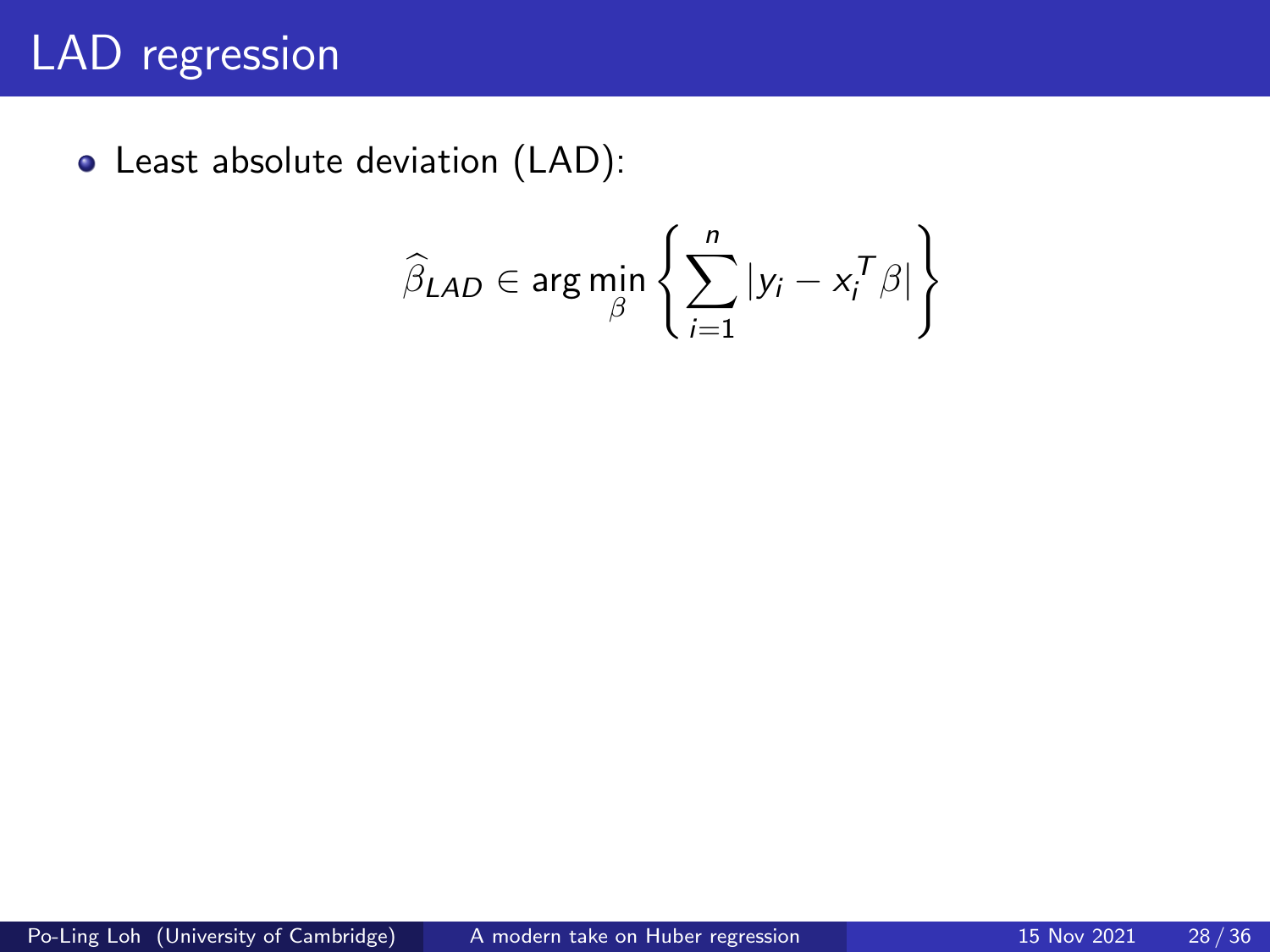# LAD regression

- Least absolute deviation (LAD):

$$\widehat{\beta}_{LAD} \in \arg\min_{\beta} \left\{ \sum_{i=1}^{n} |y_i - x_i^T \beta| \right\}$$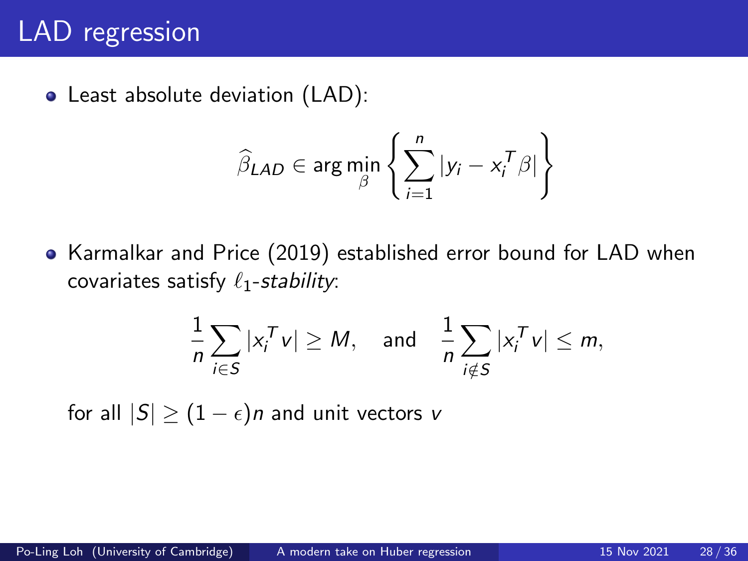# LAD regression

- Least absolute deviation (LAD):

$$\widehat{\beta}_{LAD} \in \arg\min_{\beta} \left\{ \sum_{i=1}^{n} |y_i - x_i^T \beta| \right\}$$

- Karmalkar and Price (2019) established error bound for LAD when covariates satisfy $\ell_1$-*stability*:

$$\frac{1}{n} \sum_{i \in S} |x_i^T v| \geq M, \quad \text{and} \quad \frac{1}{n} \sum_{i \notin S} |x_i^T v| \leq m,$$

  for all $|S| \geq (1 - \epsilon)n$ and unit vectors $v$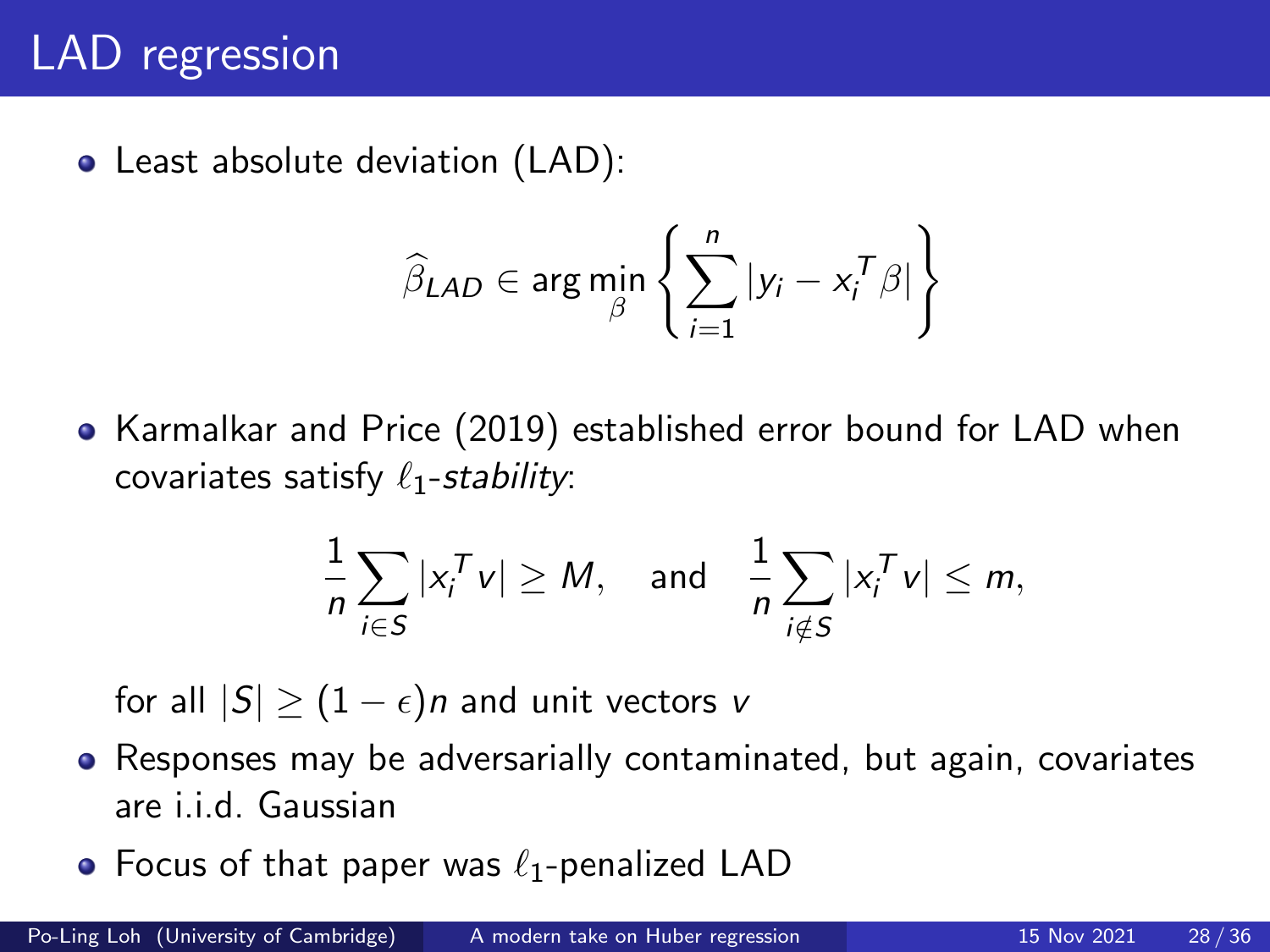# LAD regression

- Least absolute deviation (LAD):

$$\widehat{\beta}_{LAD} \in \arg\min_{\beta} \left\{ \sum_{i=1}^{n} |y_i - x_i^T \beta| \right\}$$

- Karmalkar and Price (2019) established error bound for LAD when covariates satisfy $\ell_1$-*stability*:

$$\frac{1}{n} \sum_{i \in S} |x_i^T v| \geq M, \quad \text{and} \quad \frac{1}{n} \sum_{i \notin S} |x_i^T v| \leq m,$$

  for all $|S| \geq (1 - \epsilon)n$ and unit vectors $v$

- Responses may be adversarially contaminated, but again, covariates are i.i.d. Gaussian
- Focus of that paper was $\ell_1$-penalized LAD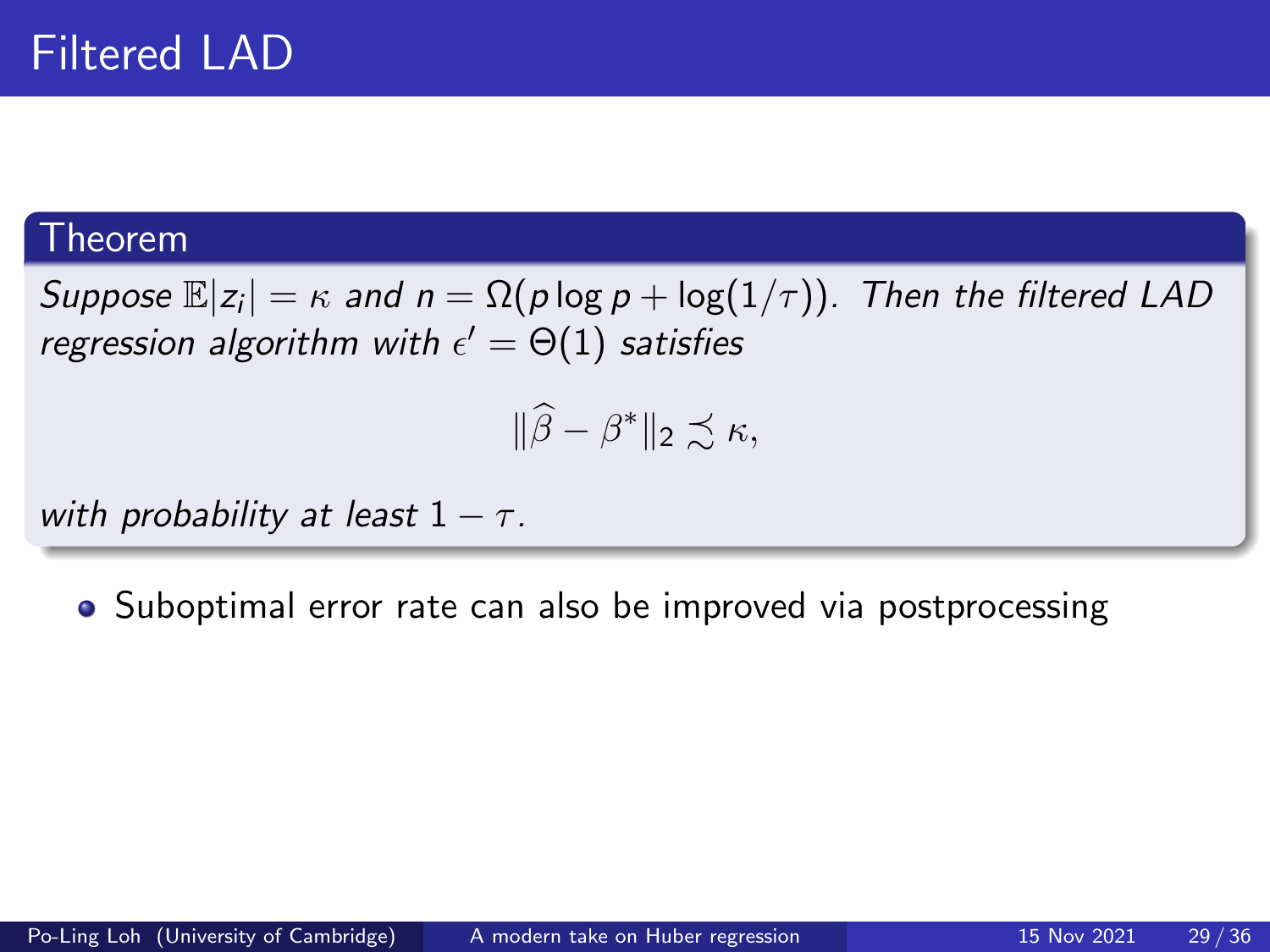# Filtered LAD

**Theorem**

*Suppose $\mathbb{E}|z_i| = \kappa$ and $n = \Omega(p \log p + \log(1/\tau))$. Then the filtered LAD regression algorithm with $\epsilon' = \Theta(1)$ satisfies*

$$\|\widehat{\beta} - \beta^*\|_2 \precsim \kappa,$$

*with probability at least $1 - \tau$.*

- Suboptimal error rate can also be improved via postprocessing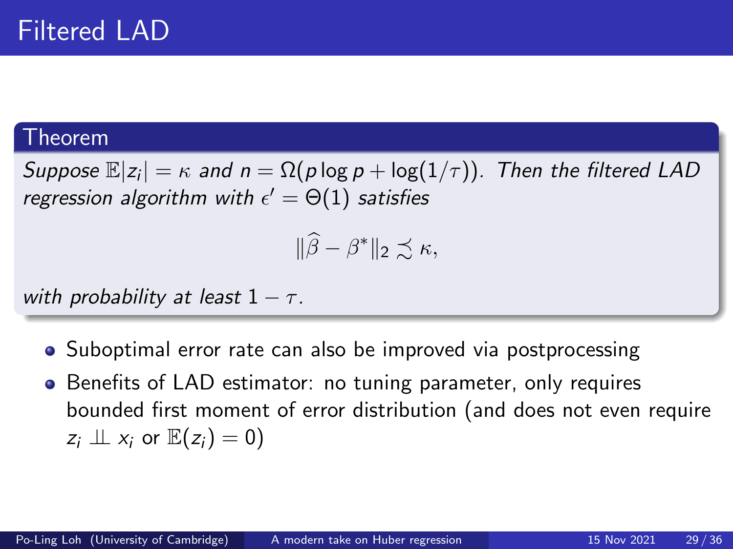# Filtered LAD

**Theorem**

*Suppose $\mathbb{E}|z_i| = \kappa$ and $n = \Omega(p \log p + \log(1/\tau))$. Then the filtered LAD regression algorithm with $\epsilon' = \Theta(1)$ satisfies*

$$\|\widehat{\beta} - \beta^*\|_2 \precsim \kappa,$$

*with probability at least $1 - \tau$.*

- Suboptimal error rate can also be improved via postprocessing
- Benefits of LAD estimator: no tuning parameter, only requires bounded first moment of error distribution (and does not even require $z_i \perp\!\!\!\perp x_i$ or $\mathbb{E}(z_i) = 0$)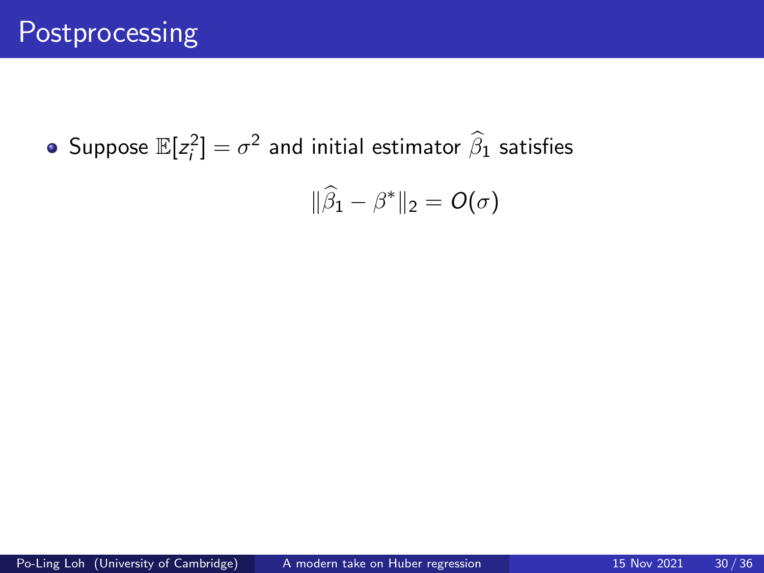# Postprocessing

- Suppose $\mathbb{E}[z_i^2] = \sigma^2$ and initial estimator $\widehat{\beta}_1$ satisfies

$$\|\widehat{\beta}_1 - \beta^*\|_2 = O(\sigma)$$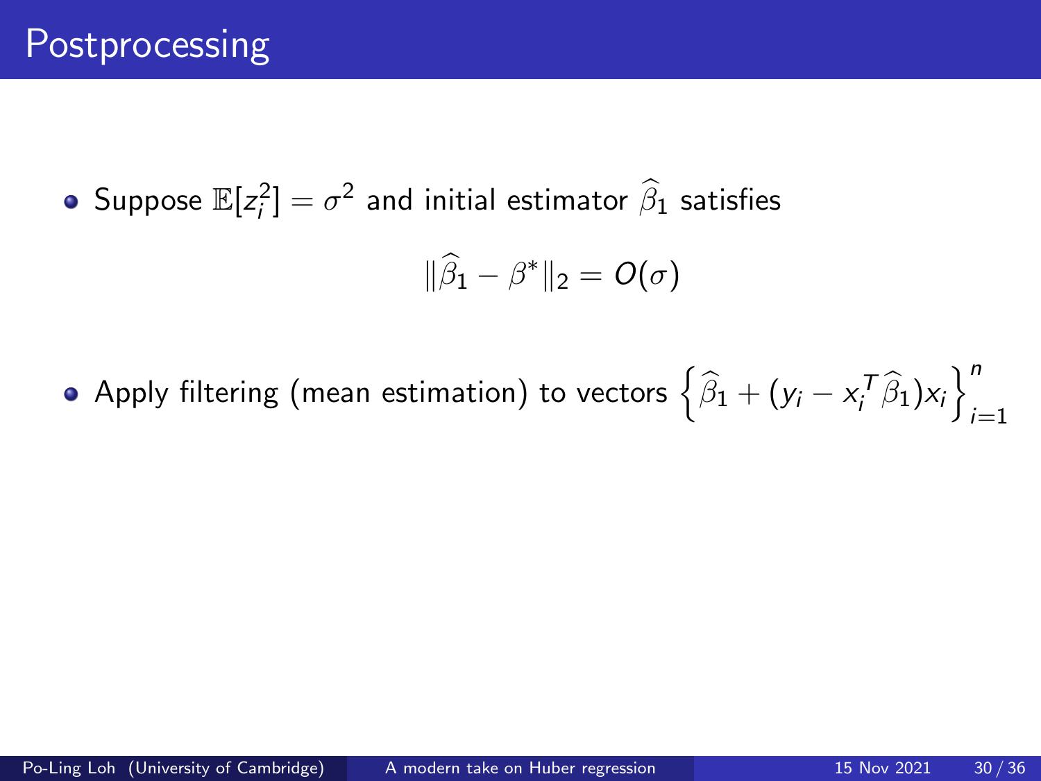# Postprocessing

- Suppose $\mathbb{E}[z_i^2] = \sigma^2$ and initial estimator $\widehat{\beta}_1$ satisfies

$$\|\widehat{\beta}_1 - \beta^*\|_2 = O(\sigma)$$

- Apply filtering (mean estimation) to vectors $\left\{\widehat{\beta}_1 + (y_i - x_i^T \widehat{\beta}_1)x_i\right\}_{i=1}^n$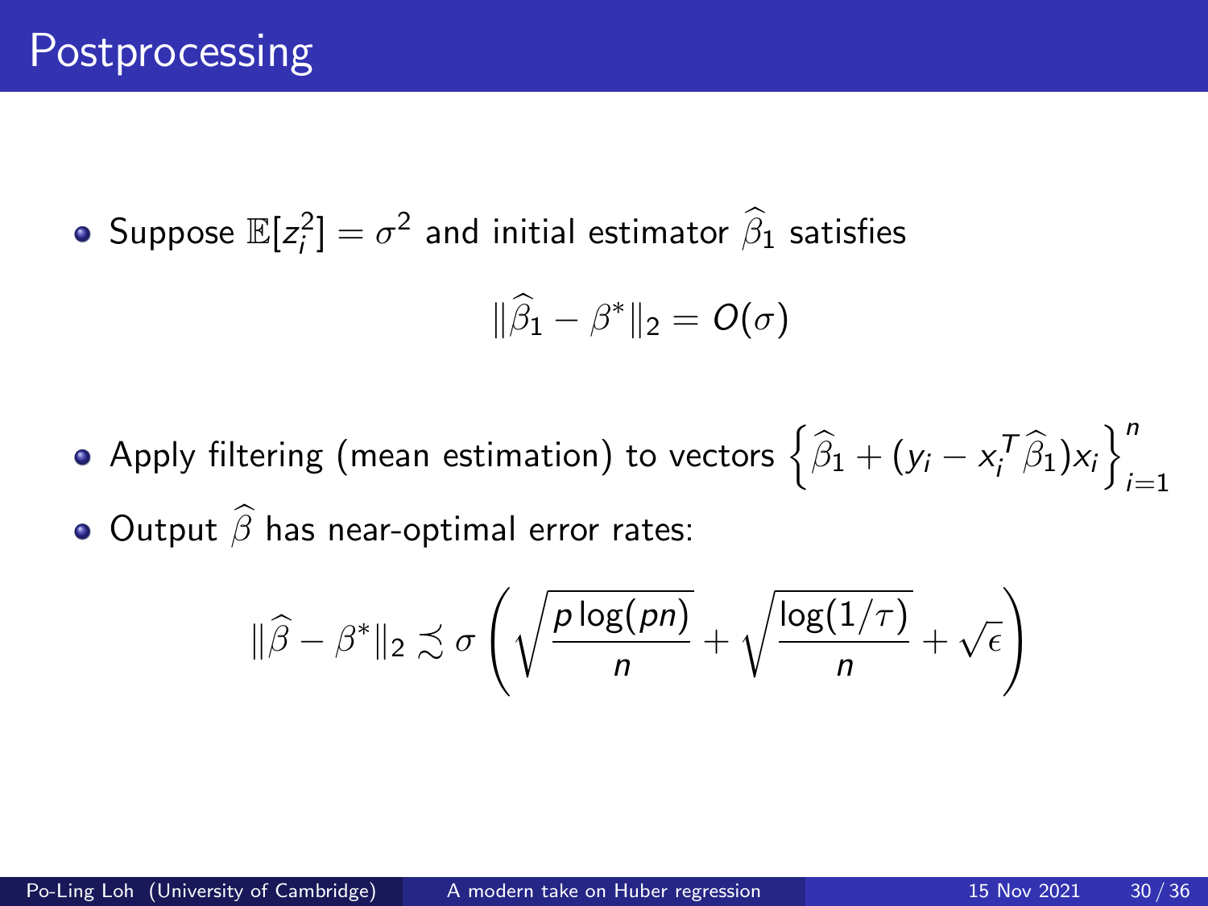# Postprocessing

- Suppose $\mathbb{E}[z_i^2] = \sigma^2$ and initial estimator $\widehat{\beta}_1$ satisfies

$$\|\widehat{\beta}_1 - \beta^*\|_2 = O(\sigma)$$

- Apply filtering (mean estimation) to vectors $\left\{\widehat{\beta}_1 + (y_i - x_i^T \widehat{\beta}_1)x_i\right\}_{i=1}^n$
- Output $\widehat{\beta}$ has near-optimal error rates:

$$\|\widehat{\beta} - \beta^*\|_2 \lesssim \sigma \left( \sqrt{\frac{p \log(pn)}{n}} + \sqrt{\frac{\log(1/\tau)}{n}} + \sqrt{\epsilon} \right)$$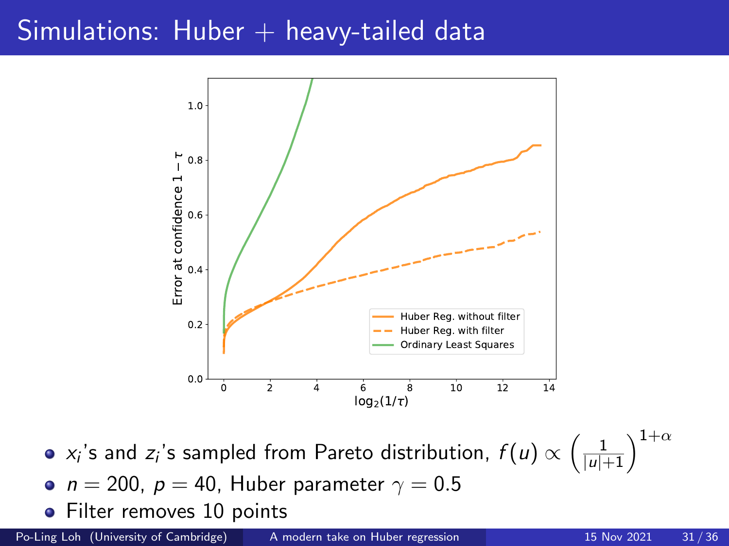# Simulations: Huber + heavy-tailed data

- $x_i$'s and $z_i$'s sampled from Pareto distribution, $f(u) \propto \left(\frac{1}{|u|+1}\right)^{1+\alpha}$
- $n = 200$, $p = 40$, Huber parameter $\gamma = 0.5$
- Filter removes 10 points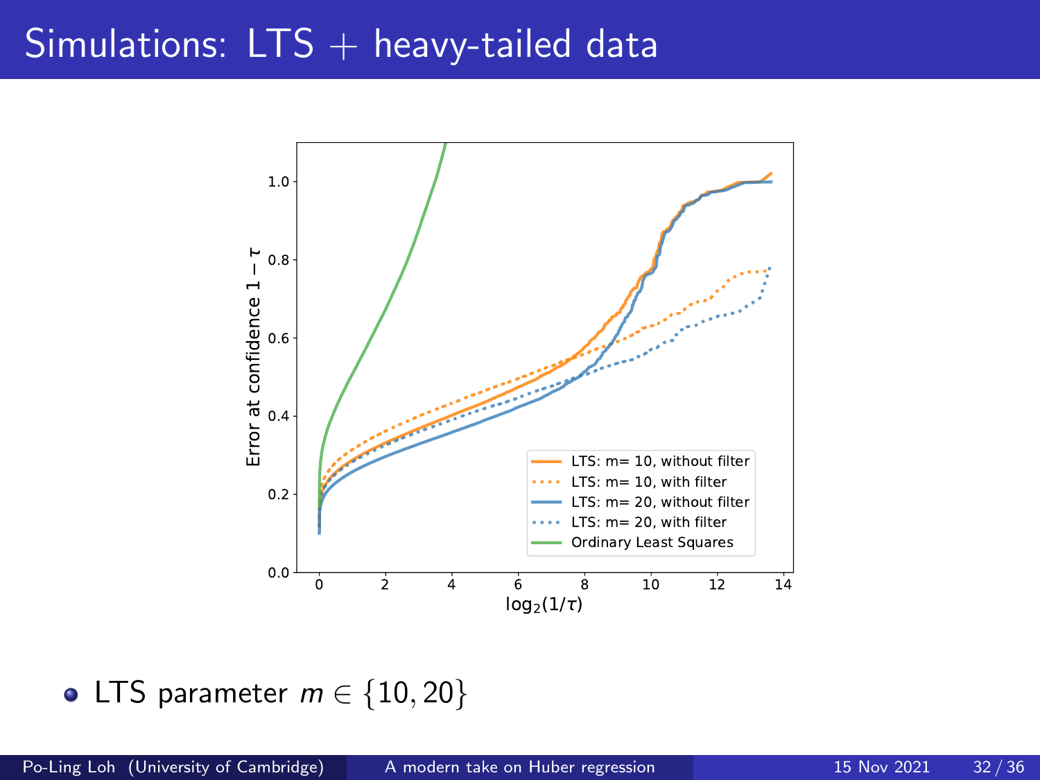# Simulations: LTS + heavy-tailed data

- LTS parameter $m \in \{10, 20\}$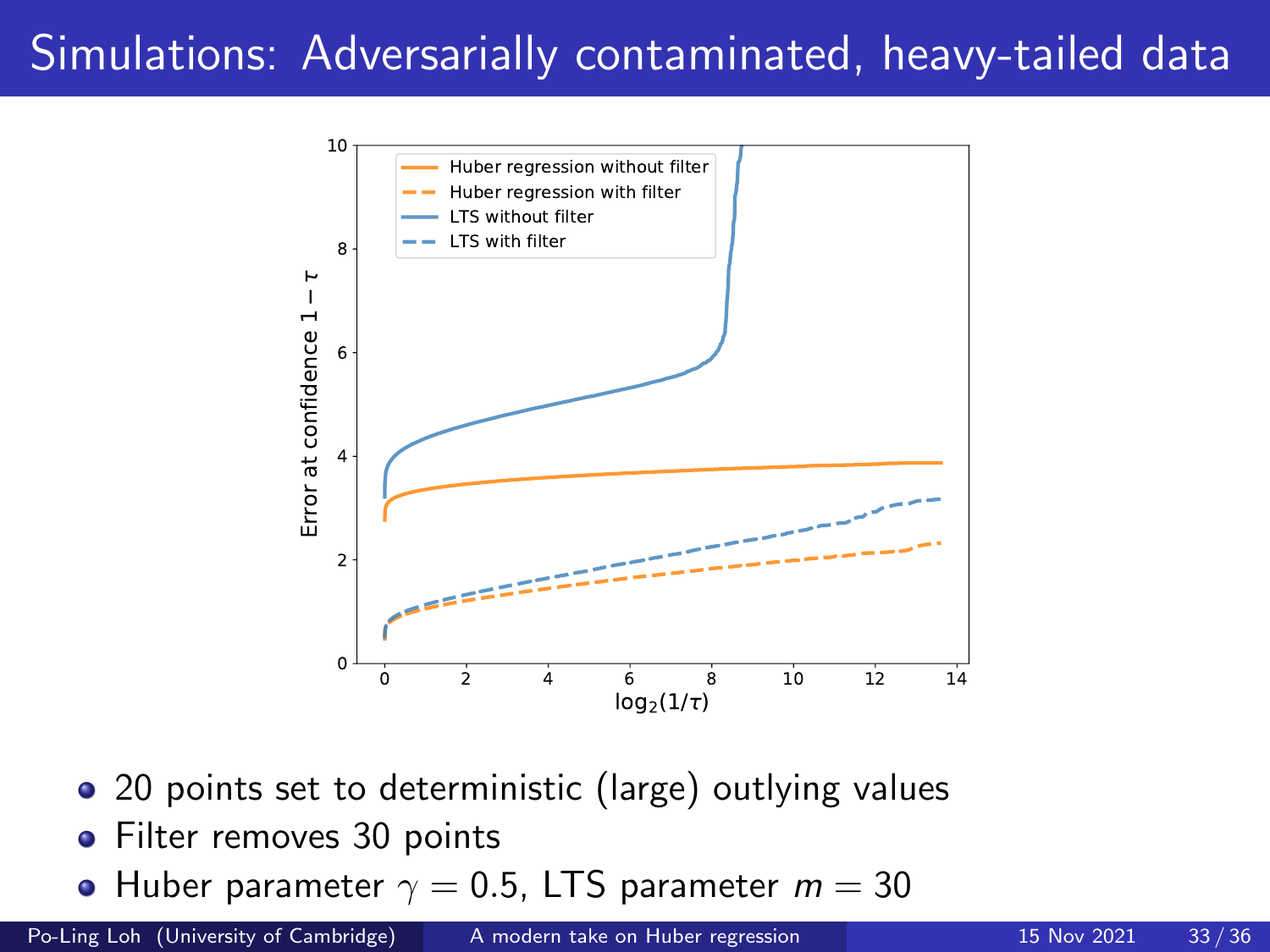# Simulations: Adversarially contaminated, heavy-tailed data

- 20 points set to deterministic (large) outlying values
- Filter removes 30 points
- Huber parameter $\gamma = 0.5$, LTS parameter $m = 30$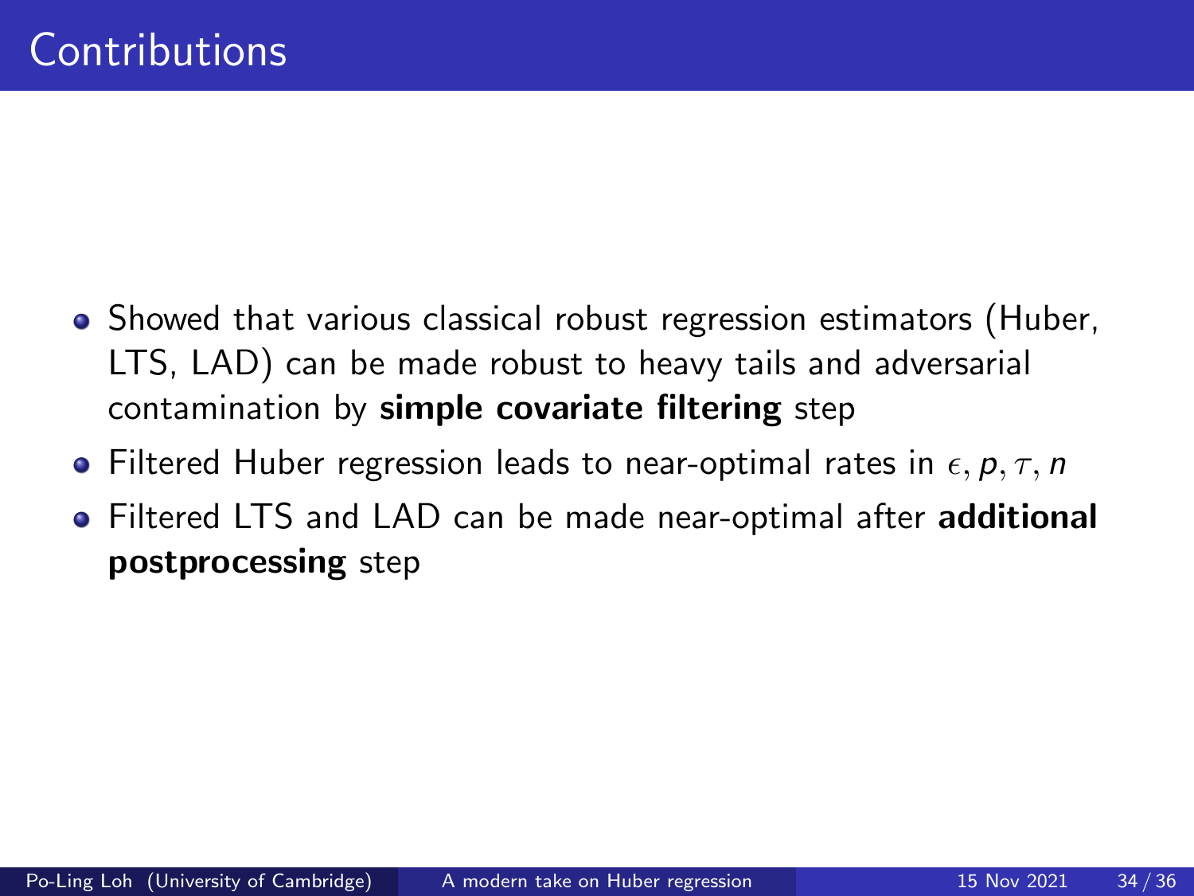# Contributions

- Showed that various classical robust regression estimators (Huber, LTS, LAD) can be made robust to heavy tails and adversarial contamination by **simple covariate filtering** step
- Filtered Huber regression leads to near-optimal rates in $\epsilon, p, \tau, n$
- Filtered LTS and LAD can be made near-optimal after **additional postprocessing** step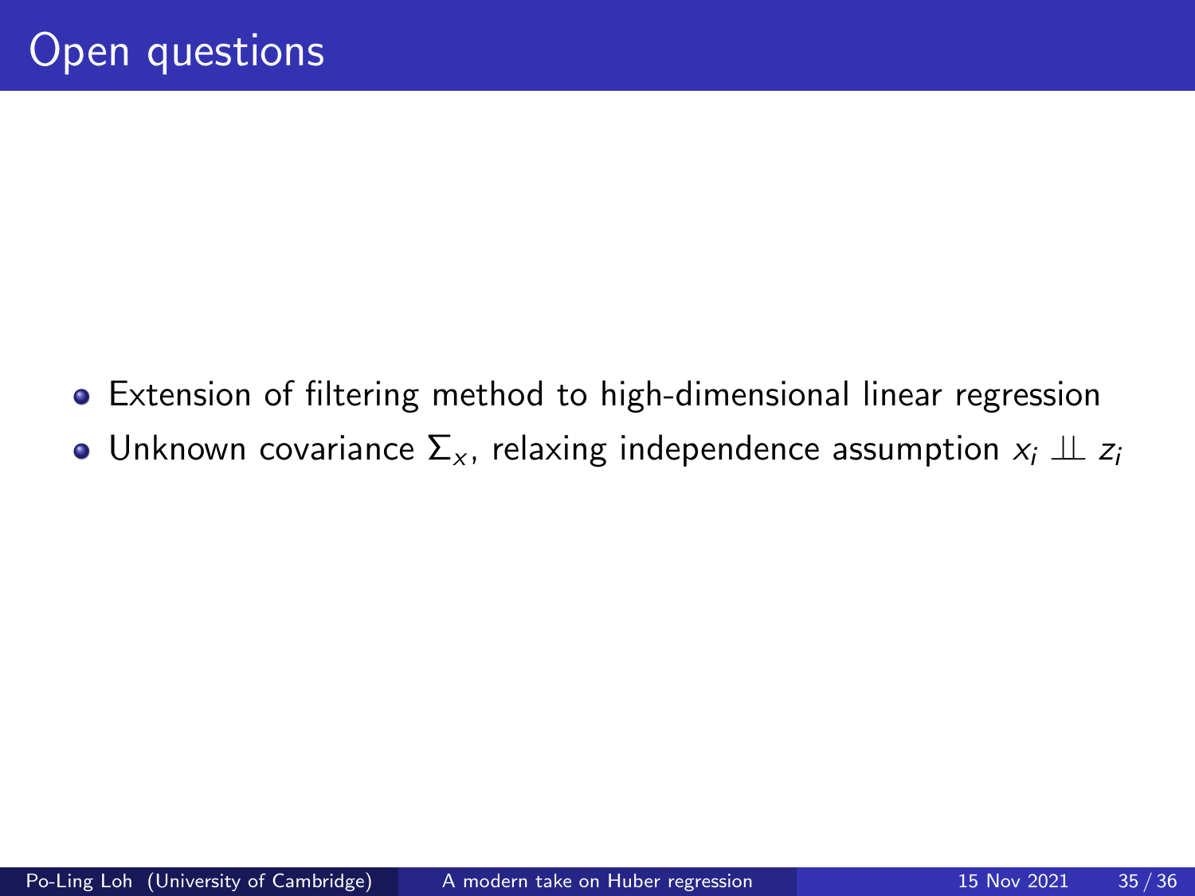# Open questions

- Extension of filtering method to high-dimensional linear regression
- Unknown covariance $\Sigma_x$, relaxing independence assumption $x_i \perp\!\!\!\perp z_i$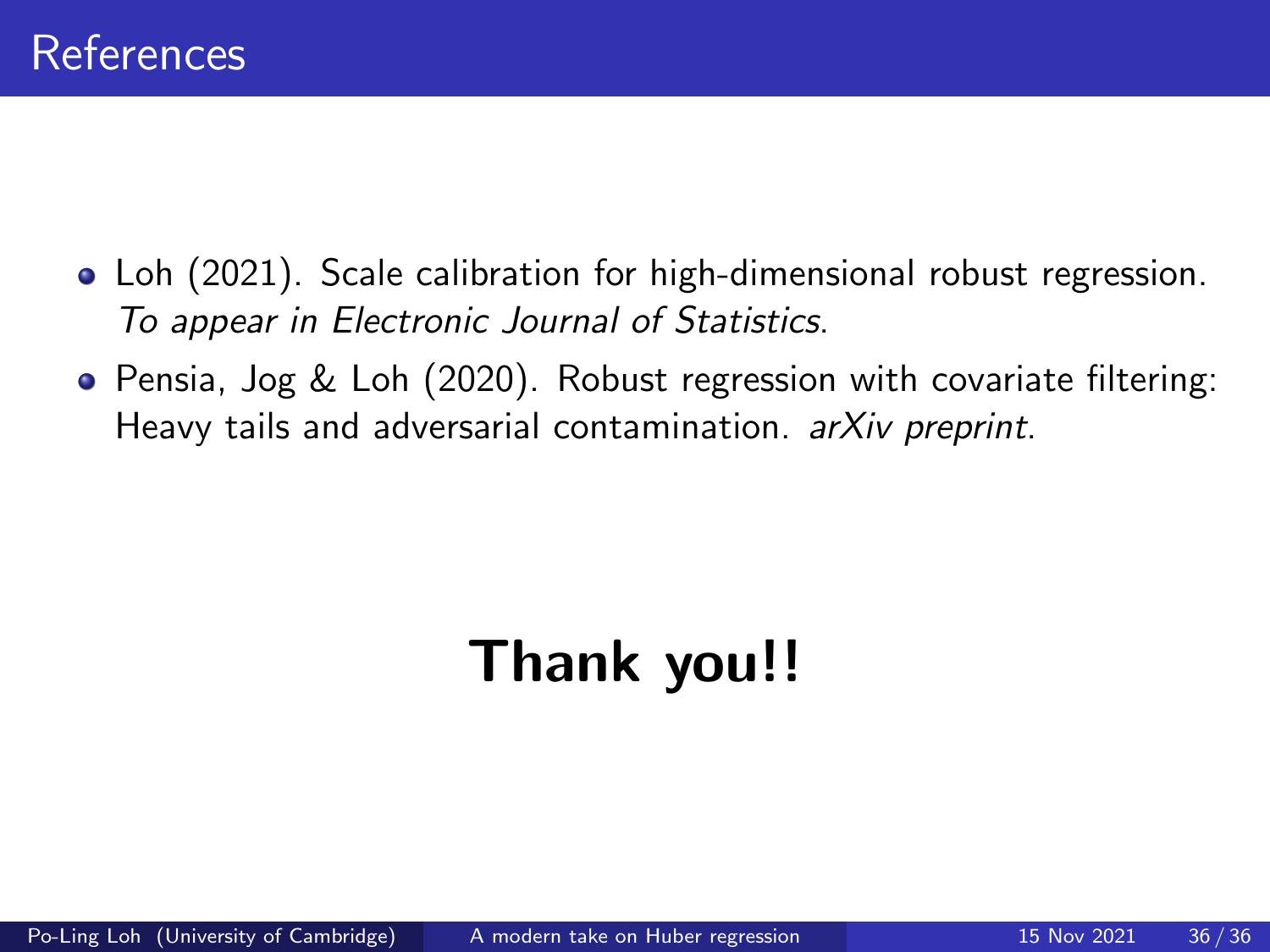# References

- Loh (2021). Scale calibration for high-dimensional robust regression. *To appear in Electronic Journal of Statistics*.
- Pensia, Jog & Loh (2020). Robust regression with covariate filtering: Heavy tails and adversarial contamination. *arXiv preprint*.

**Thank you!!**